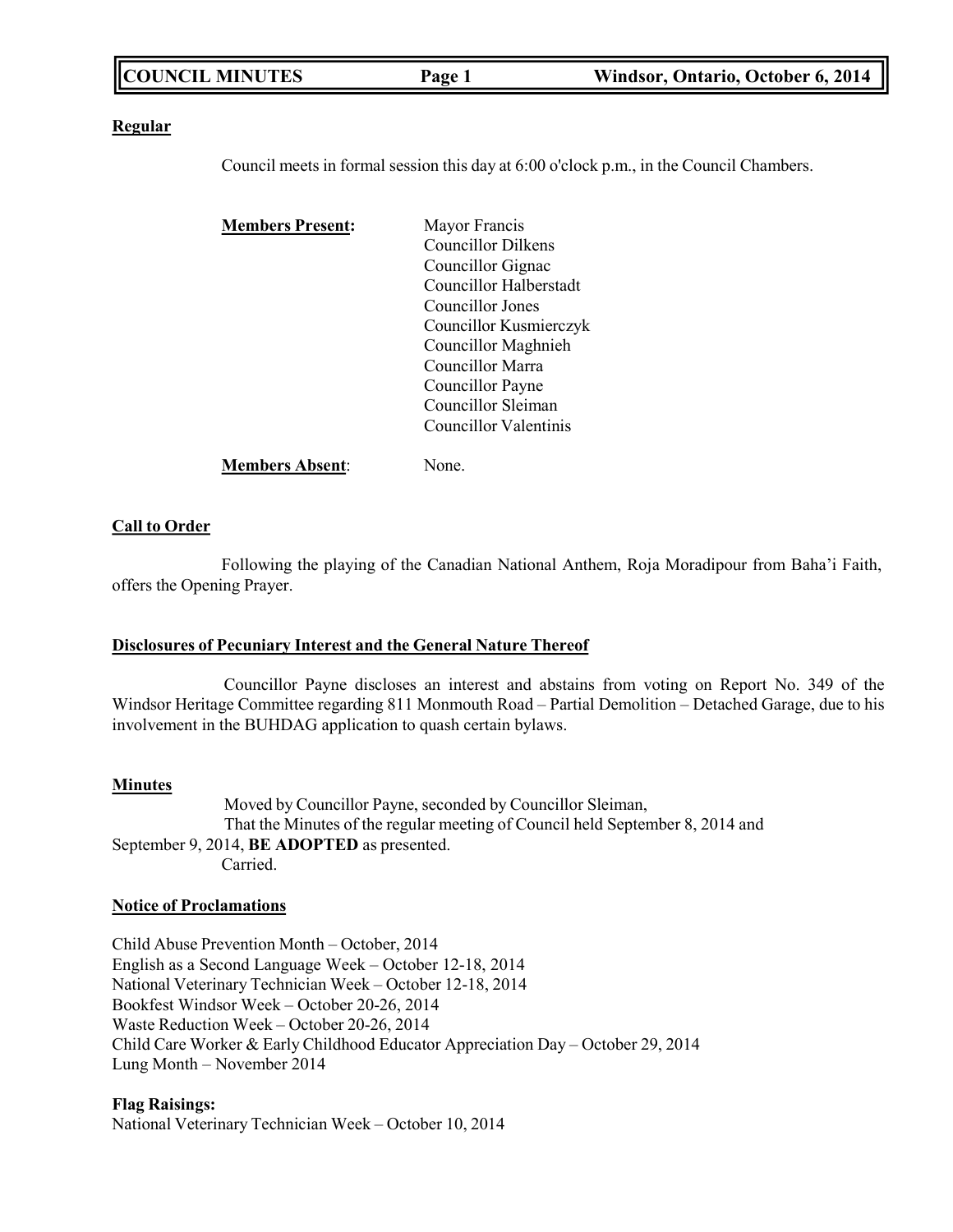**Regular**

Council meets in formal session this day at 6:00 o'clock p.m., in the Council Chambers.

**Members Present:**

Mayor Francis
Councillor Dilkens
Councillor Gignac
Councillor Halberstadt
Councillor Jones
Councillor Kusmierczyk
Councillor Maghnieh
Councillor Marra
Councillor Payne
Councillor Sleiman
Councillor Valentinis

**Members Absent**: None.

**Call to Order**

Following the playing of the Canadian National Anthem, Roja Moradipour from Baha'i Faith, offers the Opening Prayer.

**Disclosures of Pecuniary Interest and the General Nature Thereof**

Councillor Payne discloses an interest and abstains from voting on Report No. 349 of the Windsor Heritage Committee regarding 811 Monmouth Road – Partial Demolition – Detached Garage, due to his involvement in the BUHDAG application to quash certain bylaws.

**Minutes**

Moved by Councillor Payne, seconded by Councillor Sleiman,
That the Minutes of the regular meeting of Council held September 8, 2014 and September 9, 2014, **BE ADOPTED** as presented.
Carried.

**Notice of Proclamations**

Child Abuse Prevention Month – October, 2014
English as a Second Language Week – October 12-18, 2014
National Veterinary Technician Week – October 12-18, 2014
Bookfest Windsor Week – October 20-26, 2014
Waste Reduction Week – October 20-26, 2014
Child Care Worker & Early Childhood Educator Appreciation Day – October 29, 2014
Lung Month – November 2014

**Flag Raisings:**
National Veterinary Technician Week – October 10, 2014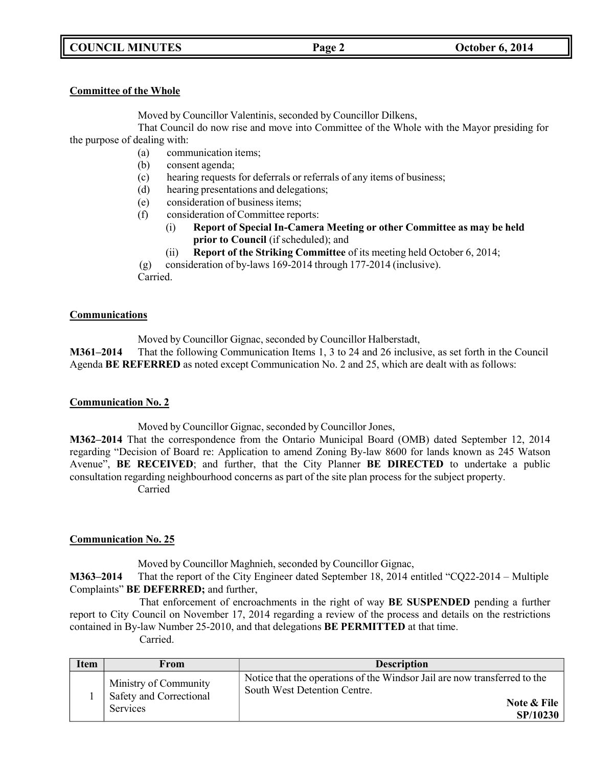**Committee of the Whole**

Moved by Councillor Valentinis, seconded by Councillor Dilkens,

That Council do now rise and move into Committee of the Whole with the Mayor presiding for the purpose of dealing with:

(a) communication items;
(b) consent agenda;
(c) hearing requests for deferrals or referrals of any items of business;
(d) hearing presentations and delegations;
(e) consideration of business items;
(f) consideration of Committee reports:
 (i) **Report of Special In-Camera Meeting or other Committee as may be held prior to Council** (if scheduled); and
 (ii) **Report of the Striking Committee** of its meeting held October 6, 2014;
(g) consideration of by-laws 169-2014 through 177-2014 (inclusive).

Carried.

**Communications**

Moved by Councillor Gignac, seconded by Councillor Halberstadt,

**M361–2014** That the following Communication Items 1, 3 to 24 and 26 inclusive, as set forth in the Council Agenda **BE REFERRED** as noted except Communication No. 2 and 25, which are dealt with as follows:

**Communication No. 2**

Moved by Councillor Gignac, seconded by Councillor Jones,

**M362–2014** That the correspondence from the Ontario Municipal Board (OMB) dated September 12, 2014 regarding "Decision of Board re: Application to amend Zoning By-law 8600 for lands known as 245 Watson Avenue", **BE RECEIVED**; and further, that the City Planner **BE DIRECTED** to undertake a public consultation regarding neighbourhood concerns as part of the site plan process for the subject property.

Carried

**Communication No. 25**

Moved by Councillor Maghnieh, seconded by Councillor Gignac,

**M363–2014** That the report of the City Engineer dated September 18, 2014 entitled "CQ22-2014 – Multiple Complaints" **BE DEFERRED;** and further,

That enforcement of encroachments in the right of way **BE SUSPENDED** pending a further report to City Council on November 17, 2014 regarding a review of the process and details on the restrictions contained in By-law Number 25-2010, and that delegations **BE PERMITTED** at that time.

Carried.

| Item | From | Description |
|---|---|---|
| 1 | Ministry of Community Safety and Correctional Services | Notice that the operations of the Windsor Jail are now transferred to the South West Detention Centre. **Note & File SP/10230** |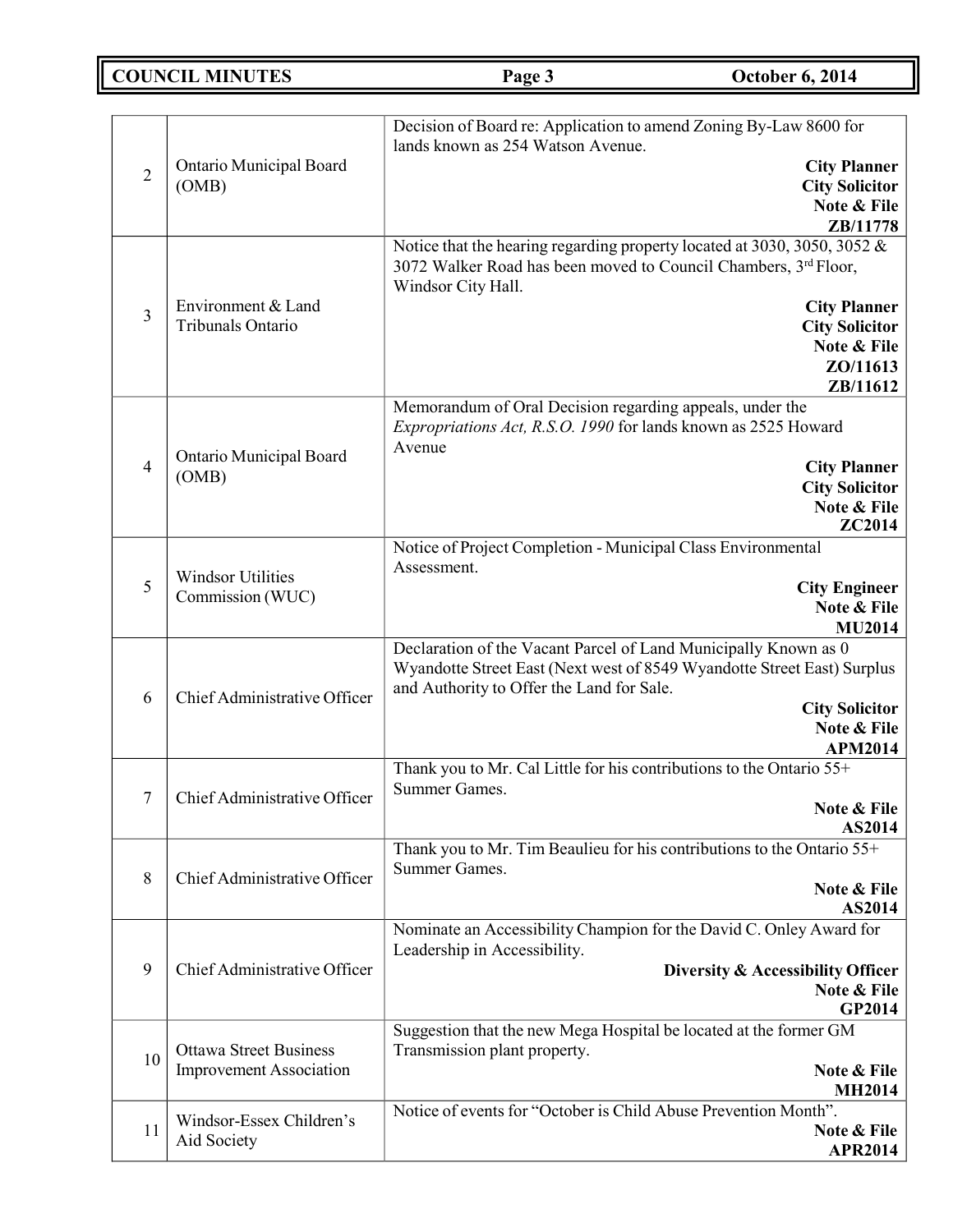| | | |
|---|---|---|
| 2 | Ontario Municipal Board (OMB) | Decision of Board re: Application to amend Zoning By-Law 8600 for lands known as 254 Watson Avenue.<br>**City Planner**<br>**City Solicitor**<br>**Note & File**<br>**ZB/11778** |
| 3 | Environment & Land Tribunals Ontario | Notice that the hearing regarding property located at 3030, 3050, 3052 & 3072 Walker Road has been moved to Council Chambers, 3rd Floor, Windsor City Hall.<br>**City Planner**<br>**City Solicitor**<br>**Note & File**<br>**ZO/11613**<br>**ZB/11612** |
| 4 | Ontario Municipal Board (OMB) | Memorandum of Oral Decision regarding appeals, under the *Expropriations Act, R.S.O. 1990* for lands known as 2525 Howard Avenue<br>**City Planner**<br>**City Solicitor**<br>**Note & File**<br>**ZC2014** |
| 5 | Windsor Utilities Commission (WUC) | Notice of Project Completion - Municipal Class Environmental Assessment.<br>**City Engineer**<br>**Note & File**<br>**MU2014** |
| 6 | Chief Administrative Officer | Declaration of the Vacant Parcel of Land Municipally Known as 0 Wyandotte Street East (Next west of 8549 Wyandotte Street East) Surplus and Authority to Offer the Land for Sale.<br>**City Solicitor**<br>**Note & File**<br>**APM2014** |
| 7 | Chief Administrative Officer | Thank you to Mr. Cal Little for his contributions to the Ontario 55+ Summer Games.<br>**Note & File**<br>**AS2014** |
| 8 | Chief Administrative Officer | Thank you to Mr. Tim Beaulieu for his contributions to the Ontario 55+ Summer Games.<br>**Note & File**<br>**AS2014** |
| 9 | Chief Administrative Officer | Nominate an Accessibility Champion for the David C. Onley Award for Leadership in Accessibility.<br>**Diversity & Accessibility Officer**<br>**Note & File**<br>**GP2014** |
| 10 | Ottawa Street Business Improvement Association | Suggestion that the new Mega Hospital be located at the former GM Transmission plant property.<br>**Note & File**<br>**MH2014** |
| 11 | Windsor-Essex Children's Aid Society | Notice of events for "October is Child Abuse Prevention Month".<br>**Note & File**<br>**APR2014** |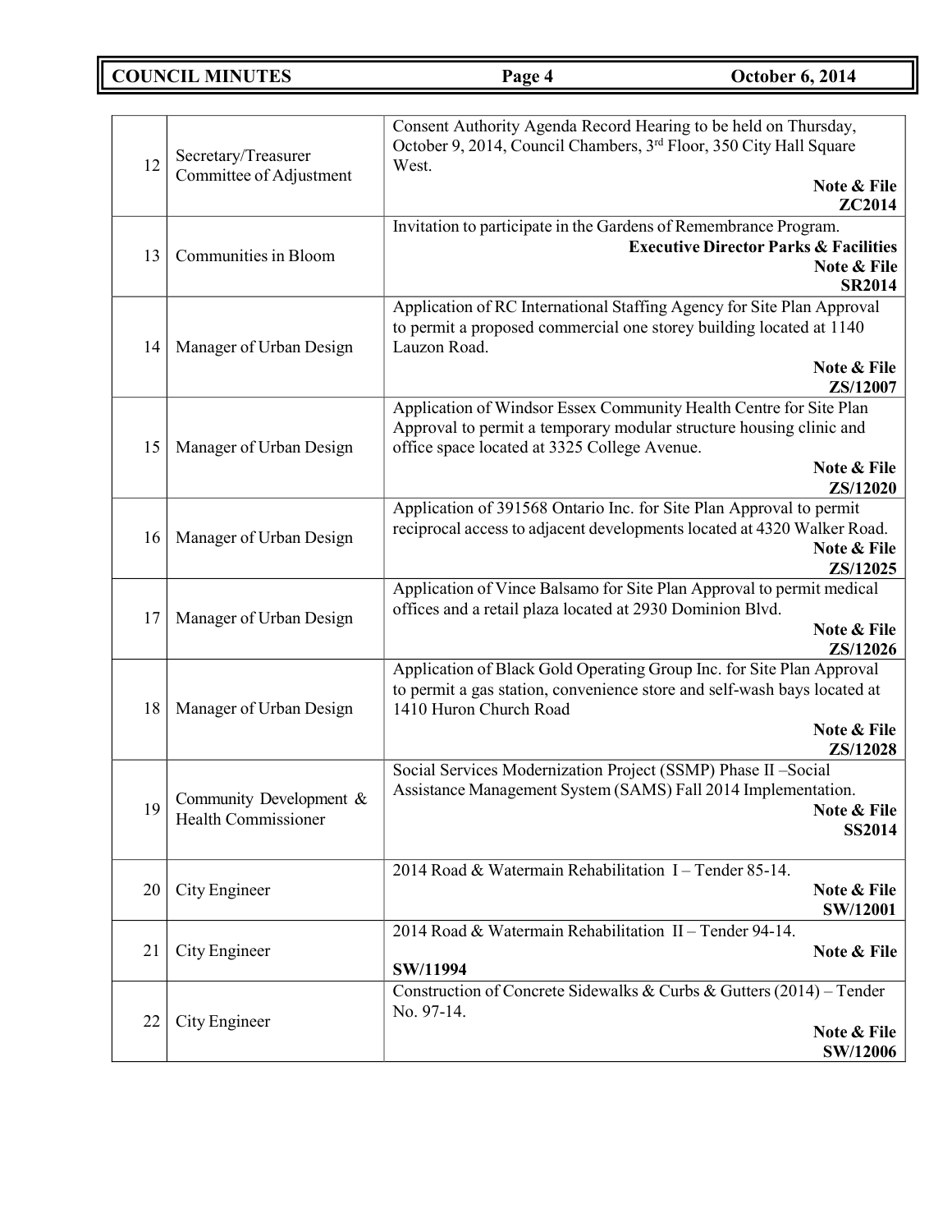| | | |
|---|---|---|
| 12 | Secretary/Treasurer Committee of Adjustment | Consent Authority Agenda Record Hearing to be held on Thursday, October 9, 2014, Council Chambers, 3rd Floor, 350 City Hall Square West. **Note & File** **ZC2014** |
| 13 | Communities in Bloom | Invitation to participate in the Gardens of Remembrance Program. **Executive Director Parks & Facilities** **Note & File** **SR2014** |
| 14 | Manager of Urban Design | Application of RC International Staffing Agency for Site Plan Approval to permit a proposed commercial one storey building located at 1140 Lauzon Road. **Note & File** **ZS/12007** |
| 15 | Manager of Urban Design | Application of Windsor Essex Community Health Centre for Site Plan Approval to permit a temporary modular structure housing clinic and office space located at 3325 College Avenue. **Note & File** **ZS/12020** |
| 16 | Manager of Urban Design | Application of 391568 Ontario Inc. for Site Plan Approval to permit reciprocal access to adjacent developments located at 4320 Walker Road. **Note & File** **ZS/12025** |
| 17 | Manager of Urban Design | Application of Vince Balsamo for Site Plan Approval to permit medical offices and a retail plaza located at 2930 Dominion Blvd. **Note & File** **ZS/12026** |
| 18 | Manager of Urban Design | Application of Black Gold Operating Group Inc. for Site Plan Approval to permit a gas station, convenience store and self-wash bays located at 1410 Huron Church Road **Note & File** **ZS/12028** |
| 19 | Community Development & Health Commissioner | Social Services Modernization Project (SSMP) Phase II –Social Assistance Management System (SAMS) Fall 2014 Implementation. **Note & File** **SS2014** |
| 20 | City Engineer | 2014 Road & Watermain Rehabilitation I – Tender 85-14. **Note & File** **SW/12001** |
| 21 | City Engineer | 2014 Road & Watermain Rehabilitation II – Tender 94-14. **Note & File** **SW/11994** |
| 22 | City Engineer | Construction of Concrete Sidewalks & Curbs & Gutters (2014) – Tender No. 97-14. **Note & File** **SW/12006** |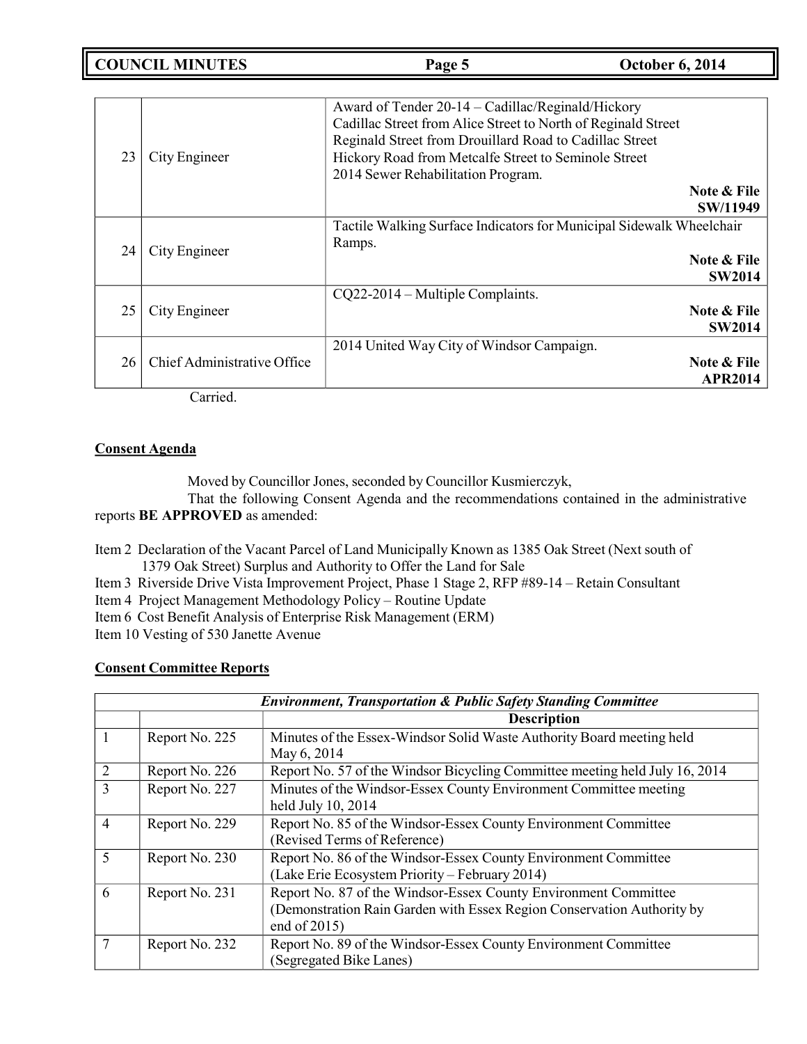| | | |
|---|---|---|
| 23 | City Engineer | Award of Tender 20-14 – Cadillac/Reginald/Hickory<br>Cadillac Street from Alice Street to North of Reginald Street<br>Reginald Street from Drouillard Road to Cadillac Street<br>Hickory Road from Metcalfe Street to Seminole Street<br>2014 Sewer Rehabilitation Program.<br>**Note & File**<br>**SW/11949** |
| 24 | City Engineer | Tactile Walking Surface Indicators for Municipal Sidewalk Wheelchair Ramps.<br>**Note & File**<br>**SW2014** |
| 25 | City Engineer | CQ22-2014 – Multiple Complaints.<br>**Note & File**<br>**SW2014** |
| 26 | Chief Administrative Office | 2014 United Way City of Windsor Campaign.<br>**Note & File**<br>**APR2014** |

Carried.

**Consent Agenda**

Moved by Councillor Jones, seconded by Councillor Kusmierczyk,

That the following Consent Agenda and the recommendations contained in the administrative reports **BE APPROVED** as amended:

Item 2 Declaration of the Vacant Parcel of Land Municipally Known as 1385 Oak Street (Next south of 1379 Oak Street) Surplus and Authority to Offer the Land for Sale
Item 3 Riverside Drive Vista Improvement Project, Phase 1 Stage 2, RFP #89-14 – Retain Consultant
Item 4 Project Management Methodology Policy – Routine Update
Item 6 Cost Benefit Analysis of Enterprise Risk Management (ERM)
Item 10 Vesting of 530 Janette Avenue

**Consent Committee Reports**

| ***Environment, Transportation & Public Safety Standing Committee*** | | |
|---|---|---|
| | | **Description** |
| 1 | Report No. 225 | Minutes of the Essex-Windsor Solid Waste Authority Board meeting held May 6, 2014 |
| 2 | Report No. 226 | Report No. 57 of the Windsor Bicycling Committee meeting held July 16, 2014 |
| 3 | Report No. 227 | Minutes of the Windsor-Essex County Environment Committee meeting held July 10, 2014 |
| 4 | Report No. 229 | Report No. 85 of the Windsor-Essex County Environment Committee (Revised Terms of Reference) |
| 5 | Report No. 230 | Report No. 86 of the Windsor-Essex County Environment Committee (Lake Erie Ecosystem Priority – February 2014) |
| 6 | Report No. 231 | Report No. 87 of the Windsor-Essex County Environment Committee (Demonstration Rain Garden with Essex Region Conservation Authority by end of 2015) |
| 7 | Report No. 232 | Report No. 89 of the Windsor-Essex County Environment Committee (Segregated Bike Lanes) |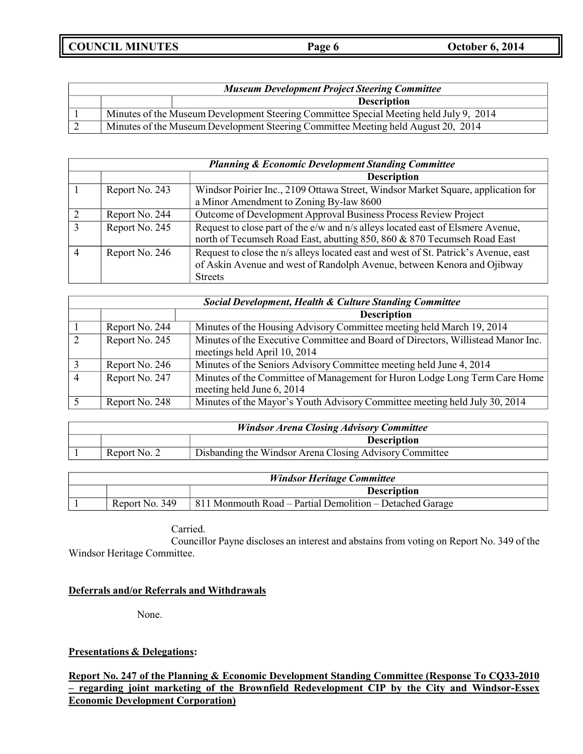| *Museum Development Project Steering Committee* | | |
|---|---|---|
| | | **Description** |
| 1 | Minutes of the Museum Development Steering Committee Special Meeting held July 9, 2014 | |
| 2 | Minutes of the Museum Development Steering Committee Meeting held August 20, 2014 | |

| *Planning & Economic Development Standing Committee* | | |
|---|---|---|
| | | **Description** |
| 1 | Report No. 243 | Windsor Poirier Inc., 2109 Ottawa Street, Windsor Market Square, application for a Minor Amendment to Zoning By-law 8600 |
| 2 | Report No. 244 | Outcome of Development Approval Business Process Review Project |
| 3 | Report No. 245 | Request to close part of the e/w and n/s alleys located east of Elsmere Avenue, north of Tecumseh Road East, abutting 850, 860 & 870 Tecumseh Road East |
| 4 | Report No. 246 | Request to close the n/s alleys located east and west of St. Patrick's Avenue, east of Askin Avenue and west of Randolph Avenue, between Kenora and Ojibway Streets |

| *Social Development, Health & Culture Standing Committee* | | |
|---|---|---|
| | | **Description** |
| 1 | Report No. 244 | Minutes of the Housing Advisory Committee meeting held March 19, 2014 |
| 2 | Report No. 245 | Minutes of the Executive Committee and Board of Directors, Willistead Manor Inc. meetings held April 10, 2014 |
| 3 | Report No. 246 | Minutes of the Seniors Advisory Committee meeting held June 4, 2014 |
| 4 | Report No. 247 | Minutes of the Committee of Management for Huron Lodge Long Term Care Home meeting held June 6, 2014 |
| 5 | Report No. 248 | Minutes of the Mayor's Youth Advisory Committee meeting held July 30, 2014 |

| *Windsor Arena Closing Advisory Committee* | | |
|---|---|---|
| | | **Description** |
| 1 | Report No. 2 | Disbanding the Windsor Arena Closing Advisory Committee |

| *Windsor Heritage Committee* | | |
|---|---|---|
| | | **Description** |
| 1 | Report No. 349 | 811 Monmouth Road – Partial Demolition – Detached Garage |

Carried.

Councillor Payne discloses an interest and abstains from voting on Report No. 349 of the Windsor Heritage Committee.

**Deferrals and/or Referrals and Withdrawals**

None.

**Presentations & Delegations:**

**Report No. 247 of the Planning & Economic Development Standing Committee (Response To CQ33-2010 – regarding joint marketing of the Brownfield Redevelopment CIP by the City and Windsor-Essex Economic Development Corporation)**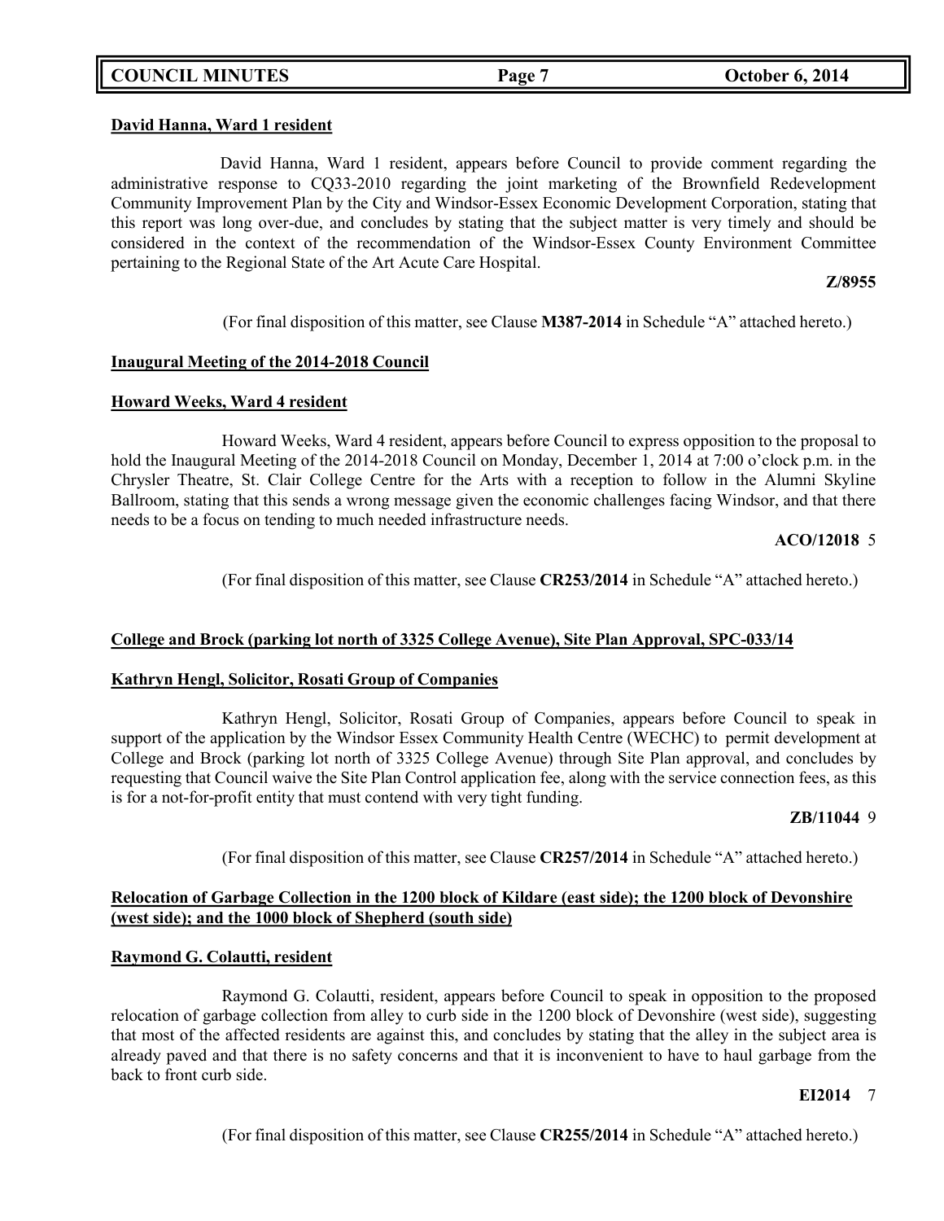**David Hanna, Ward 1 resident**

David Hanna, Ward 1 resident, appears before Council to provide comment regarding the administrative response to CQ33-2010 regarding the joint marketing of the Brownfield Redevelopment Community Improvement Plan by the City and Windsor-Essex Economic Development Corporation, stating that this report was long over-due, and concludes by stating that the subject matter is very timely and should be considered in the context of the recommendation of the Windsor-Essex County Environment Committee pertaining to the Regional State of the Art Acute Care Hospital.

**Z/8955**

(For final disposition of this matter, see Clause **M387-2014** in Schedule "A" attached hereto.)

**Inaugural Meeting of the 2014-2018 Council**

**Howard Weeks, Ward 4 resident**

Howard Weeks, Ward 4 resident, appears before Council to express opposition to the proposal to hold the Inaugural Meeting of the 2014-2018 Council on Monday, December 1, 2014 at 7:00 o'clock p.m. in the Chrysler Theatre, St. Clair College Centre for the Arts with a reception to follow in the Alumni Skyline Ballroom, stating that this sends a wrong message given the economic challenges facing Windsor, and that there needs to be a focus on tending to much needed infrastructure needs.

**ACO/12018** 5

(For final disposition of this matter, see Clause **CR253/2014** in Schedule "A" attached hereto.)

**College and Brock (parking lot north of 3325 College Avenue), Site Plan Approval, SPC-033/14**

**Kathryn Hengl, Solicitor, Rosati Group of Companies**

Kathryn Hengl, Solicitor, Rosati Group of Companies, appears before Council to speak in support of the application by the Windsor Essex Community Health Centre (WECHC) to permit development at College and Brock (parking lot north of 3325 College Avenue) through Site Plan approval, and concludes by requesting that Council waive the Site Plan Control application fee, along with the service connection fees, as this is for a not-for-profit entity that must contend with very tight funding.

**ZB/11044** 9

(For final disposition of this matter, see Clause **CR257/2014** in Schedule "A" attached hereto.)

**Relocation of Garbage Collection in the 1200 block of Kildare (east side); the 1200 block of Devonshire (west side); and the 1000 block of Shepherd (south side)**

**Raymond G. Colautti, resident**

Raymond G. Colautti, resident, appears before Council to speak in opposition to the proposed relocation of garbage collection from alley to curb side in the 1200 block of Devonshire (west side), suggesting that most of the affected residents are against this, and concludes by stating that the alley in the subject area is already paved and that there is no safety concerns and that it is inconvenient to have to haul garbage from the back to front curb side.

**EI2014** 7

(For final disposition of this matter, see Clause **CR255/2014** in Schedule "A" attached hereto.)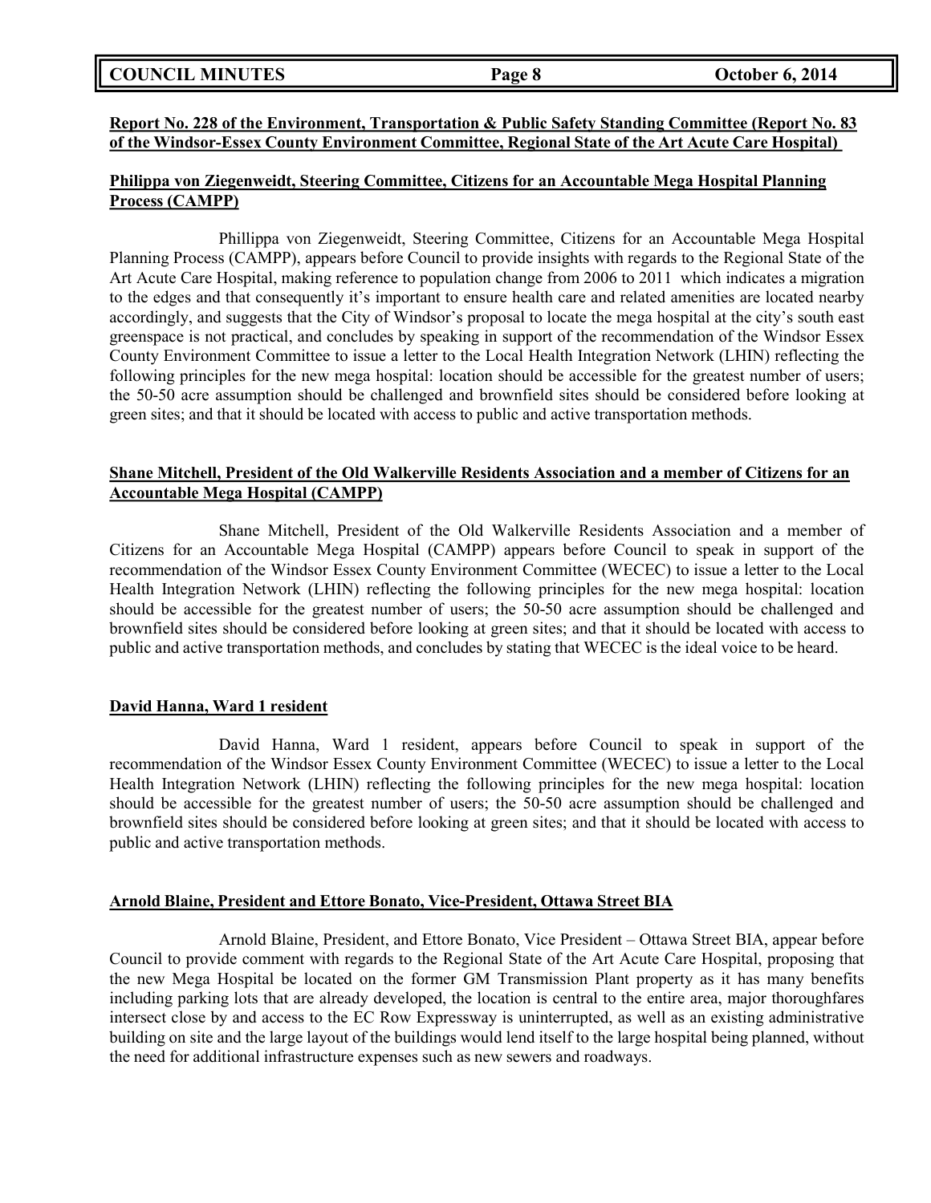**Report No. 228 of the Environment, Transportation & Public Safety Standing Committee (Report No. 83 of the Windsor-Essex County Environment Committee, Regional State of the Art Acute Care Hospital)**

**Philippa von Ziegenweidt, Steering Committee, Citizens for an Accountable Mega Hospital Planning Process (CAMPP)**

Phillippa von Ziegenweidt, Steering Committee, Citizens for an Accountable Mega Hospital Planning Process (CAMPP), appears before Council to provide insights with regards to the Regional State of the Art Acute Care Hospital, making reference to population change from 2006 to 2011 which indicates a migration to the edges and that consequently it's important to ensure health care and related amenities are located nearby accordingly, and suggests that the City of Windsor's proposal to locate the mega hospital at the city's south east greenspace is not practical, and concludes by speaking in support of the recommendation of the Windsor Essex County Environment Committee to issue a letter to the Local Health Integration Network (LHIN) reflecting the following principles for the new mega hospital: location should be accessible for the greatest number of users; the 50-50 acre assumption should be challenged and brownfield sites should be considered before looking at green sites; and that it should be located with access to public and active transportation methods.

**Shane Mitchell, President of the Old Walkerville Residents Association and a member of Citizens for an Accountable Mega Hospital (CAMPP)**

Shane Mitchell, President of the Old Walkerville Residents Association and a member of Citizens for an Accountable Mega Hospital (CAMPP) appears before Council to speak in support of the recommendation of the Windsor Essex County Environment Committee (WECEC) to issue a letter to the Local Health Integration Network (LHIN) reflecting the following principles for the new mega hospital: location should be accessible for the greatest number of users; the 50-50 acre assumption should be challenged and brownfield sites should be considered before looking at green sites; and that it should be located with access to public and active transportation methods, and concludes by stating that WECEC is the ideal voice to be heard.

**David Hanna, Ward 1 resident**

David Hanna, Ward 1 resident, appears before Council to speak in support of the recommendation of the Windsor Essex County Environment Committee (WECEC) to issue a letter to the Local Health Integration Network (LHIN) reflecting the following principles for the new mega hospital: location should be accessible for the greatest number of users; the 50-50 acre assumption should be challenged and brownfield sites should be considered before looking at green sites; and that it should be located with access to public and active transportation methods.

**Arnold Blaine, President and Ettore Bonato, Vice-President, Ottawa Street BIA**

Arnold Blaine, President, and Ettore Bonato, Vice President – Ottawa Street BIA, appear before Council to provide comment with regards to the Regional State of the Art Acute Care Hospital, proposing that the new Mega Hospital be located on the former GM Transmission Plant property as it has many benefits including parking lots that are already developed, the location is central to the entire area, major thoroughfares intersect close by and access to the EC Row Expressway is uninterrupted, as well as an existing administrative building on site and the large layout of the buildings would lend itself to the large hospital being planned, without the need for additional infrastructure expenses such as new sewers and roadways.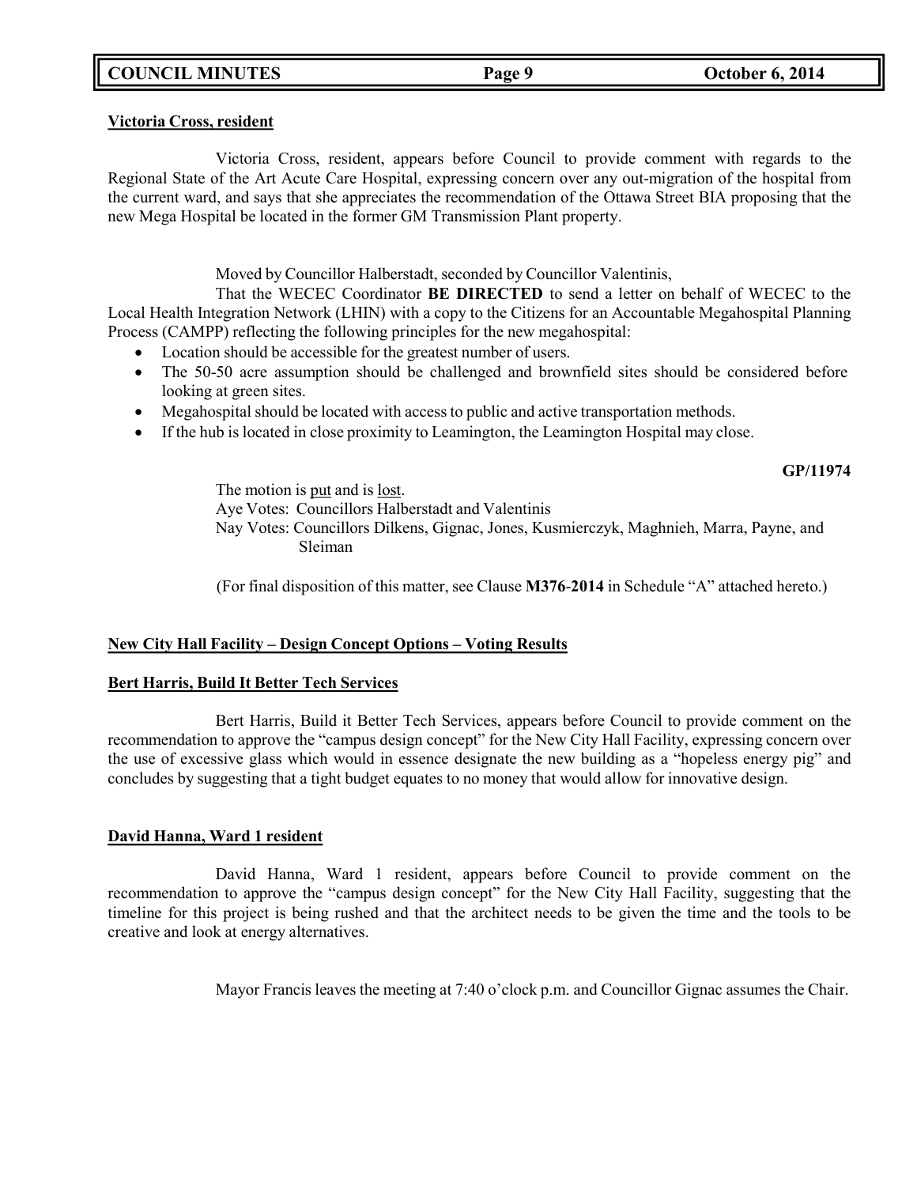**Victoria Cross, resident**

Victoria Cross, resident, appears before Council to provide comment with regards to the Regional State of the Art Acute Care Hospital, expressing concern over any out-migration of the hospital from the current ward, and says that she appreciates the recommendation of the Ottawa Street BIA proposing that the new Mega Hospital be located in the former GM Transmission Plant property.

Moved by Councillor Halberstadt, seconded by Councillor Valentinis,

That the WECEC Coordinator **BE DIRECTED** to send a letter on behalf of WECEC to the Local Health Integration Network (LHIN) with a copy to the Citizens for an Accountable Megahospital Planning Process (CAMPP) reflecting the following principles for the new megahospital:

- Location should be accessible for the greatest number of users.
- The 50-50 acre assumption should be challenged and brownfield sites should be considered before looking at green sites.
- Megahospital should be located with access to public and active transportation methods.
- If the hub is located in close proximity to Leamington, the Leamington Hospital may close.

**GP/11974**

The motion is put and is lost.
Aye Votes: Councillors Halberstadt and Valentinis
Nay Votes: Councillors Dilkens, Gignac, Jones, Kusmierczyk, Maghnieh, Marra, Payne, and Sleiman

(For final disposition of this matter, see Clause **M376-2014** in Schedule "A" attached hereto.)

**New City Hall Facility – Design Concept Options – Voting Results**

**Bert Harris, Build It Better Tech Services**

Bert Harris, Build it Better Tech Services, appears before Council to provide comment on the recommendation to approve the "campus design concept" for the New City Hall Facility, expressing concern over the use of excessive glass which would in essence designate the new building as a "hopeless energy pig" and concludes by suggesting that a tight budget equates to no money that would allow for innovative design.

**David Hanna, Ward 1 resident**

David Hanna, Ward 1 resident, appears before Council to provide comment on the recommendation to approve the "campus design concept" for the New City Hall Facility, suggesting that the timeline for this project is being rushed and that the architect needs to be given the time and the tools to be creative and look at energy alternatives.

Mayor Francis leaves the meeting at 7:40 o'clock p.m. and Councillor Gignac assumes the Chair.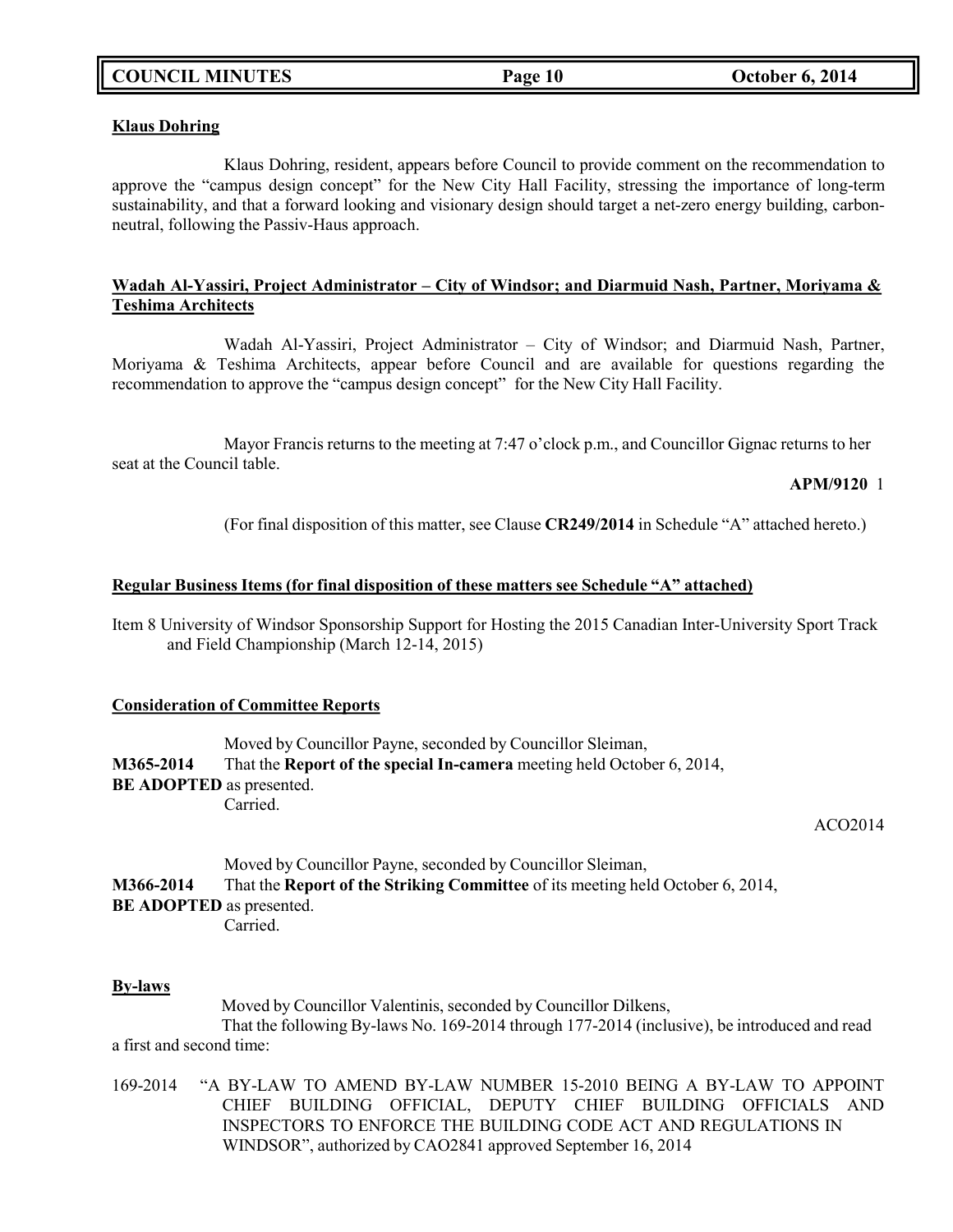**Klaus Dohring**

Klaus Dohring, resident, appears before Council to provide comment on the recommendation to approve the "campus design concept" for the New City Hall Facility, stressing the importance of long-term sustainability, and that a forward looking and visionary design should target a net-zero energy building, carbon-neutral, following the Passiv-Haus approach.

**Wadah Al-Yassiri, Project Administrator – City of Windsor; and Diarmuid Nash, Partner, Moriyama & Teshima Architects**

Wadah Al-Yassiri, Project Administrator – City of Windsor; and Diarmuid Nash, Partner, Moriyama & Teshima Architects, appear before Council and are available for questions regarding the recommendation to approve the "campus design concept" for the New City Hall Facility.

Mayor Francis returns to the meeting at 7:47 o'clock p.m., and Councillor Gignac returns to her seat at the Council table.

**APM/9120** 1

(For final disposition of this matter, see Clause **CR249/2014** in Schedule "A" attached hereto.)

**Regular Business Items (for final disposition of these matters see Schedule "A" attached)**

Item 8 University of Windsor Sponsorship Support for Hosting the 2015 Canadian Inter-University Sport Track and Field Championship (March 12-14, 2015)

**Consideration of Committee Reports**

Moved by Councillor Payne, seconded by Councillor Sleiman,
**M365-2014** That the **Report of the special In-camera** meeting held October 6, 2014, **BE ADOPTED** as presented.
Carried.

ACO2014

Moved by Councillor Payne, seconded by Councillor Sleiman,
**M366-2014** That the **Report of the Striking Committee** of its meeting held October 6, 2014, **BE ADOPTED** as presented.
Carried.

**By-laws**

Moved by Councillor Valentinis, seconded by Councillor Dilkens,
That the following By-laws No. 169-2014 through 177-2014 (inclusive), be introduced and read a first and second time:

169-2014 "A BY-LAW TO AMEND BY-LAW NUMBER 15-2010 BEING A BY-LAW TO APPOINT CHIEF BUILDING OFFICIAL, DEPUTY CHIEF BUILDING OFFICIALS AND INSPECTORS TO ENFORCE THE BUILDING CODE ACT AND REGULATIONS IN WINDSOR", authorized by CAO2841 approved September 16, 2014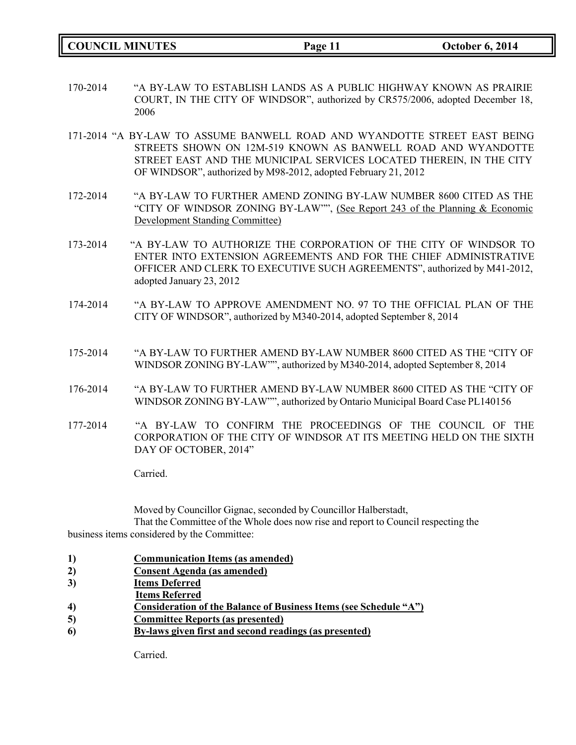170-2014 "A BY-LAW TO ESTABLISH LANDS AS A PUBLIC HIGHWAY KNOWN AS PRAIRIE COURT, IN THE CITY OF WINDSOR", authorized by CR575/2006, adopted December 18, 2006

171-2014 "A BY-LAW TO ASSUME BANWELL ROAD AND WYANDOTTE STREET EAST BEING STREETS SHOWN ON 12M-519 KNOWN AS BANWELL ROAD AND WYANDOTTE STREET EAST AND THE MUNICIPAL SERVICES LOCATED THEREIN, IN THE CITY OF WINDSOR", authorized by M98-2012, adopted February 21, 2012

172-2014 "A BY-LAW TO FURTHER AMEND ZONING BY-LAW NUMBER 8600 CITED AS THE "CITY OF WINDSOR ZONING BY-LAW"", (See Report 243 of the Planning & Economic Development Standing Committee)

173-2014 "A BY-LAW TO AUTHORIZE THE CORPORATION OF THE CITY OF WINDSOR TO ENTER INTO EXTENSION AGREEMENTS AND FOR THE CHIEF ADMINISTRATIVE OFFICER AND CLERK TO EXECUTIVE SUCH AGREEMENTS", authorized by M41-2012, adopted January 23, 2012

174-2014 "A BY-LAW TO APPROVE AMENDMENT NO. 97 TO THE OFFICIAL PLAN OF THE CITY OF WINDSOR", authorized by M340-2014, adopted September 8, 2014

175-2014 "A BY-LAW TO FURTHER AMEND BY-LAW NUMBER 8600 CITED AS THE "CITY OF WINDSOR ZONING BY-LAW"", authorized by M340-2014, adopted September 8, 2014

176-2014 "A BY-LAW TO FURTHER AMEND BY-LAW NUMBER 8600 CITED AS THE "CITY OF WINDSOR ZONING BY-LAW"", authorized by Ontario Municipal Board Case PL140156

177-2014 "A BY-LAW TO CONFIRM THE PROCEEDINGS OF THE COUNCIL OF THE CORPORATION OF THE CITY OF WINDSOR AT ITS MEETING HELD ON THE SIXTH DAY OF OCTOBER, 2014"

Carried.

Moved by Councillor Gignac, seconded by Councillor Halberstadt,

That the Committee of the Whole does now rise and report to Council respecting the business items considered by the Committee:

1) **Communication Items (as amended)**
2) **Consent Agenda (as amended)**
3) **Items Deferred**
   **Items Referred**
4) **Consideration of the Balance of Business Items (see Schedule "A")**
5) **Committee Reports (as presented)**
6) **By-laws given first and second readings (as presented)**

Carried.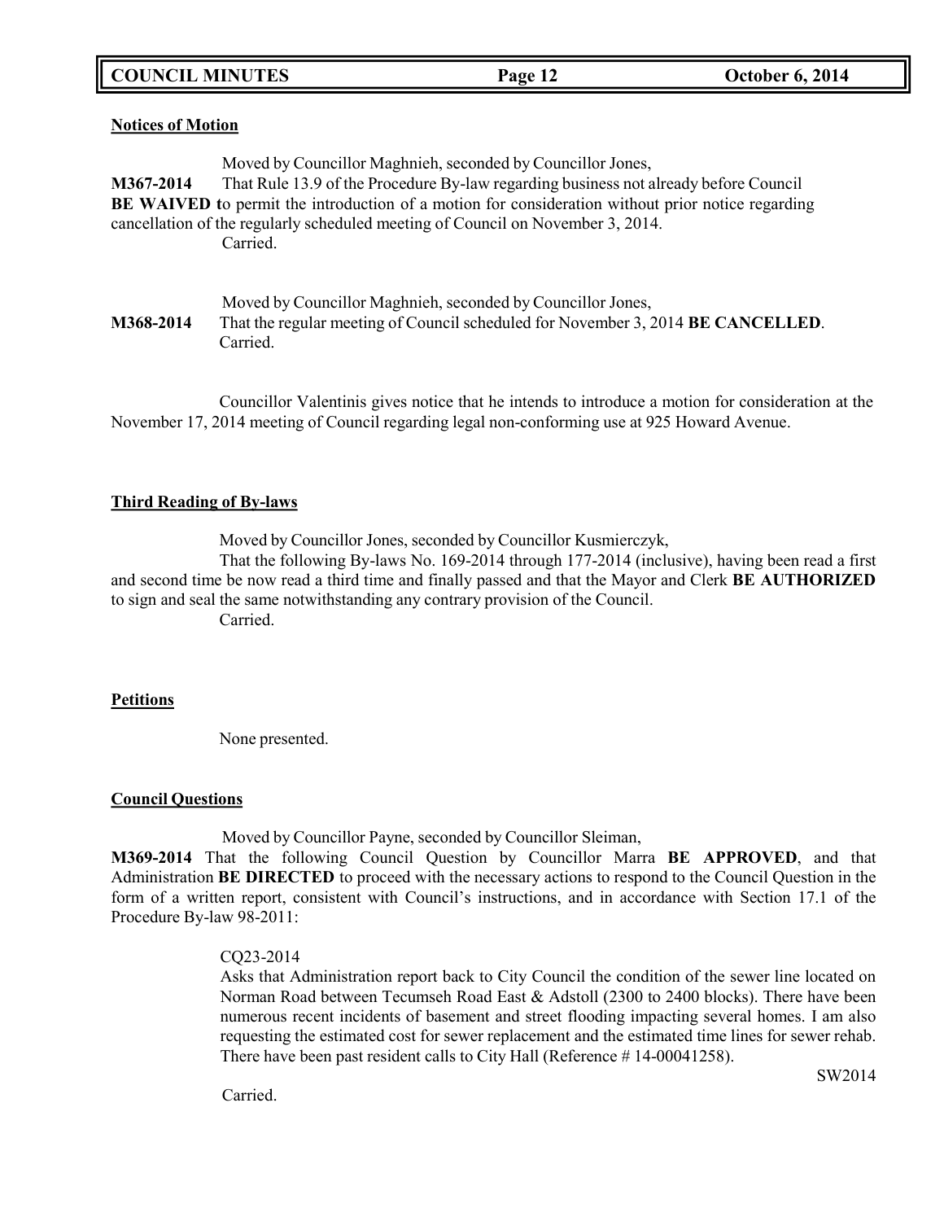**Notices of Motion**

Moved by Councillor Maghnieh, seconded by Councillor Jones,

**M367-2014** That Rule 13.9 of the Procedure By-law regarding business not already before Council **BE WAIVED t**o permit the introduction of a motion for consideration without prior notice regarding cancellation of the regularly scheduled meeting of Council on November 3, 2014.

Carried.

Moved by Councillor Maghnieh, seconded by Councillor Jones,

**M368-2014** That the regular meeting of Council scheduled for November 3, 2014 **BE CANCELLED**.

Carried.

Councillor Valentinis gives notice that he intends to introduce a motion for consideration at the November 17, 2014 meeting of Council regarding legal non-conforming use at 925 Howard Avenue.

**Third Reading of By-laws**

Moved by Councillor Jones, seconded by Councillor Kusmierczyk,

That the following By-laws No. 169-2014 through 177-2014 (inclusive), having been read a first and second time be now read a third time and finally passed and that the Mayor and Clerk **BE AUTHORIZED** to sign and seal the same notwithstanding any contrary provision of the Council.

Carried.

**Petitions**

None presented.

**Council Questions**

Moved by Councillor Payne, seconded by Councillor Sleiman,

**M369-2014** That the following Council Question by Councillor Marra **BE APPROVED**, and that Administration **BE DIRECTED** to proceed with the necessary actions to respond to the Council Question in the form of a written report, consistent with Council's instructions, and in accordance with Section 17.1 of the Procedure By-law 98-2011:

CQ23-2014

Asks that Administration report back to City Council the condition of the sewer line located on Norman Road between Tecumseh Road East & Adstoll (2300 to 2400 blocks). There have been numerous recent incidents of basement and street flooding impacting several homes. I am also requesting the estimated cost for sewer replacement and the estimated time lines for sewer rehab. There have been past resident calls to City Hall (Reference # 14-00041258).

SW2014

Carried.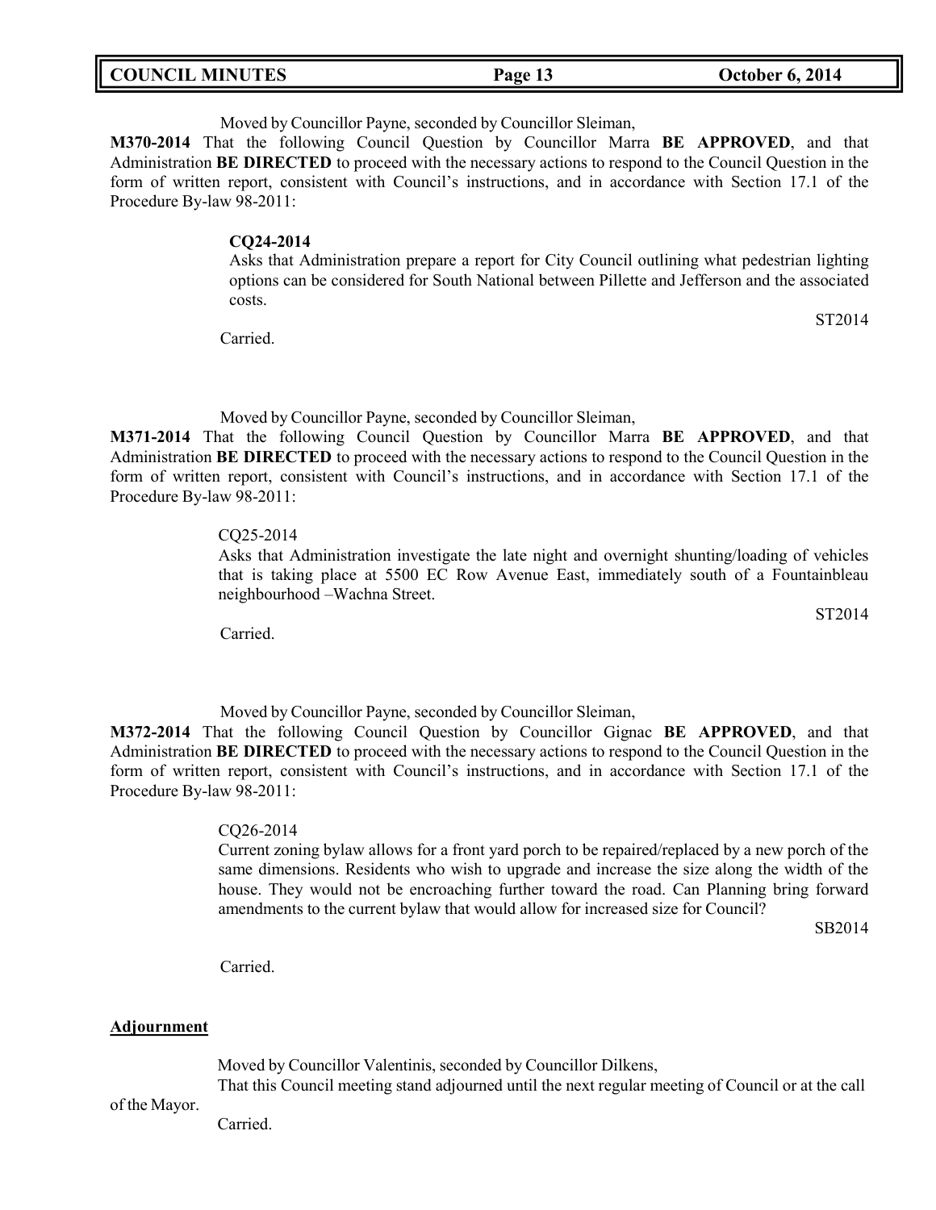Moved by Councillor Payne, seconded by Councillor Sleiman,

**M370-2014** That the following Council Question by Councillor Marra **BE APPROVED**, and that Administration **BE DIRECTED** to proceed with the necessary actions to respond to the Council Question in the form of written report, consistent with Council's instructions, and in accordance with Section 17.1 of the Procedure By-law 98-2011:

> **CQ24-2014**
> Asks that Administration prepare a report for City Council outlining what pedestrian lighting options can be considered for South National between Pillette and Jefferson and the associated costs.
>
> ST2014

Carried.

Moved by Councillor Payne, seconded by Councillor Sleiman,

**M371-2014** That the following Council Question by Councillor Marra **BE APPROVED**, and that Administration **BE DIRECTED** to proceed with the necessary actions to respond to the Council Question in the form of written report, consistent with Council's instructions, and in accordance with Section 17.1 of the Procedure By-law 98-2011:

> CQ25-2014
> Asks that Administration investigate the late night and overnight shunting/loading of vehicles that is taking place at 5500 EC Row Avenue East, immediately south of a Fountainbleau neighbourhood –Wachna Street.
>
> ST2014

Carried.

Moved by Councillor Payne, seconded by Councillor Sleiman,

**M372-2014** That the following Council Question by Councillor Gignac **BE APPROVED**, and that Administration **BE DIRECTED** to proceed with the necessary actions to respond to the Council Question in the form of written report, consistent with Council's instructions, and in accordance with Section 17.1 of the Procedure By-law 98-2011:

> CQ26-2014
> Current zoning bylaw allows for a front yard porch to be repaired/replaced by a new porch of the same dimensions. Residents who wish to upgrade and increase the size along the width of the house. They would not be encroaching further toward the road. Can Planning bring forward amendments to the current bylaw that would allow for increased size for Council?
>
> SB2014

Carried.

**Adjournment**

Moved by Councillor Valentinis, seconded by Councillor Dilkens,

That this Council meeting stand adjourned until the next regular meeting of Council or at the call of the Mayor.

Carried.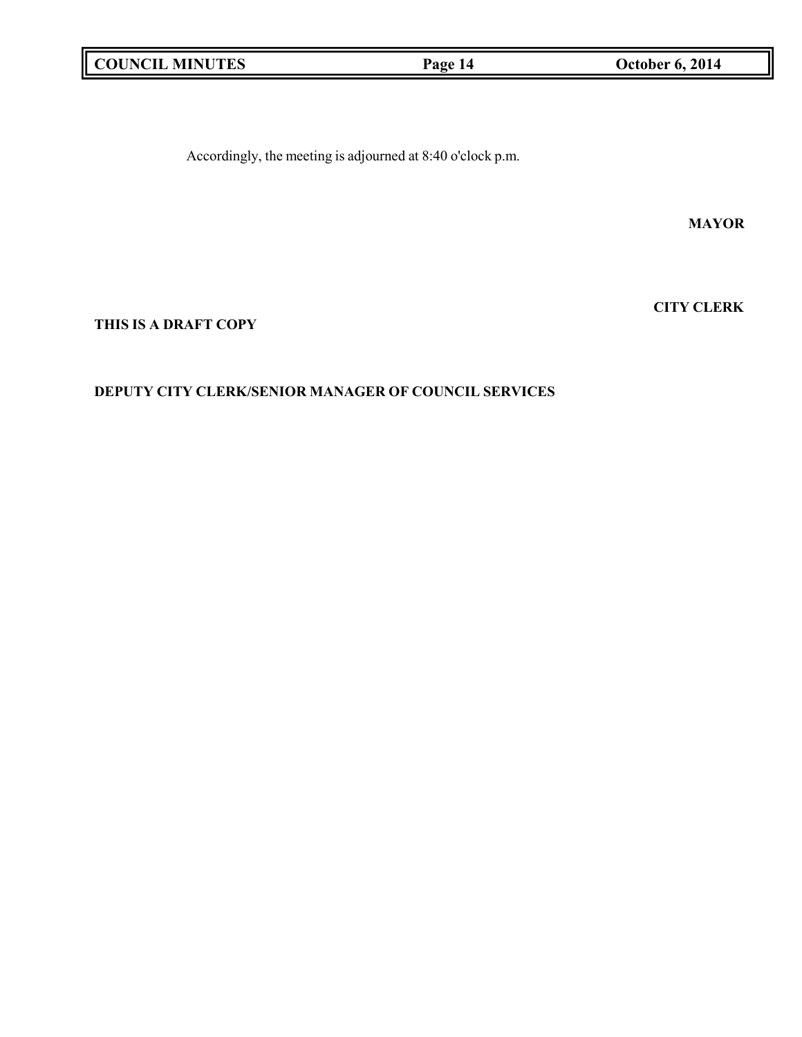Accordingly, the meeting is adjourned at 8:40 o'clock p.m.

**MAYOR**

**CITY CLERK**

**THIS IS A DRAFT COPY**

**DEPUTY CITY CLERK/SENIOR MANAGER OF COUNCIL SERVICES**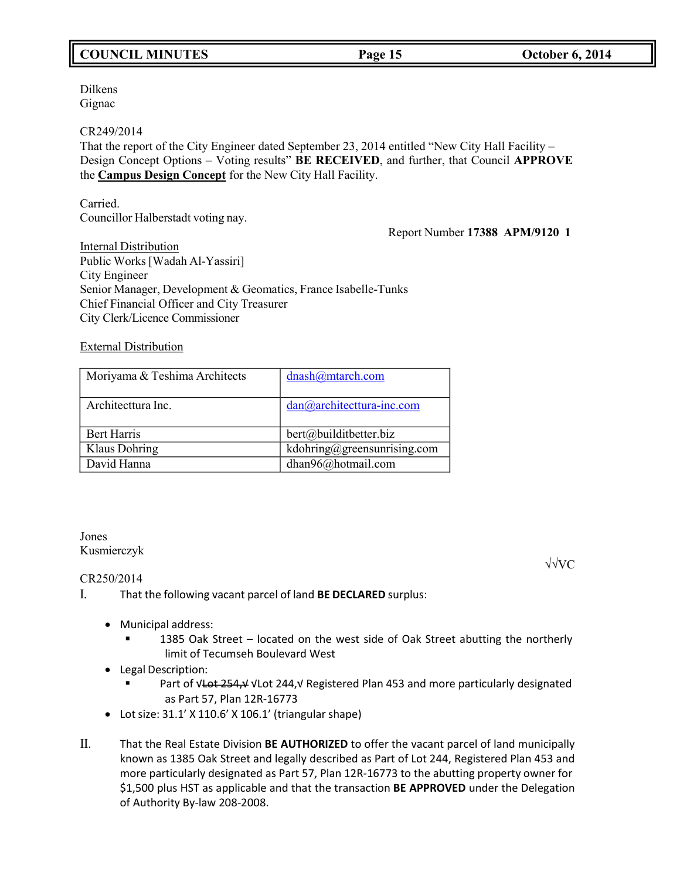Dilkens
Gignac

CR249/2014
That the report of the City Engineer dated September 23, 2014 entitled "New City Hall Facility – Design Concept Options – Voting results" **BE RECEIVED**, and further, that Council **APPROVE** the **Campus Design Concept** for the New City Hall Facility.

Carried.
Councillor Halberstadt voting nay.

Report Number **17388 APM/9120 1**

Internal Distribution
Public Works [Wadah Al-Yassiri]
City Engineer
Senior Manager, Development & Geomatics, France Isabelle-Tunks
Chief Financial Officer and City Treasurer
City Clerk/Licence Commissioner

External Distribution

| | |
|---|---|
| Moriyama & Teshima Architects | dnash@mtarch.com |
| Architecttura Inc. | dan@architecttura-inc.com |
| Bert Harris | bert@builditbetter.biz |
| Klaus Dohring | kdohring@greensunrising.com |
| David Hanna | dhan96@hotmail.com |

Jones
Kusmierczyk

√√VC

CR250/2014

I. That the following vacant parcel of land **BE DECLARED** surplus:

- Municipal address:
  - 1385 Oak Street – located on the west side of Oak Street abutting the northerly limit of Tecumseh Boulevard West
- Legal Description:
  - Part of √~~Lot 254,√~~ √Lot 244,√ Registered Plan 453 and more particularly designated as Part 57, Plan 12R-16773
- Lot size: 31.1' X 110.6' X 106.1' (triangular shape)

II. That the Real Estate Division **BE AUTHORIZED** to offer the vacant parcel of land municipally known as 1385 Oak Street and legally described as Part of Lot 244, Registered Plan 453 and more particularly designated as Part 57, Plan 12R-16773 to the abutting property owner for $1,500 plus HST as applicable and that the transaction **BE APPROVED** under the Delegation of Authority By-law 208-2008.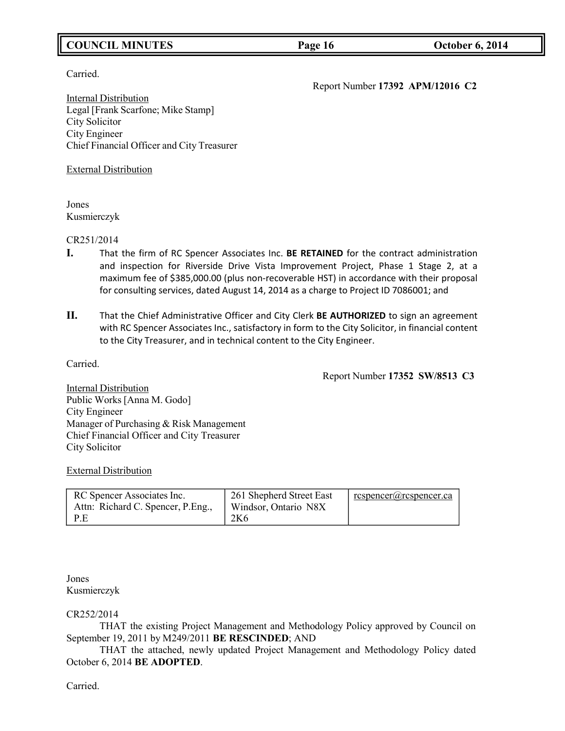Carried.

Report Number **17392 APM/12016 C2**

Internal Distribution
Legal [Frank Scarfone; Mike Stamp]
City Solicitor
City Engineer
Chief Financial Officer and City Treasurer

External Distribution

Jones
Kusmierczyk

CR251/2014

**I.** That the firm of RC Spencer Associates Inc. **BE RETAINED** for the contract administration and inspection for Riverside Drive Vista Improvement Project, Phase 1 Stage 2, at a maximum fee of $385,000.00 (plus non-recoverable HST) in accordance with their proposal for consulting services, dated August 14, 2014 as a charge to Project ID 7086001; and

**II.** That the Chief Administrative Officer and City Clerk **BE AUTHORIZED** to sign an agreement with RC Spencer Associates Inc., satisfactory in form to the City Solicitor, in financial content to the City Treasurer, and in technical content to the City Engineer.

Carried.

Report Number **17352 SW/8513 C3**

Internal Distribution
Public Works [Anna M. Godo]
City Engineer
Manager of Purchasing & Risk Management
Chief Financial Officer and City Treasurer
City Solicitor

External Distribution

| RC Spencer Associates Inc. Attn: Richard C. Spencer, P.Eng., P.E | 261 Shepherd Street East Windsor, Ontario N8X 2K6 | rcspencer@rcspencer.ca |
|---|---|---|

Jones
Kusmierczyk

CR252/2014

THAT the existing Project Management and Methodology Policy approved by Council on September 19, 2011 by M249/2011 **BE RESCINDED**; AND

THAT the attached, newly updated Project Management and Methodology Policy dated October 6, 2014 **BE ADOPTED**.

Carried.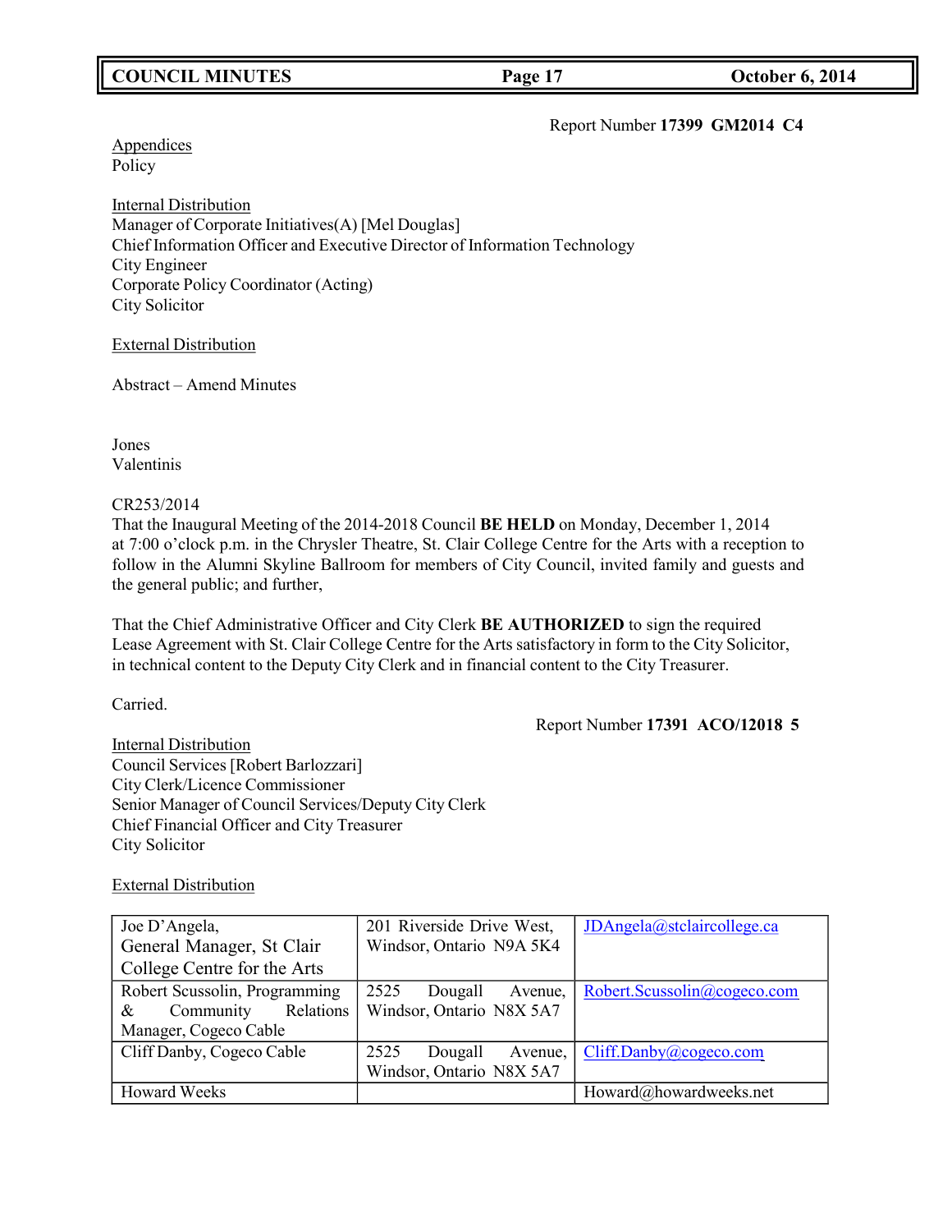Report Number **17399 GM2014 C4**

Appendices
Policy

Internal Distribution
Manager of Corporate Initiatives(A) [Mel Douglas]
Chief Information Officer and Executive Director of Information Technology
City Engineer
Corporate Policy Coordinator (Acting)
City Solicitor

External Distribution

Abstract – Amend Minutes

Jones
Valentinis

CR253/2014
That the Inaugural Meeting of the 2014-2018 Council **BE HELD** on Monday, December 1, 2014 at 7:00 o'clock p.m. in the Chrysler Theatre, St. Clair College Centre for the Arts with a reception to follow in the Alumni Skyline Ballroom for members of City Council, invited family and guests and the general public; and further,

That the Chief Administrative Officer and City Clerk **BE AUTHORIZED** to sign the required Lease Agreement with St. Clair College Centre for the Arts satisfactory in form to the City Solicitor, in technical content to the Deputy City Clerk and in financial content to the City Treasurer.

Carried.

Report Number **17391 ACO/12018 5**

Internal Distribution
Council Services [Robert Barlozzari]
City Clerk/Licence Commissioner
Senior Manager of Council Services/Deputy City Clerk
Chief Financial Officer and City Treasurer
City Solicitor

External Distribution

| | | |
|---|---|---|
| Joe D'Angela, General Manager, St Clair College Centre for the Arts | 201 Riverside Drive West, Windsor, Ontario N9A 5K4 | JDAngela@stclaircollege.ca |
| Robert Scussolin, Programming & Community Relations Manager, Cogeco Cable | 2525 Dougall Avenue, Windsor, Ontario N8X 5A7 | Robert.Scussolin@cogeco.com |
| Cliff Danby, Cogeco Cable | 2525 Dougall Avenue, Windsor, Ontario N8X 5A7 | Cliff.Danby@cogeco.com |
| Howard Weeks | | Howard@howardweeks.net |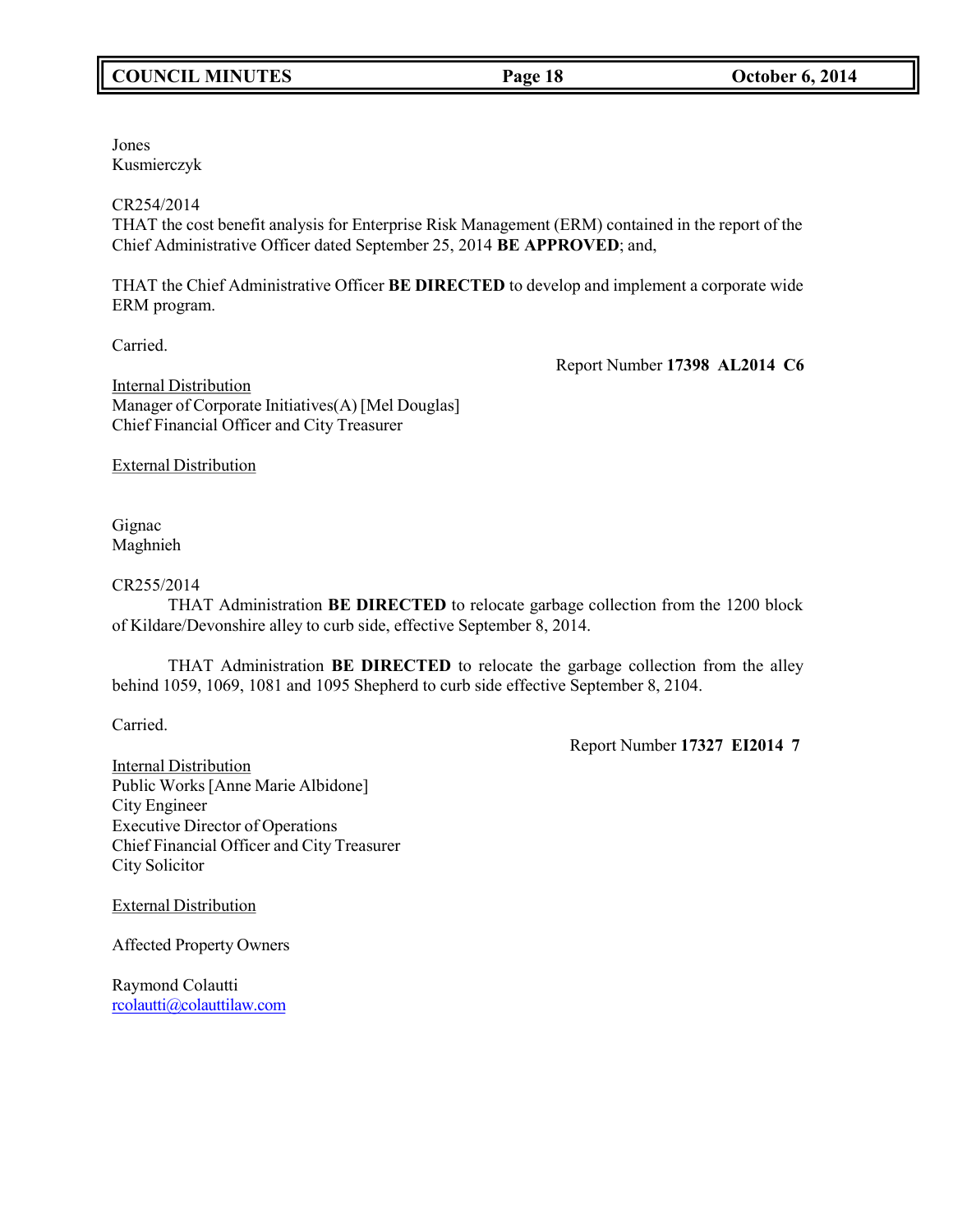Jones
Kusmierczyk

CR254/2014
THAT the cost benefit analysis for Enterprise Risk Management (ERM) contained in the report of the Chief Administrative Officer dated September 25, 2014 **BE APPROVED**; and,

THAT the Chief Administrative Officer **BE DIRECTED** to develop and implement a corporate wide ERM program.

Carried.

Report Number **17398 AL2014 C6**

Internal Distribution
Manager of Corporate Initiatives(A) [Mel Douglas]
Chief Financial Officer and City Treasurer

External Distribution

Gignac
Maghnieh

CR255/2014
THAT Administration **BE DIRECTED** to relocate garbage collection from the 1200 block of Kildare/Devonshire alley to curb side, effective September 8, 2014.

THAT Administration **BE DIRECTED** to relocate the garbage collection from the alley behind 1059, 1069, 1081 and 1095 Shepherd to curb side effective September 8, 2104.

Carried.

Report Number **17327 EI2014 7**

Internal Distribution
Public Works [Anne Marie Albidone]
City Engineer
Executive Director of Operations
Chief Financial Officer and City Treasurer
City Solicitor

External Distribution

Affected Property Owners

Raymond Colautti
rcolautti@colauttilaw.com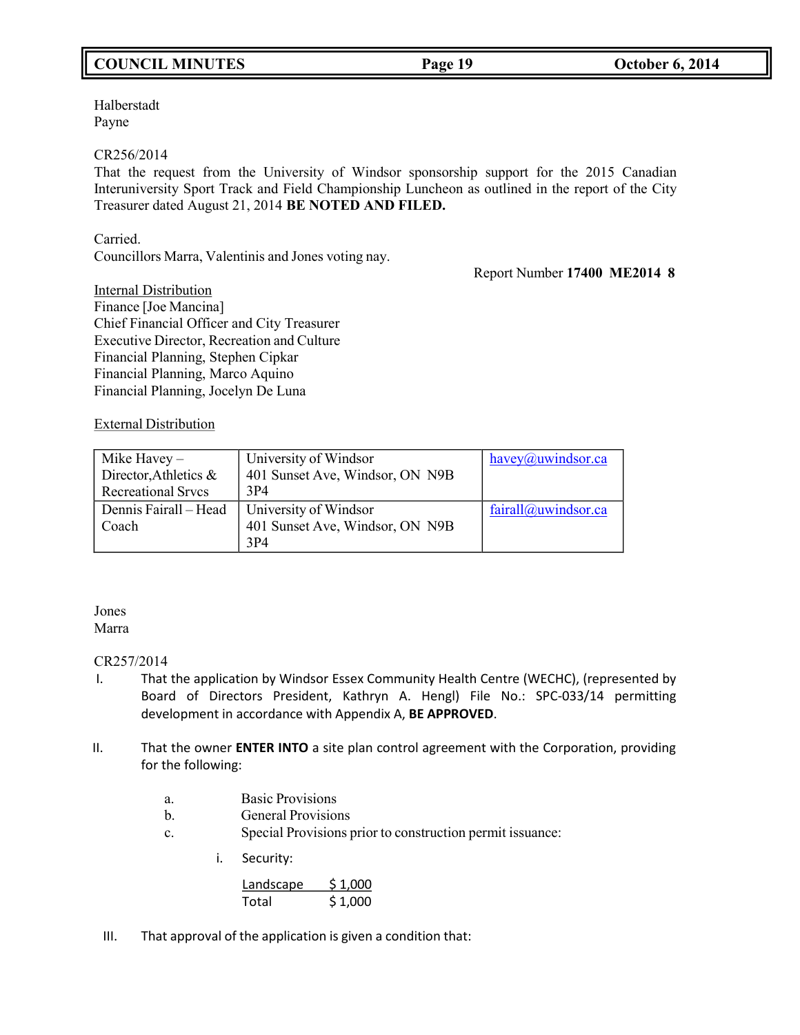Halberstadt
Payne

CR256/2014
That the request from the University of Windsor sponsorship support for the 2015 Canadian Interuniversity Sport Track and Field Championship Luncheon as outlined in the report of the City Treasurer dated August 21, 2014 **BE NOTED AND FILED.**

Carried.
Councillors Marra, Valentinis and Jones voting nay.

Report Number **17400 ME2014 8**

Internal Distribution
Finance [Joe Mancina]
Chief Financial Officer and City Treasurer
Executive Director, Recreation and Culture
Financial Planning, Stephen Cipkar
Financial Planning, Marco Aquino
Financial Planning, Jocelyn De Luna

External Distribution

| | | |
|---|---|---|
| Mike Havey – Director,Athletics & Recreational Srvcs | University of Windsor 401 Sunset Ave, Windsor, ON N9B 3P4 | havey@uwindsor.ca |
| Dennis Fairall – Head Coach | University of Windsor 401 Sunset Ave, Windsor, ON N9B 3P4 | fairall@uwindsor.ca |

Jones
Marra

CR257/2014

I. That the application by Windsor Essex Community Health Centre (WECHC), (represented by Board of Directors President, Kathryn A. Hengl) File No.: SPC-033/14 permitting development in accordance with Appendix A, **BE APPROVED**.

II. That the owner **ENTER INTO** a site plan control agreement with the Corporation, providing for the following:

   a. Basic Provisions
   b. General Provisions
   c. Special Provisions prior to construction permit issuance:

      i. Security:

| Landscape | $ 1,000 |
|---|---|
| Total | $ 1,000 |

III. That approval of the application is given a condition that: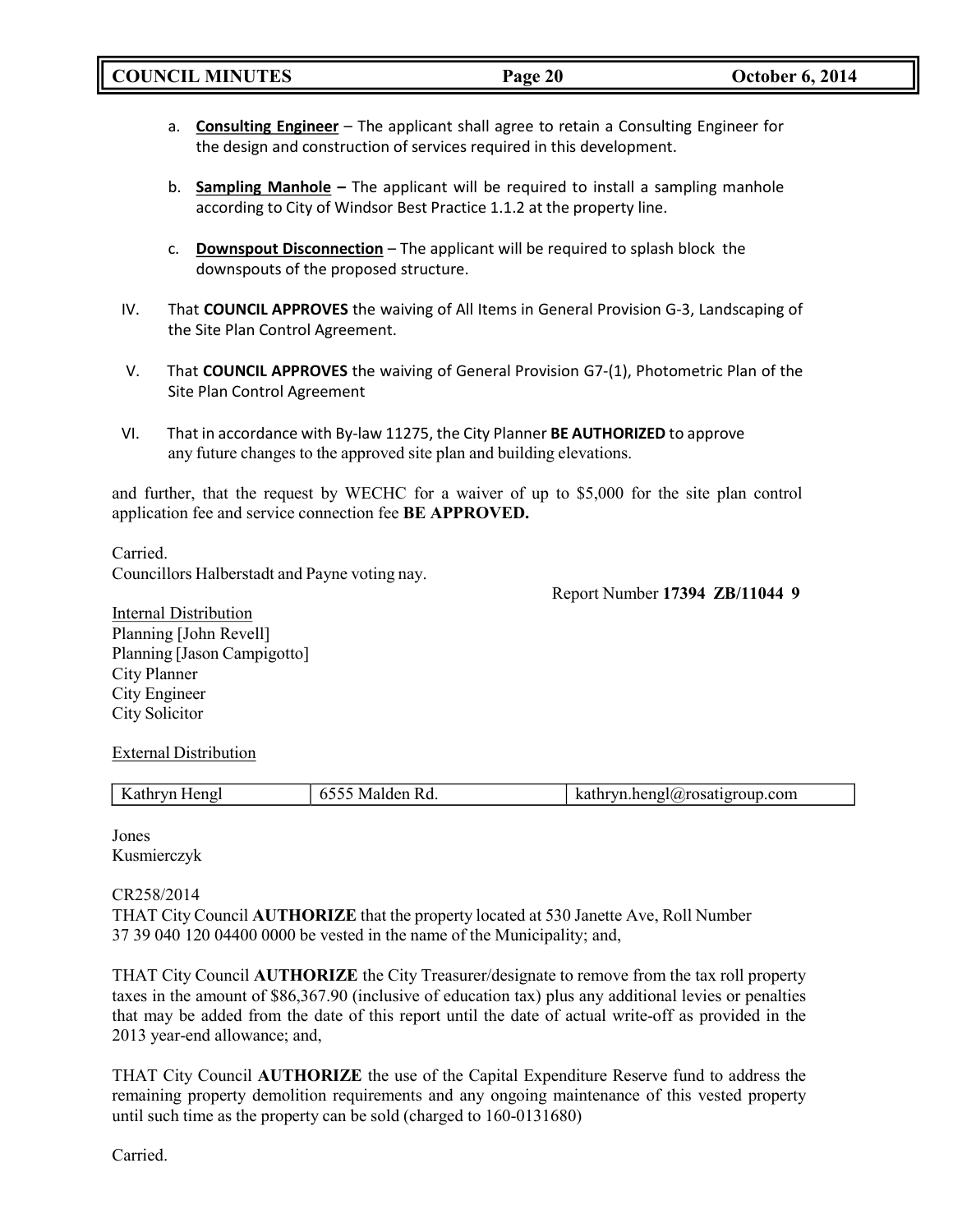a. **Consulting Engineer** – The applicant shall agree to retain a Consulting Engineer for the design and construction of services required in this development.

b. **Sampling Manhole –** The applicant will be required to install a sampling manhole according to City of Windsor Best Practice 1.1.2 at the property line.

c. **Downspout Disconnection** – The applicant will be required to splash block the downspouts of the proposed structure.

IV. That **COUNCIL APPROVES** the waiving of All Items in General Provision G-3, Landscaping of the Site Plan Control Agreement.

V. That **COUNCIL APPROVES** the waiving of General Provision G7-(1), Photometric Plan of the Site Plan Control Agreement

VI. That in accordance with By-law 11275, the City Planner **BE AUTHORIZED** to approve any future changes to the approved site plan and building elevations.

and further, that the request by WECHC for a waiver of up to $5,000 for the site plan control application fee and service connection fee **BE APPROVED.**

Carried.
Councillors Halberstadt and Payne voting nay.

Report Number **17394 ZB/11044 9**

Internal Distribution
Planning [John Revell]
Planning [Jason Campigotto]
City Planner
City Engineer
City Solicitor

External Distribution

| Kathryn Hengl | 6555 Malden Rd. | kathryn.hengl@rosatigroup.com |
|---|---|---|

Jones
Kusmierczyk

CR258/2014
THAT City Council **AUTHORIZE** that the property located at 530 Janette Ave, Roll Number 37 39 040 120 04400 0000 be vested in the name of the Municipality; and,

THAT City Council **AUTHORIZE** the City Treasurer/designate to remove from the tax roll property taxes in the amount of $86,367.90 (inclusive of education tax) plus any additional levies or penalties that may be added from the date of this report until the date of actual write-off as provided in the 2013 year-end allowance; and,

THAT City Council **AUTHORIZE** the use of the Capital Expenditure Reserve fund to address the remaining property demolition requirements and any ongoing maintenance of this vested property until such time as the property can be sold (charged to 160-0131680)

Carried.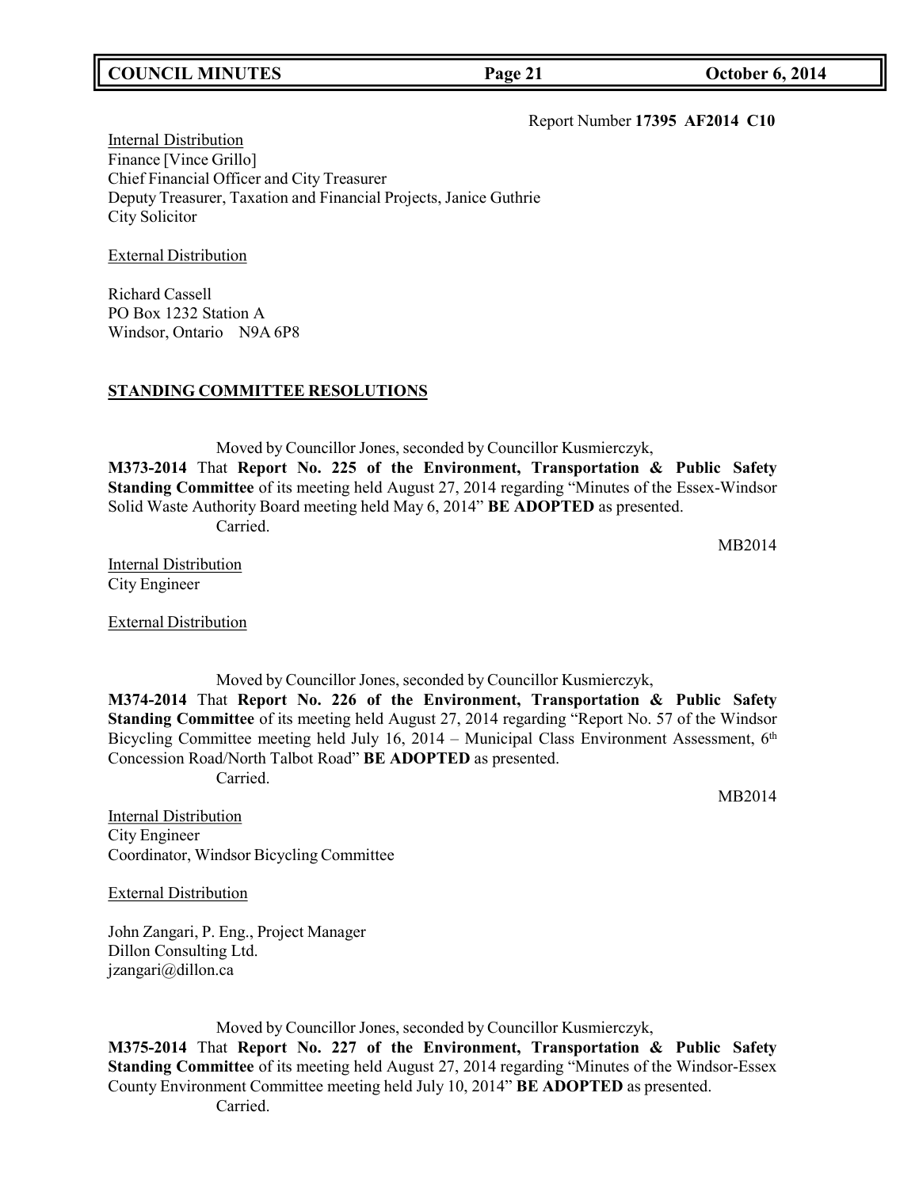Report Number **17395 AF2014 C10**

Internal Distribution
Finance [Vince Grillo]
Chief Financial Officer and City Treasurer
Deputy Treasurer, Taxation and Financial Projects, Janice Guthrie
City Solicitor

External Distribution

Richard Cassell
PO Box 1232 Station A
Windsor, Ontario N9A 6P8

## STANDING COMMITTEE RESOLUTIONS

Moved by Councillor Jones, seconded by Councillor Kusmierczyk,
**M373-2014** That **Report No. 225 of the Environment, Transportation & Public Safety Standing Committee** of its meeting held August 27, 2014 regarding "Minutes of the Essex-Windsor Solid Waste Authority Board meeting held May 6, 2014" **BE ADOPTED** as presented.
Carried.

MB2014

Internal Distribution
City Engineer

External Distribution

Moved by Councillor Jones, seconded by Councillor Kusmierczyk,
**M374-2014** That **Report No. 226 of the Environment, Transportation & Public Safety Standing Committee** of its meeting held August 27, 2014 regarding "Report No. 57 of the Windsor Bicycling Committee meeting held July 16, 2014 – Municipal Class Environment Assessment, 6th Concession Road/North Talbot Road" **BE ADOPTED** as presented.
Carried.

MB2014

Internal Distribution
City Engineer
Coordinator, Windsor Bicycling Committee

External Distribution

John Zangari, P. Eng., Project Manager
Dillon Consulting Ltd.
jzangari@dillon.ca

Moved by Councillor Jones, seconded by Councillor Kusmierczyk,
**M375-2014** That **Report No. 227 of the Environment, Transportation & Public Safety Standing Committee** of its meeting held August 27, 2014 regarding "Minutes of the Windsor-Essex County Environment Committee meeting held July 10, 2014" **BE ADOPTED** as presented.
Carried.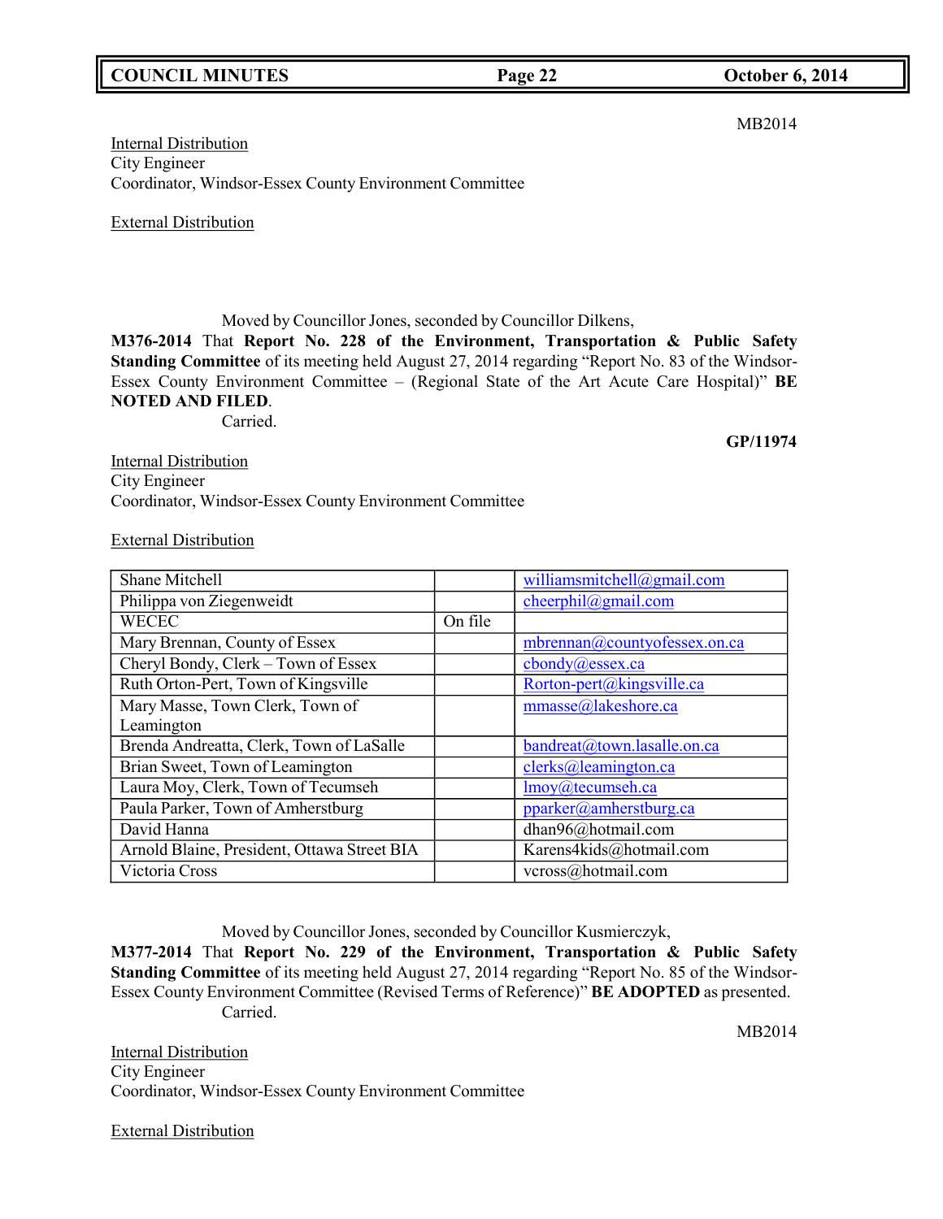MB2014

Internal Distribution
City Engineer
Coordinator, Windsor-Essex County Environment Committee

External Distribution

Moved by Councillor Jones, seconded by Councillor Dilkens,

**M376-2014** That **Report No. 228 of the Environment, Transportation & Public Safety Standing Committee** of its meeting held August 27, 2014 regarding "Report No. 83 of the Windsor-Essex County Environment Committee – (Regional State of the Art Acute Care Hospital)" **BE NOTED AND FILED**.

Carried.

**GP/11974**

Internal Distribution
City Engineer
Coordinator, Windsor-Essex County Environment Committee

External Distribution

| | | |
|---|---|---|
| Shane Mitchell | | williamsmitchell@gmail.com |
| Philippa von Ziegenweidt | | cheerphil@gmail.com |
| WECEC | On file | |
| Mary Brennan, County of Essex | | mbrennan@countyofessex.on.ca |
| Cheryl Bondy, Clerk – Town of Essex | | cbondy@essex.ca |
| Ruth Orton-Pert, Town of Kingsville | | Rorton-pert@kingsville.ca |
| Mary Masse, Town Clerk, Town of Leamington | | mmasse@lakeshore.ca |
| Brenda Andreatta, Clerk, Town of LaSalle | | bandreat@town.lasalle.on.ca |
| Brian Sweet, Town of Leamington | | clerks@leamington.ca |
| Laura Moy, Clerk, Town of Tecumseh | | lmoy@tecumseh.ca |
| Paula Parker, Town of Amherstburg | | pparker@amherstburg.ca |
| David Hanna | | dhan96@hotmail.com |
| Arnold Blaine, President, Ottawa Street BIA | | Karens4kids@hotmail.com |
| Victoria Cross | | vcross@hotmail.com |

Moved by Councillor Jones, seconded by Councillor Kusmierczyk,

**M377-2014** That **Report No. 229 of the Environment, Transportation & Public Safety Standing Committee** of its meeting held August 27, 2014 regarding "Report No. 85 of the Windsor-Essex County Environment Committee (Revised Terms of Reference)" **BE ADOPTED** as presented.

Carried.

MB2014

Internal Distribution
City Engineer
Coordinator, Windsor-Essex County Environment Committee

External Distribution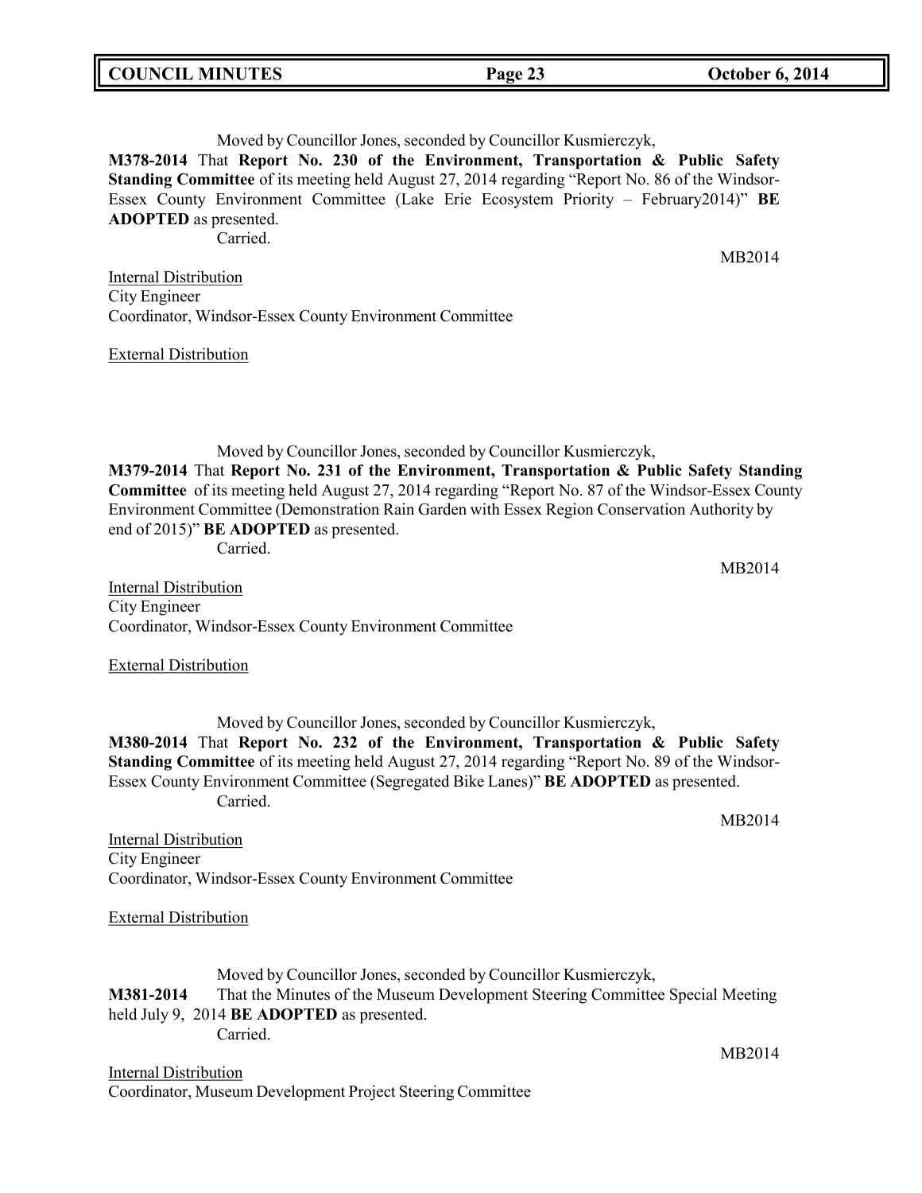Moved by Councillor Jones, seconded by Councillor Kusmierczyk,

**M378-2014** That **Report No. 230 of the Environment, Transportation & Public Safety Standing Committee** of its meeting held August 27, 2014 regarding "Report No. 86 of the Windsor-Essex County Environment Committee (Lake Erie Ecosystem Priority – February2014)" **BE ADOPTED** as presented.

Carried.

MB2014

Internal Distribution

City Engineer

Coordinator, Windsor-Essex County Environment Committee

External Distribution

Moved by Councillor Jones, seconded by Councillor Kusmierczyk,

**M379-2014** That **Report No. 231 of the Environment, Transportation & Public Safety Standing Committee** of its meeting held August 27, 2014 regarding "Report No. 87 of the Windsor-Essex County Environment Committee (Demonstration Rain Garden with Essex Region Conservation Authority by end of 2015)" **BE ADOPTED** as presented.

Carried.

MB2014

Internal Distribution

City Engineer

Coordinator, Windsor-Essex County Environment Committee

External Distribution

Moved by Councillor Jones, seconded by Councillor Kusmierczyk,

**M380-2014** That **Report No. 232 of the Environment, Transportation & Public Safety Standing Committee** of its meeting held August 27, 2014 regarding "Report No. 89 of the Windsor-Essex County Environment Committee (Segregated Bike Lanes)" **BE ADOPTED** as presented.

Carried.

MB2014

Internal Distribution

City Engineer

Coordinator, Windsor-Essex County Environment Committee

External Distribution

Moved by Councillor Jones, seconded by Councillor Kusmierczyk,

**M381-2014** That the Minutes of the Museum Development Steering Committee Special Meeting held July 9, 2014 **BE ADOPTED** as presented.

Carried.

MB2014

Internal Distribution

Coordinator, Museum Development Project Steering Committee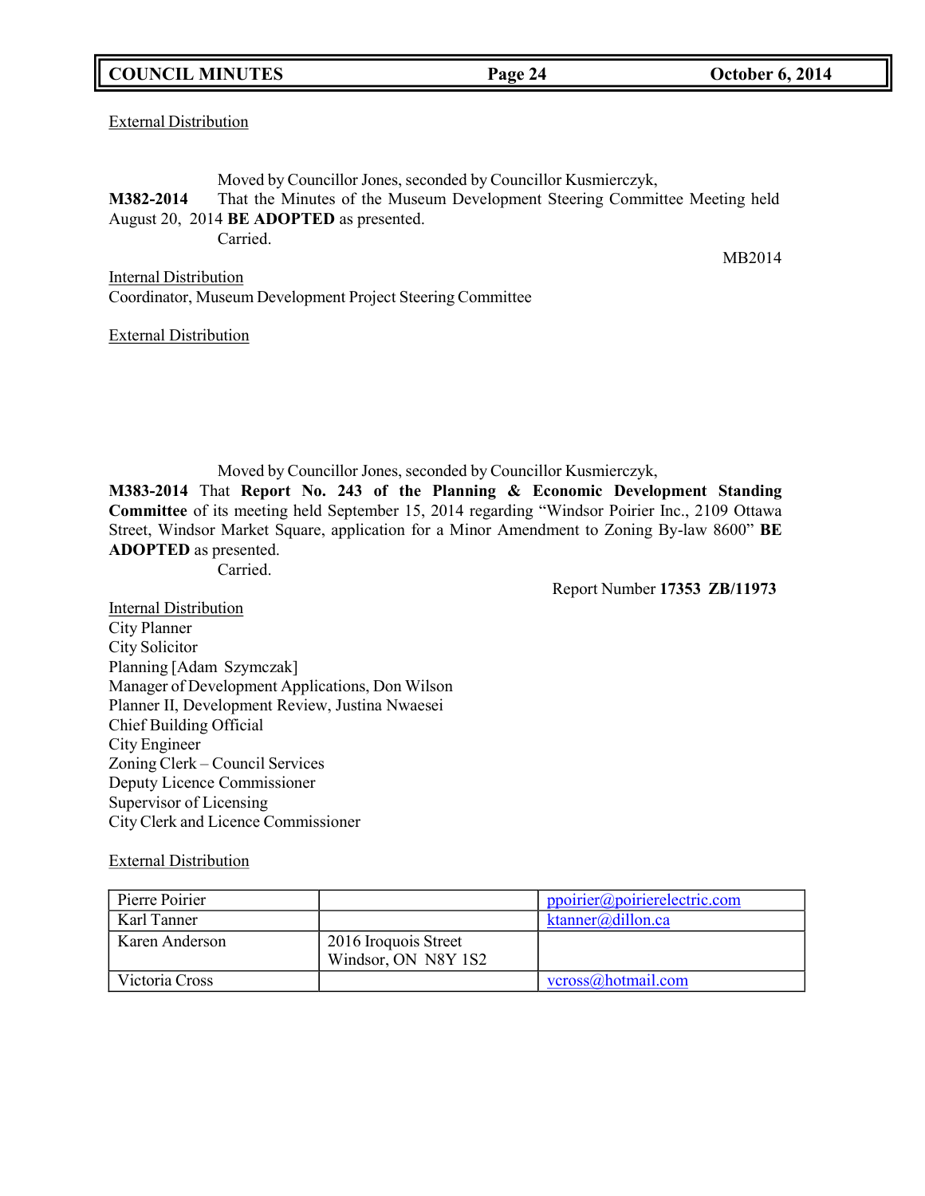External Distribution

Moved by Councillor Jones, seconded by Councillor Kusmierczyk,

**M382-2014** That the Minutes of the Museum Development Steering Committee Meeting held August 20, 2014 **BE ADOPTED** as presented.

Carried.

MB2014

Internal Distribution
Coordinator, Museum Development Project Steering Committee

External Distribution

Moved by Councillor Jones, seconded by Councillor Kusmierczyk,

**M383-2014** That **Report No. 243 of the Planning & Economic Development Standing Committee** of its meeting held September 15, 2014 regarding "Windsor Poirier Inc., 2109 Ottawa Street, Windsor Market Square, application for a Minor Amendment to Zoning By-law 8600" **BE ADOPTED** as presented.

Carried.

Report Number **17353 ZB/11973**

Internal Distribution
City Planner
City Solicitor
Planning [Adam Szymczak]
Manager of Development Applications, Don Wilson
Planner II, Development Review, Justina Nwaesei
Chief Building Official
City Engineer
Zoning Clerk – Council Services
Deputy Licence Commissioner
Supervisor of Licensing
City Clerk and Licence Commissioner

External Distribution

| | | |
|---|---|---|
| Pierre Poirier | | ppoirier@poirierelectric.com |
| Karl Tanner | | ktanner@dillon.ca |
| Karen Anderson | 2016 Iroquois Street<br>Windsor, ON N8Y 1S2 | |
| Victoria Cross | | vcross@hotmail.com |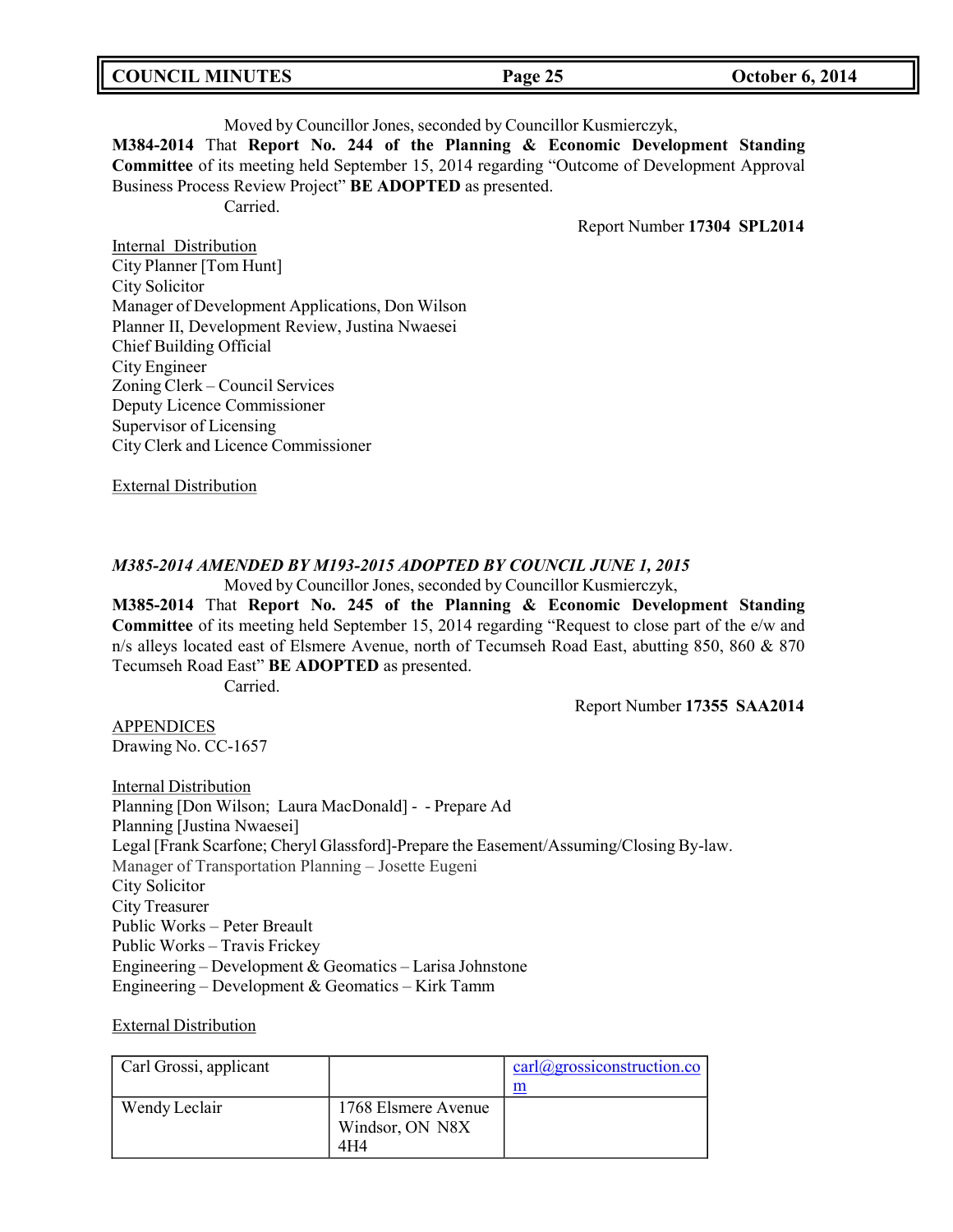Moved by Councillor Jones, seconded by Councillor Kusmierczyk,

**M384-2014** That **Report No. 244 of the Planning & Economic Development Standing Committee** of its meeting held September 15, 2014 regarding "Outcome of Development Approval Business Process Review Project" **BE ADOPTED** as presented.

Carried.

Report Number **17304 SPL2014**

Internal Distribution
City Planner [Tom Hunt]
City Solicitor
Manager of Development Applications, Don Wilson
Planner II, Development Review, Justina Nwaesei
Chief Building Official
City Engineer
Zoning Clerk – Council Services
Deputy Licence Commissioner
Supervisor of Licensing
City Clerk and Licence Commissioner

External Distribution

***M385-2014 AMENDED BY M193-2015 ADOPTED BY COUNCIL JUNE 1, 2015***

Moved by Councillor Jones, seconded by Councillor Kusmierczyk,

**M385-2014** That **Report No. 245 of the Planning & Economic Development Standing Committee** of its meeting held September 15, 2014 regarding "Request to close part of the e/w and n/s alleys located east of Elsmere Avenue, north of Tecumseh Road East, abutting 850, 860 & 870 Tecumseh Road East" **BE ADOPTED** as presented.

Carried.

Report Number **17355 SAA2014**

APPENDICES
Drawing No. CC-1657

Internal Distribution
Planning [Don Wilson; Laura MacDonald] - - Prepare Ad
Planning [Justina Nwaesei]
Legal [Frank Scarfone; Cheryl Glassford]-Prepare the Easement/Assuming/Closing By-law.
Manager of Transportation Planning – Josette Eugeni
City Solicitor
City Treasurer
Public Works – Peter Breault
Public Works – Travis Frickey
Engineering – Development & Geomatics – Larisa Johnstone
Engineering – Development & Geomatics – Kirk Tamm

External Distribution

| | | |
|---|---|---|
| Carl Grossi, applicant | | carl@grossiconstruction.com |
| Wendy Leclair | 1768 Elsmere Avenue Windsor, ON N8X 4H4 | |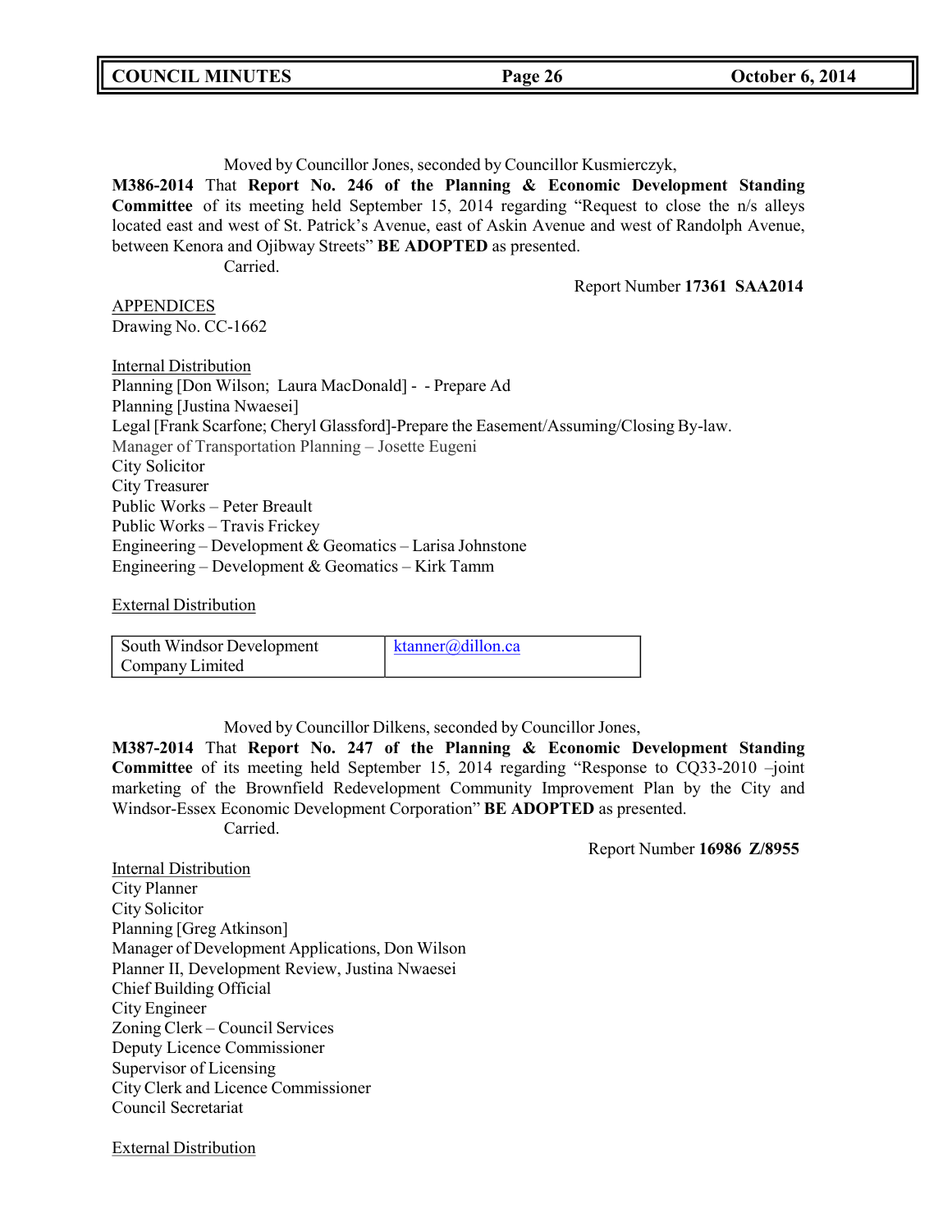Moved by Councillor Jones, seconded by Councillor Kusmierczyk,

**M386-2014** That **Report No. 246 of the Planning & Economic Development Standing Committee** of its meeting held September 15, 2014 regarding "Request to close the n/s alleys located east and west of St. Patrick's Avenue, east of Askin Avenue and west of Randolph Avenue, between Kenora and Ojibway Streets" **BE ADOPTED** as presented.

Carried.

Report Number **17361 SAA2014**

APPENDICES
Drawing No. CC-1662

Internal Distribution
Planning [Don Wilson; Laura MacDonald] - - Prepare Ad
Planning [Justina Nwaesei]
Legal [Frank Scarfone; Cheryl Glassford]-Prepare the Easement/Assuming/Closing By-law.
Manager of Transportation Planning – Josette Eugeni
City Solicitor
City Treasurer
Public Works – Peter Breault
Public Works – Travis Frickey
Engineering – Development & Geomatics – Larisa Johnstone
Engineering – Development & Geomatics – Kirk Tamm

External Distribution

| South Windsor Development Company Limited | ktanner@dillon.ca |
|---|---|

Moved by Councillor Dilkens, seconded by Councillor Jones,

**M387-2014** That **Report No. 247 of the Planning & Economic Development Standing Committee** of its meeting held September 15, 2014 regarding "Response to CQ33-2010 –joint marketing of the Brownfield Redevelopment Community Improvement Plan by the City and Windsor-Essex Economic Development Corporation" **BE ADOPTED** as presented.

Carried.

Report Number **16986 Z/8955**

Internal Distribution
City Planner
City Solicitor
Planning [Greg Atkinson]
Manager of Development Applications, Don Wilson
Planner II, Development Review, Justina Nwaesei
Chief Building Official
City Engineer
Zoning Clerk – Council Services
Deputy Licence Commissioner
Supervisor of Licensing
City Clerk and Licence Commissioner
Council Secretariat

External Distribution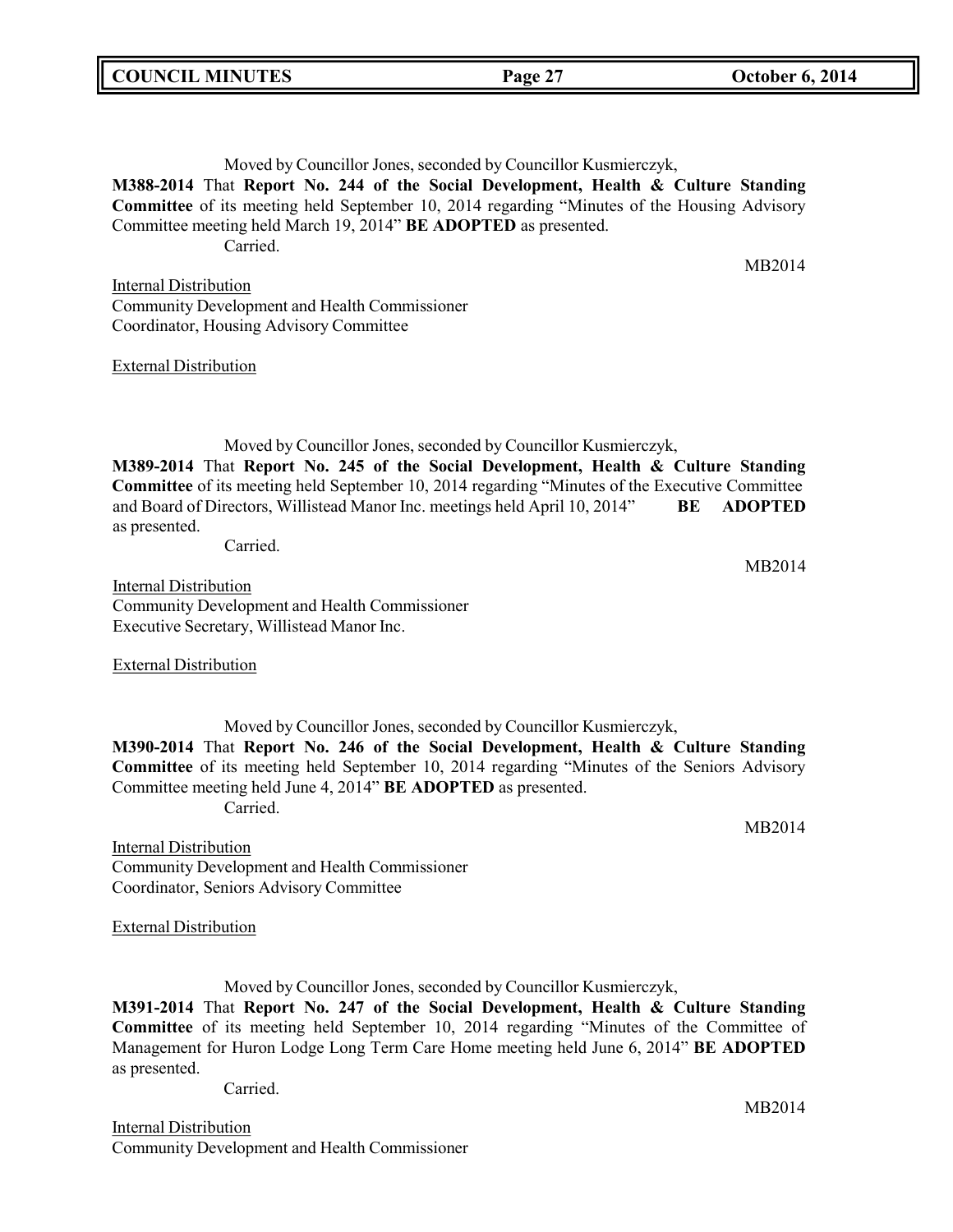Moved by Councillor Jones, seconded by Councillor Kusmierczyk,

**M388-2014** That **Report No. 244 of the Social Development, Health & Culture Standing Committee** of its meeting held September 10, 2014 regarding "Minutes of the Housing Advisory Committee meeting held March 19, 2014" **BE ADOPTED** as presented.

Carried.

MB2014

Internal Distribution

Community Development and Health Commissioner

Coordinator, Housing Advisory Committee

External Distribution

Moved by Councillor Jones, seconded by Councillor Kusmierczyk,

**M389-2014** That **Report No. 245 of the Social Development, Health & Culture Standing Committee** of its meeting held September 10, 2014 regarding "Minutes of the Executive Committee and Board of Directors, Willistead Manor Inc. meetings held April 10, 2014" **BE ADOPTED** as presented.

Carried.

MB2014

Internal Distribution

Community Development and Health Commissioner

Executive Secretary, Willistead Manor Inc.

External Distribution

Moved by Councillor Jones, seconded by Councillor Kusmierczyk,

**M390-2014** That **Report No. 246 of the Social Development, Health & Culture Standing Committee** of its meeting held September 10, 2014 regarding "Minutes of the Seniors Advisory Committee meeting held June 4, 2014" **BE ADOPTED** as presented.

Carried.

MB2014

Internal Distribution

Community Development and Health Commissioner

Coordinator, Seniors Advisory Committee

External Distribution

Moved by Councillor Jones, seconded by Councillor Kusmierczyk,

**M391-2014** That **Report No. 247 of the Social Development, Health & Culture Standing Committee** of its meeting held September 10, 2014 regarding "Minutes of the Committee of Management for Huron Lodge Long Term Care Home meeting held June 6, 2014" **BE ADOPTED** as presented.

Carried.

MB2014

Internal Distribution

Community Development and Health Commissioner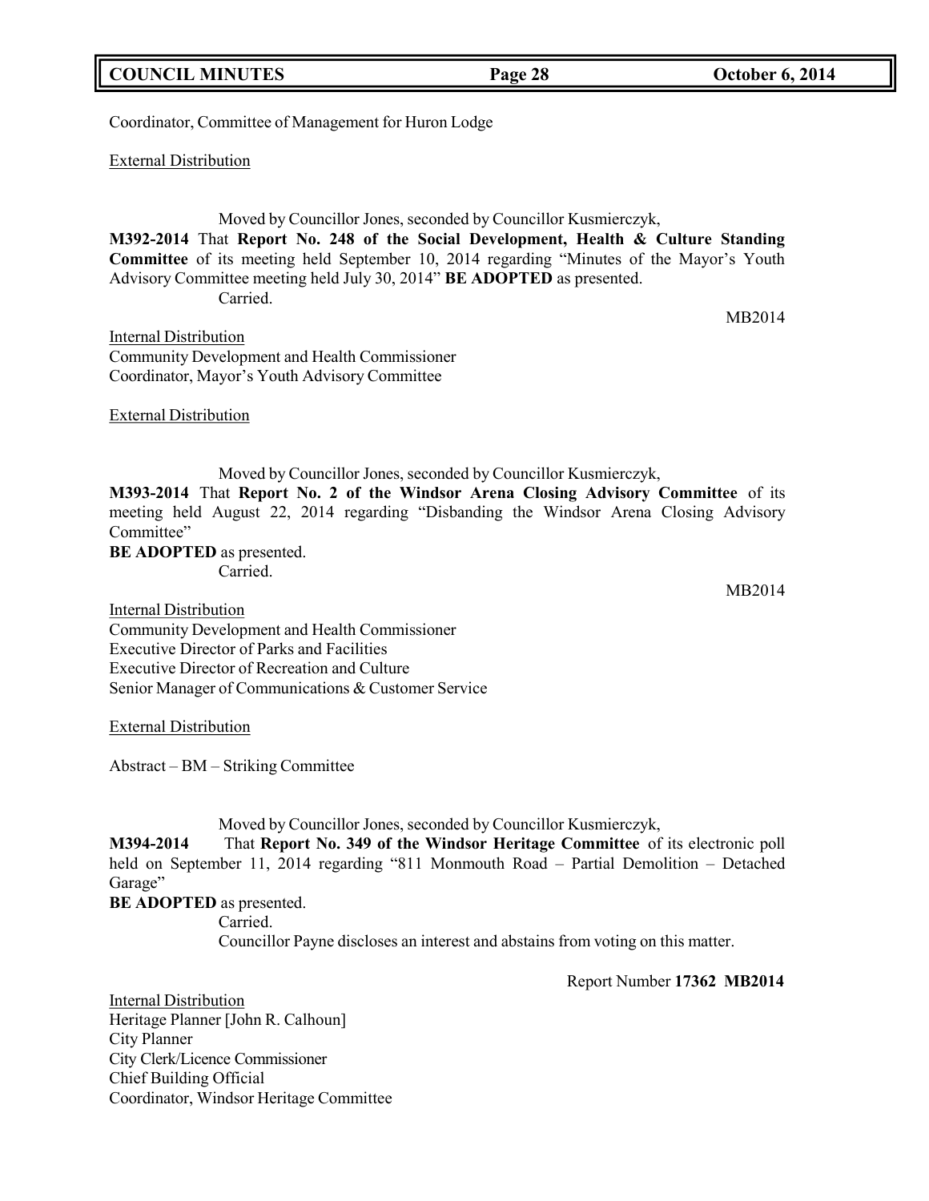Coordinator, Committee of Management for Huron Lodge

External Distribution

Moved by Councillor Jones, seconded by Councillor Kusmierczyk,

**M392-2014** That **Report No. 248 of the Social Development, Health & Culture Standing Committee** of its meeting held September 10, 2014 regarding "Minutes of the Mayor's Youth Advisory Committee meeting held July 30, 2014" **BE ADOPTED** as presented.

Carried.

MB2014

Internal Distribution
Community Development and Health Commissioner
Coordinator, Mayor's Youth Advisory Committee

External Distribution

Moved by Councillor Jones, seconded by Councillor Kusmierczyk,

**M393-2014** That **Report No. 2 of the Windsor Arena Closing Advisory Committee** of its meeting held August 22, 2014 regarding "Disbanding the Windsor Arena Closing Advisory Committee"
**BE ADOPTED** as presented.

Carried.

MB2014

Internal Distribution
Community Development and Health Commissioner
Executive Director of Parks and Facilities
Executive Director of Recreation and Culture
Senior Manager of Communications & Customer Service

External Distribution

Abstract – BM – Striking Committee

Moved by Councillor Jones, seconded by Councillor Kusmierczyk,

**M394-2014** That **Report No. 349 of the Windsor Heritage Committee** of its electronic poll held on September 11, 2014 regarding "811 Monmouth Road – Partial Demolition – Detached Garage"
**BE ADOPTED** as presented.

Carried.

Councillor Payne discloses an interest and abstains from voting on this matter.

Report Number **17362 MB2014**

Internal Distribution
Heritage Planner [John R. Calhoun]
City Planner
City Clerk/Licence Commissioner
Chief Building Official
Coordinator, Windsor Heritage Committee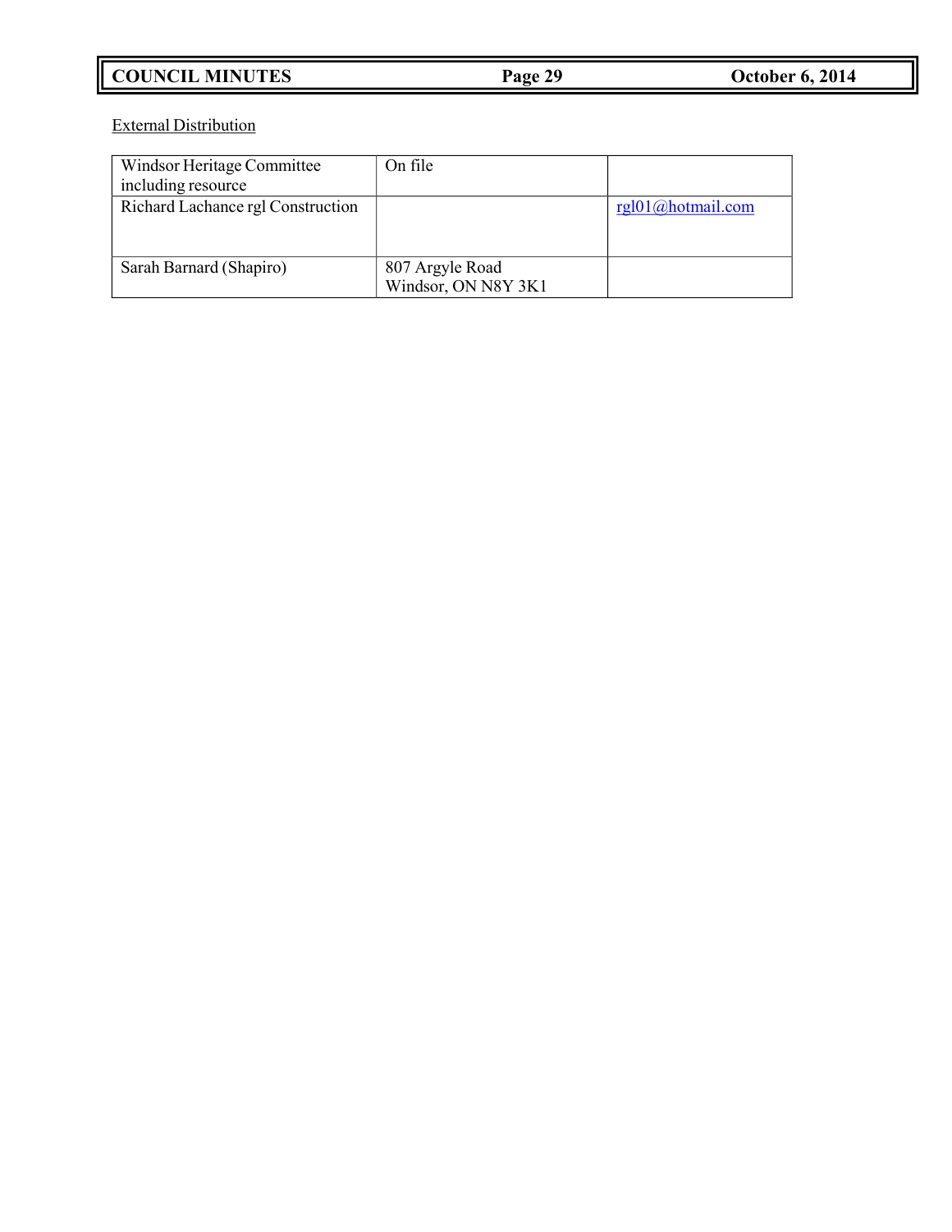External Distribution

| | | |
|---|---|---|
| Windsor Heritage Committee including resource | On file | |
| Richard Lachance rgl Construction | | rgl01@hotmail.com |
| Sarah Barnard (Shapiro) | 807 Argyle Road<br>Windsor, ON N8Y 3K1 | |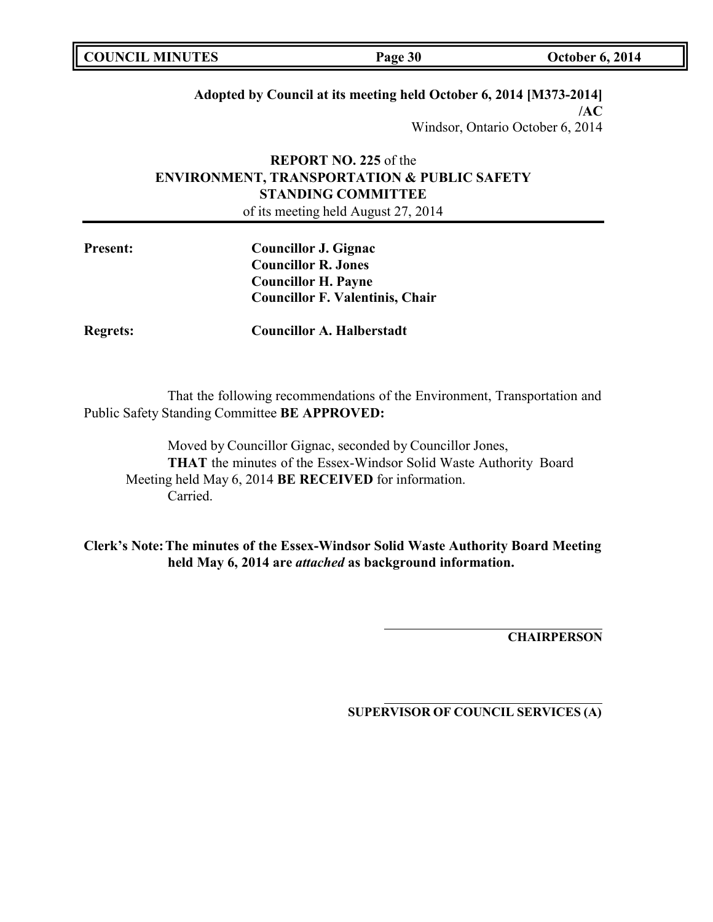**Adopted by Council at its meeting held October 6, 2014 [M373-2014]**
**/AC**
Windsor, Ontario October 6, 2014

**REPORT NO. 225** of the
**ENVIRONMENT, TRANSPORTATION & PUBLIC SAFETY STANDING COMMITTEE**
of its meeting held August 27, 2014

**Present:**
**Councillor J. Gignac**
**Councillor R. Jones**
**Councillor H. Payne**
**Councillor F. Valentinis, Chair**

**Regrets:**
**Councillor A. Halberstadt**

That the following recommendations of the Environment, Transportation and Public Safety Standing Committee **BE APPROVED:**

Moved by Councillor Gignac, seconded by Councillor Jones,
**THAT** the minutes of the Essex-Windsor Solid Waste Authority Board Meeting held May 6, 2014 **BE RECEIVED** for information.
Carried.

**Clerk's Note: The minutes of the Essex-Windsor Solid Waste Authority Board Meeting held May 6, 2014 are *attached* as background information.**

**CHAIRPERSON**

**SUPERVISOR OF COUNCIL SERVICES (A)**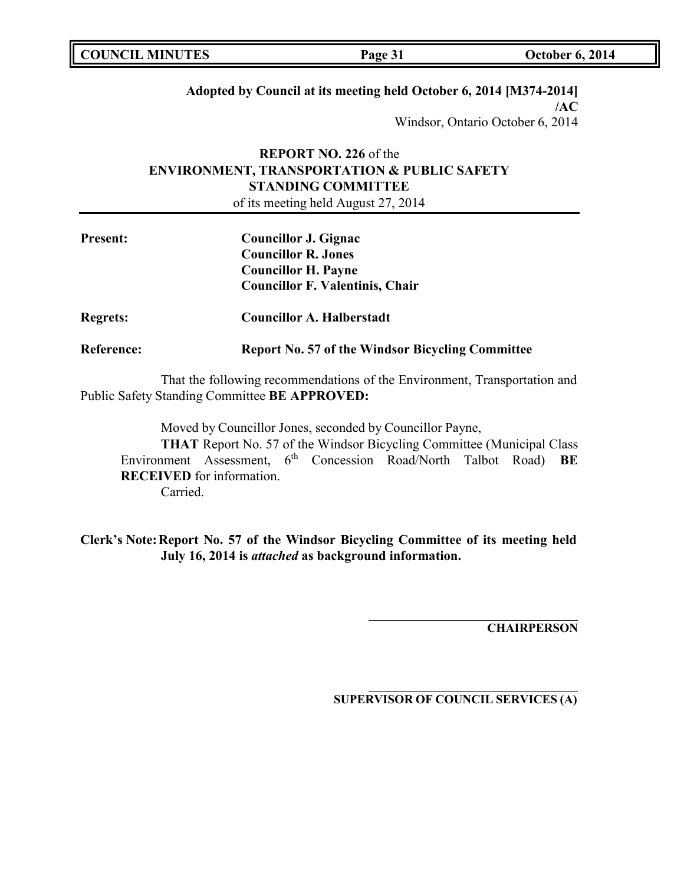**Adopted by Council at its meeting held October 6, 2014 [M374-2014] /AC**

Windsor, Ontario October 6, 2014

**REPORT NO. 226** of the
**ENVIRONMENT, TRANSPORTATION & PUBLIC SAFETY STANDING COMMITTEE**
of its meeting held August 27, 2014

**Present:** **Councillor J. Gignac**
**Councillor R. Jones**
**Councillor H. Payne**
**Councillor F. Valentinis, Chair**

**Regrets:** **Councillor A. Halberstadt**

**Reference:** **Report No. 57 of the Windsor Bicycling Committee**

That the following recommendations of the Environment, Transportation and Public Safety Standing Committee **BE APPROVED:**

Moved by Councillor Jones, seconded by Councillor Payne,
**THAT** Report No. 57 of the Windsor Bicycling Committee (Municipal Class Environment Assessment, 6th Concession Road/North Talbot Road) **BE RECEIVED** for information.
Carried.

**Clerk's Note: Report No. 57 of the Windsor Bicycling Committee of its meeting held July 16, 2014 is *attached* as background information.**

**CHAIRPERSON**

**SUPERVISOR OF COUNCIL SERVICES (A)**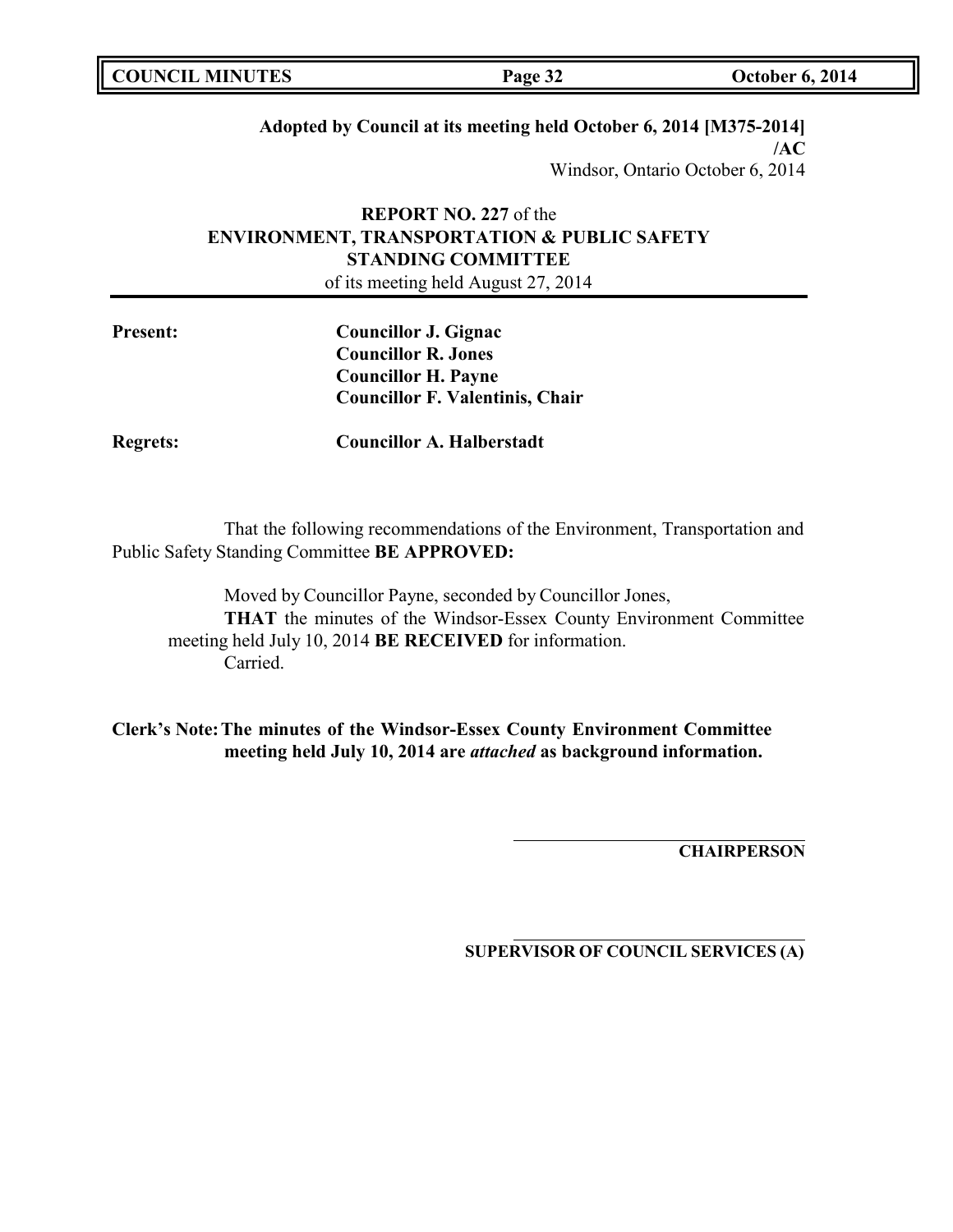**Adopted by Council at its meeting held October 6, 2014 [M375-2014]**
**/AC**
Windsor, Ontario October 6, 2014

**REPORT NO. 227** of the
**ENVIRONMENT, TRANSPORTATION & PUBLIC SAFETY STANDING COMMITTEE**
of its meeting held August 27, 2014

**Present:** **Councillor J. Gignac**
**Councillor R. Jones**
**Councillor H. Payne**
**Councillor F. Valentinis, Chair**

**Regrets:** **Councillor A. Halberstadt**

That the following recommendations of the Environment, Transportation and Public Safety Standing Committee **BE APPROVED:**

Moved by Councillor Payne, seconded by Councillor Jones,
**THAT** the minutes of the Windsor-Essex County Environment Committee meeting held July 10, 2014 **BE RECEIVED** for information.
Carried.

**Clerk's Note: The minutes of the Windsor-Essex County Environment Committee meeting held July 10, 2014 are *attached* as background information.**

\_\_\_\_\_\_\_\_\_\_\_\_\_\_\_\_\_\_\_\_\_\_\_\_\_\_\_\_\_\_\_\_\_\_
**CHAIRPERSON**

\_\_\_\_\_\_\_\_\_\_\_\_\_\_\_\_\_\_\_\_\_\_\_\_\_\_\_\_\_\_\_\_\_\_
**SUPERVISOR OF COUNCIL SERVICES (A)**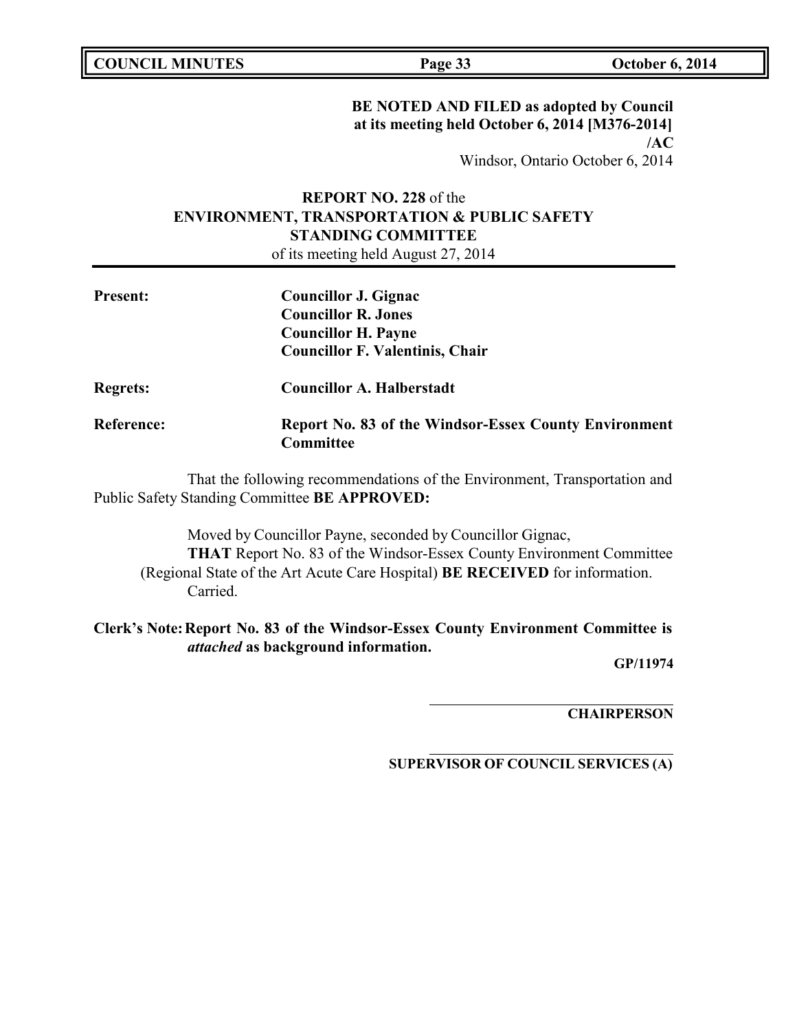**BE NOTED AND FILED as adopted by Council at its meeting held October 6, 2014 [M376-2014] /AC**

Windsor, Ontario October 6, 2014

**REPORT NO. 228** of the
**ENVIRONMENT, TRANSPORTATION & PUBLIC SAFETY STANDING COMMITTEE**
of its meeting held August 27, 2014

**Present:** **Councillor J. Gignac**
**Councillor R. Jones**
**Councillor H. Payne**
**Councillor F. Valentinis, Chair**

**Regrets:** **Councillor A. Halberstadt**

**Reference:** **Report No. 83 of the Windsor-Essex County Environment Committee**

That the following recommendations of the Environment, Transportation and Public Safety Standing Committee **BE APPROVED:**

Moved by Councillor Payne, seconded by Councillor Gignac,
**THAT** Report No. 83 of the Windsor-Essex County Environment Committee (Regional State of the Art Acute Care Hospital) **BE RECEIVED** for information.
Carried.

**Clerk's Note: Report No. 83 of the Windsor-Essex County Environment Committee is *attached* as background information.**

**GP/11974**

\_\_\_\_\_\_\_\_\_\_\_\_\_\_\_\_\_\_\_\_\_\_\_\_\_\_\_\_\_\_\_\_
**CHAIRPERSON**

\_\_\_\_\_\_\_\_\_\_\_\_\_\_\_\_\_\_\_\_\_\_\_\_\_\_\_\_\_\_\_\_
**SUPERVISOR OF COUNCIL SERVICES (A)**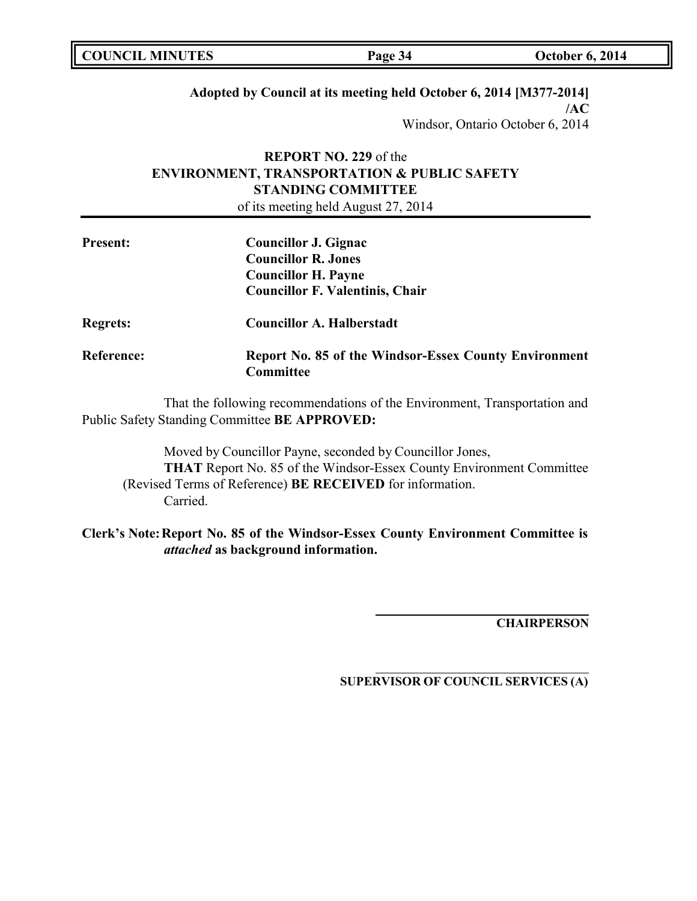**Adopted by Council at its meeting held October 6, 2014 [M377-2014] /AC**

Windsor, Ontario October 6, 2014

**REPORT NO. 229** of the
**ENVIRONMENT, TRANSPORTATION & PUBLIC SAFETY STANDING COMMITTEE**
of its meeting held August 27, 2014

**Present:** **Councillor J. Gignac**
**Councillor R. Jones**
**Councillor H. Payne**
**Councillor F. Valentinis, Chair**

**Regrets:** **Councillor A. Halberstadt**

**Reference:** **Report No. 85 of the Windsor-Essex County Environment Committee**

That the following recommendations of the Environment, Transportation and Public Safety Standing Committee **BE APPROVED:**

Moved by Councillor Payne, seconded by Councillor Jones,
**THAT** Report No. 85 of the Windsor-Essex County Environment Committee (Revised Terms of Reference) **BE RECEIVED** for information.
Carried.

**Clerk's Note: Report No. 85 of the Windsor-Essex County Environment Committee is *attached* as background information.**

**CHAIRPERSON**

**SUPERVISOR OF COUNCIL SERVICES (A)**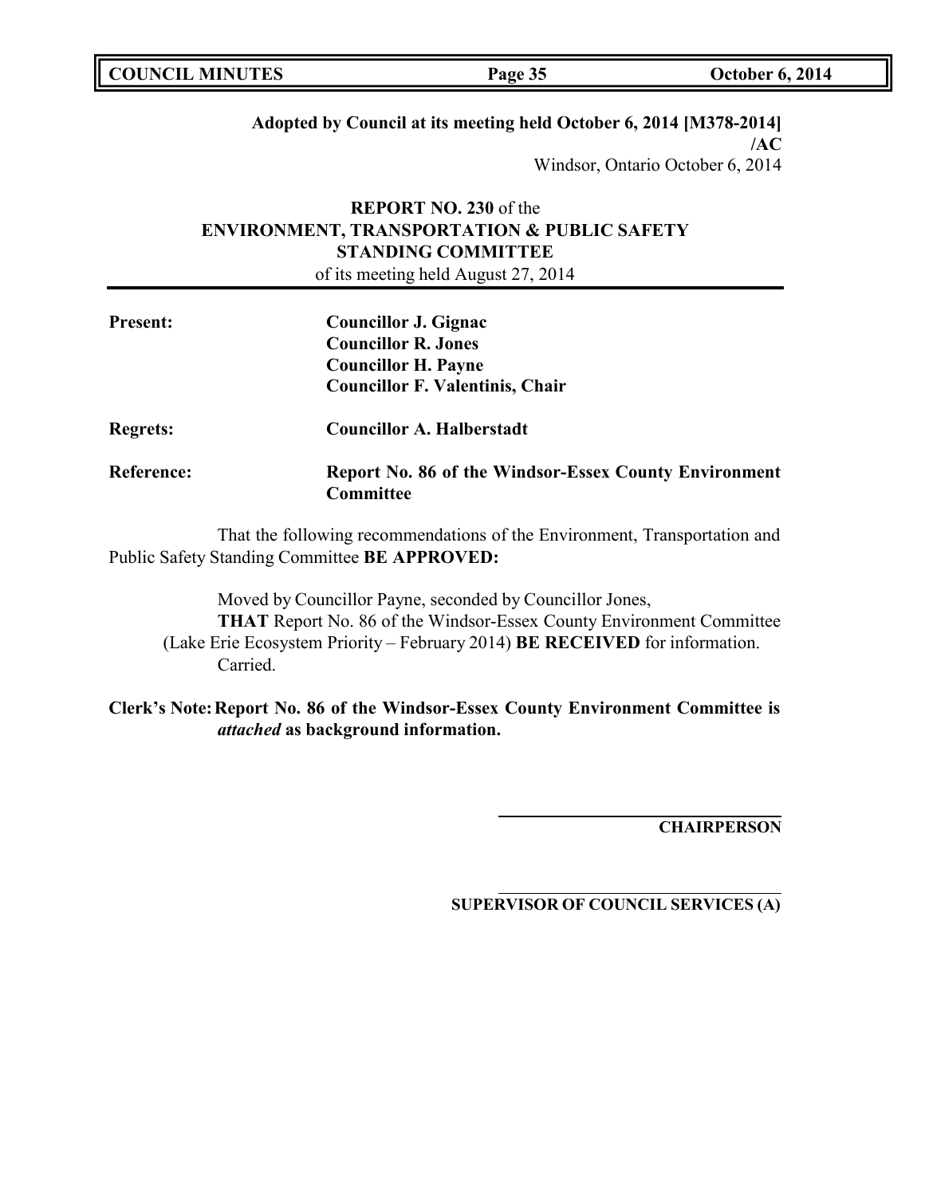**Adopted by Council at its meeting held October 6, 2014 [M378-2014] /AC**

Windsor, Ontario October 6, 2014

**REPORT NO. 230** of the
**ENVIRONMENT, TRANSPORTATION & PUBLIC SAFETY STANDING COMMITTEE**
of its meeting held August 27, 2014

---

**Present:** **Councillor J. Gignac**
**Councillor R. Jones**
**Councillor H. Payne**
**Councillor F. Valentinis, Chair**

**Regrets:** **Councillor A. Halberstadt**

**Reference:** **Report No. 86 of the Windsor-Essex County Environment Committee**

That the following recommendations of the Environment, Transportation and Public Safety Standing Committee **BE APPROVED:**

Moved by Councillor Payne, seconded by Councillor Jones,
**THAT** Report No. 86 of the Windsor-Essex County Environment Committee (Lake Erie Ecosystem Priority – February 2014) **BE RECEIVED** for information.
Carried.

**Clerk's Note: Report No. 86 of the Windsor-Essex County Environment Committee is *attached* as background information.**

**CHAIRPERSON**

**SUPERVISOR OF COUNCIL SERVICES (A)**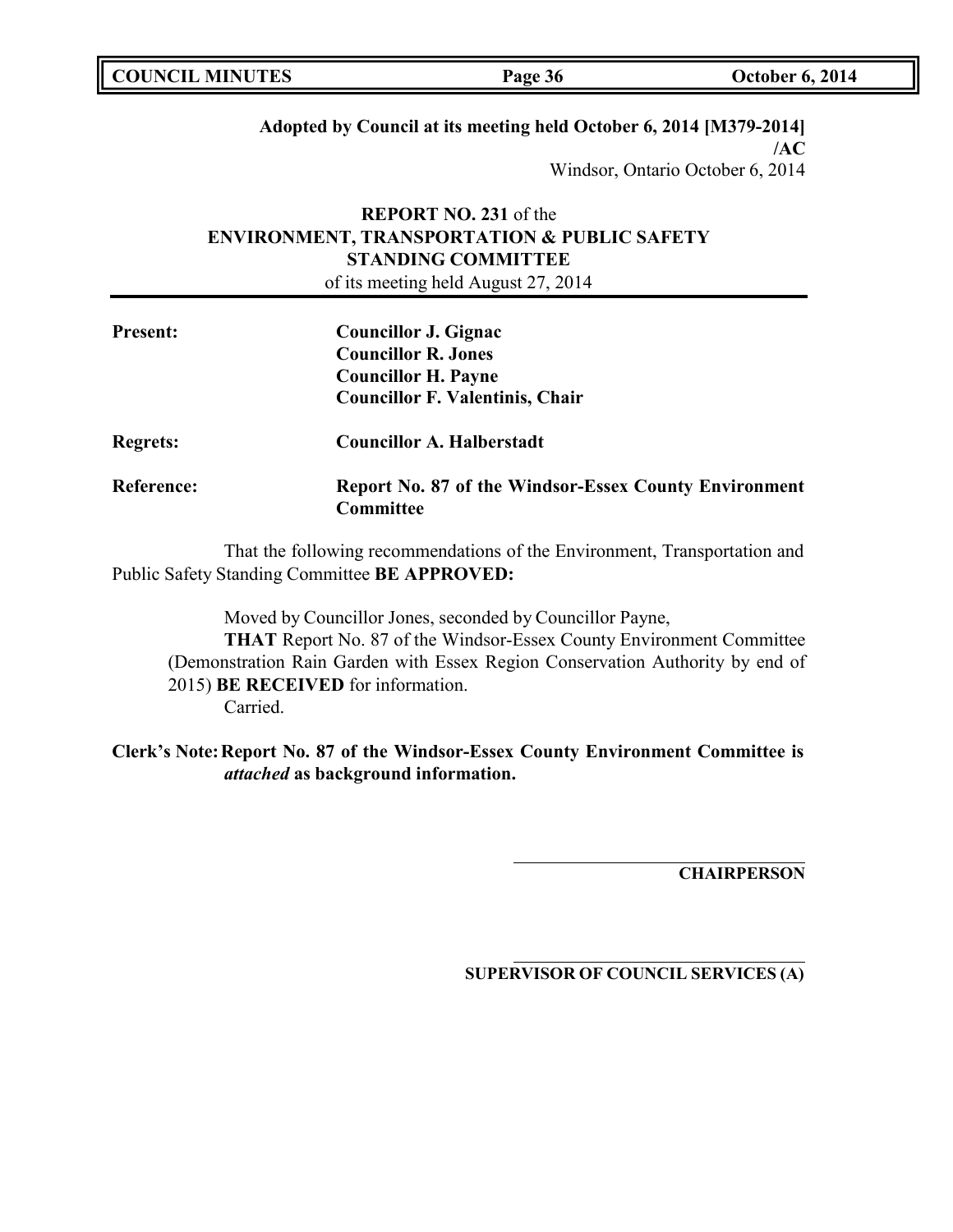**Adopted by Council at its meeting held October 6, 2014 [M379-2014] /AC**

Windsor, Ontario October 6, 2014

**REPORT NO. 231** of the
**ENVIRONMENT, TRANSPORTATION & PUBLIC SAFETY STANDING COMMITTEE**
of its meeting held August 27, 2014

**Present:** **Councillor J. Gignac**
**Councillor R. Jones**
**Councillor H. Payne**
**Councillor F. Valentinis, Chair**

**Regrets:** **Councillor A. Halberstadt**

**Reference:** **Report No. 87 of the Windsor-Essex County Environment Committee**

That the following recommendations of the Environment, Transportation and Public Safety Standing Committee **BE APPROVED:**

Moved by Councillor Jones, seconded by Councillor Payne,
**THAT** Report No. 87 of the Windsor-Essex County Environment Committee (Demonstration Rain Garden with Essex Region Conservation Authority by end of 2015) **BE RECEIVED** for information.
Carried.

**Clerk's Note: Report No. 87 of the Windsor-Essex County Environment Committee is *attached* as background information.**

**CHAIRPERSON**

**SUPERVISOR OF COUNCIL SERVICES (A)**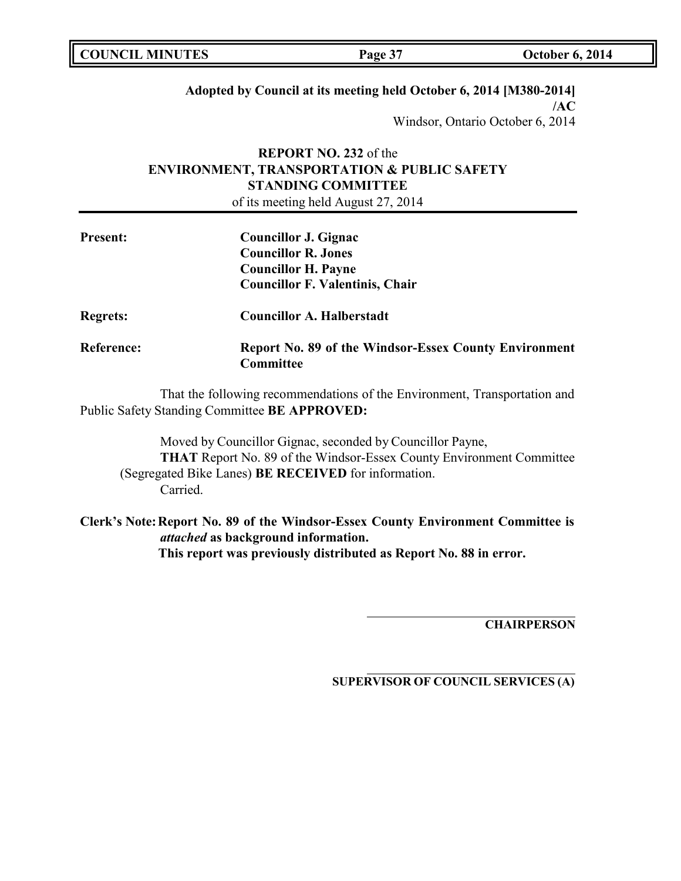**Adopted by Council at its meeting held October 6, 2014 [M380-2014] /AC**

Windsor, Ontario October 6, 2014

**REPORT NO. 232** of the
**ENVIRONMENT, TRANSPORTATION & PUBLIC SAFETY STANDING COMMITTEE**
of its meeting held August 27, 2014

**Present:** **Councillor J. Gignac**
**Councillor R. Jones**
**Councillor H. Payne**
**Councillor F. Valentinis, Chair**

**Regrets:** **Councillor A. Halberstadt**

**Reference:** **Report No. 89 of the Windsor-Essex County Environment Committee**

That the following recommendations of the Environment, Transportation and Public Safety Standing Committee **BE APPROVED:**

Moved by Councillor Gignac, seconded by Councillor Payne,
**THAT** Report No. 89 of the Windsor-Essex County Environment Committee (Segregated Bike Lanes) **BE RECEIVED** for information.
Carried.

**Clerk's Note: Report No. 89 of the Windsor-Essex County Environment Committee is *attached* as background information.**
**This report was previously distributed as Report No. 88 in error.**

**CHAIRPERSON**

**SUPERVISOR OF COUNCIL SERVICES (A)**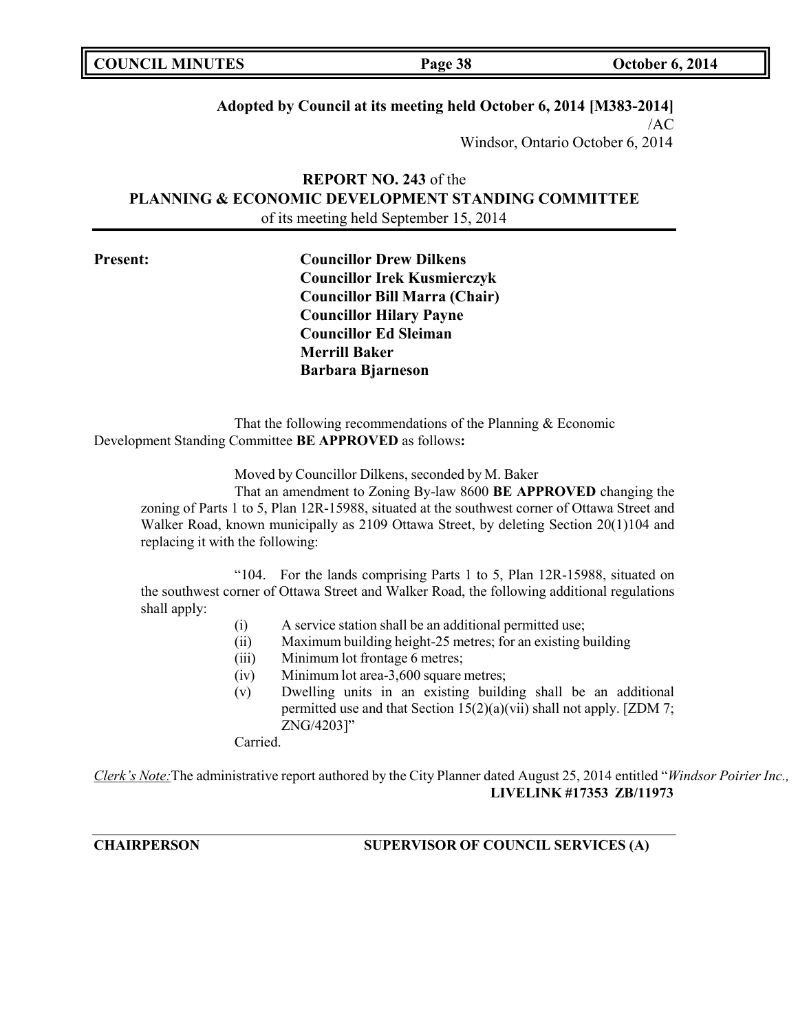**Adopted by Council at its meeting held October 6, 2014 [M383-2014]**
/AC
Windsor, Ontario October 6, 2014

**REPORT NO. 243** of the
**PLANNING & ECONOMIC DEVELOPMENT STANDING COMMITTEE**
of its meeting held September 15, 2014

**Present:**

**Councillor Drew Dilkens**
**Councillor Irek Kusmierczyk**
**Councillor Bill Marra (Chair)**
**Councillor Hilary Payne**
**Councillor Ed Sleiman**
**Merrill Baker**
**Barbara Bjarneson**

That the following recommendations of the Planning & Economic Development Standing Committee **BE APPROVED** as follows**:**

Moved by Councillor Dilkens, seconded by M. Baker

That an amendment to Zoning By-law 8600 **BE APPROVED** changing the zoning of Parts 1 to 5, Plan 12R-15988, situated at the southwest corner of Ottawa Street and Walker Road, known municipally as 2109 Ottawa Street, by deleting Section 20(1)104 and replacing it with the following:

"104. For the lands comprising Parts 1 to 5, Plan 12R-15988, situated on the southwest corner of Ottawa Street and Walker Road, the following additional regulations shall apply:

(i) A service station shall be an additional permitted use;
(ii) Maximum building height-25 metres; for an existing building
(iii) Minimum lot frontage 6 metres;
(iv) Minimum lot area-3,600 square metres;
(v) Dwelling units in an existing building shall be an additional permitted use and that Section 15(2)(a)(vii) shall not apply. [ZDM 7; ZNG/4203]"

Carried.

*Clerk's Note:* The administrative report authored by the City Planner dated August 25, 2014 entitled "*Windsor Poirier Inc.,*
**LIVELINK #17353 ZB/11973**

**CHAIRPERSON** **SUPERVISOR OF COUNCIL SERVICES (A)**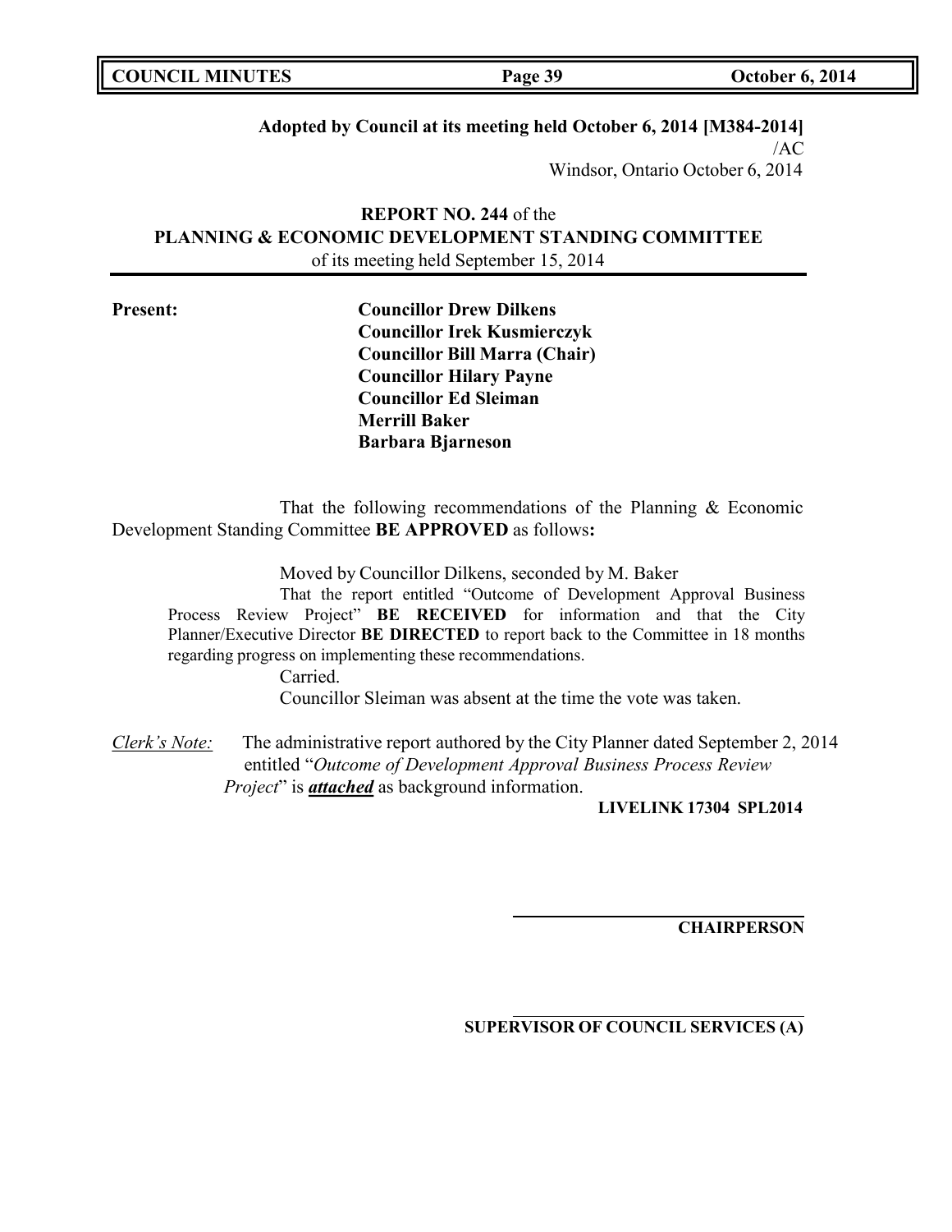**Adopted by Council at its meeting held October 6, 2014 [M384-2014]**
/AC
Windsor, Ontario October 6, 2014

**REPORT NO. 244** of the
**PLANNING & ECONOMIC DEVELOPMENT STANDING COMMITTEE**
of its meeting held September 15, 2014

**Present:**

**Councillor Drew Dilkens**
**Councillor Irek Kusmierczyk**
**Councillor Bill Marra (Chair)**
**Councillor Hilary Payne**
**Councillor Ed Sleiman**
**Merrill Baker**
**Barbara Bjarneson**

That the following recommendations of the Planning & Economic Development Standing Committee **BE APPROVED** as follows**:**

Moved by Councillor Dilkens, seconded by M. Baker

That the report entitled "Outcome of Development Approval Business Process Review Project" **BE RECEIVED** for information and that the City Planner/Executive Director **BE DIRECTED** to report back to the Committee in 18 months regarding progress on implementing these recommendations.

Carried.

Councillor Sleiman was absent at the time the vote was taken.

*Clerk's Note:* The administrative report authored by the City Planner dated September 2, 2014 entitled "*Outcome of Development Approval Business Process Review Project*" is ***attached*** as background information.

**LIVELINK 17304 SPL2014**

**CHAIRPERSON**

**SUPERVISOR OF COUNCIL SERVICES (A)**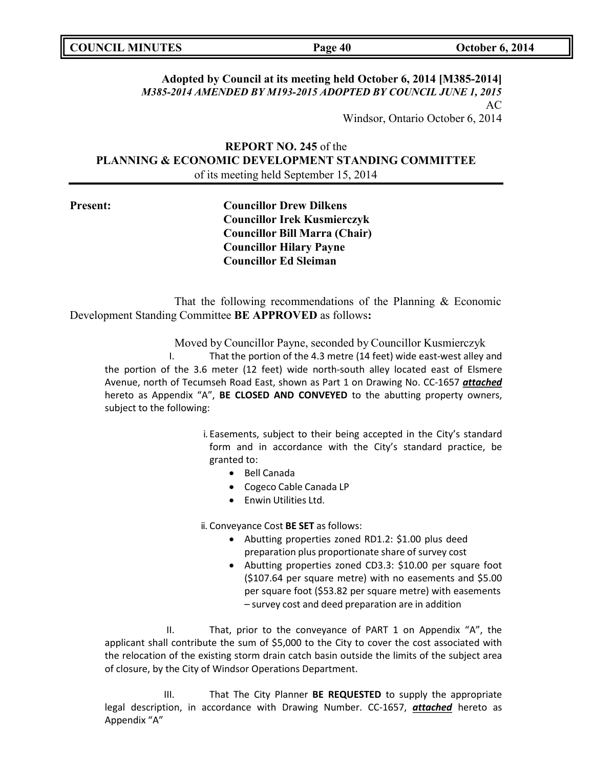**Adopted by Council at its meeting held October 6, 2014 [M385-2014]**
***M385-2014 AMENDED BY M193-2015 ADOPTED BY COUNCIL JUNE 1, 2015***

AC

Windsor, Ontario October 6, 2014

**REPORT NO. 245** of the
**PLANNING & ECONOMIC DEVELOPMENT STANDING COMMITTEE**
of its meeting held September 15, 2014

**Present:**

**Councillor Drew Dilkens**
**Councillor Irek Kusmierczyk**
**Councillor Bill Marra (Chair)**
**Councillor Hilary Payne**
**Councillor Ed Sleiman**

That the following recommendations of the Planning & Economic Development Standing Committee **BE APPROVED** as follows**:**

Moved by Councillor Payne, seconded by Councillor Kusmierczyk

I. That the portion of the 4.3 metre (14 feet) wide east-west alley and the portion of the 3.6 meter (12 feet) wide north-south alley located east of Elsmere Avenue, north of Tecumseh Road East, shown as Part 1 on Drawing No. CC-1657 ***attached*** hereto as Appendix "A", **BE CLOSED AND CONVEYED** to the abutting property owners, subject to the following:

i. Easements, subject to their being accepted in the City's standard form and in accordance with the City's standard practice, be granted to:
- Bell Canada
- Cogeco Cable Canada LP
- Enwin Utilities Ltd.

ii. Conveyance Cost **BE SET** as follows:
- Abutting properties zoned RD1.2: $1.00 plus deed preparation plus proportionate share of survey cost
- Abutting properties zoned CD3.3: $10.00 per square foot ($107.64 per square metre) with no easements and $5.00 per square foot ($53.82 per square metre) with easements – survey cost and deed preparation are in addition

II. That, prior to the conveyance of PART 1 on Appendix "A", the applicant shall contribute the sum of $5,000 to the City to cover the cost associated with the relocation of the existing storm drain catch basin outside the limits of the subject area of closure, by the City of Windsor Operations Department.

III. That The City Planner **BE REQUESTED** to supply the appropriate legal description, in accordance with Drawing Number. CC-1657, ***attached*** hereto as Appendix "A"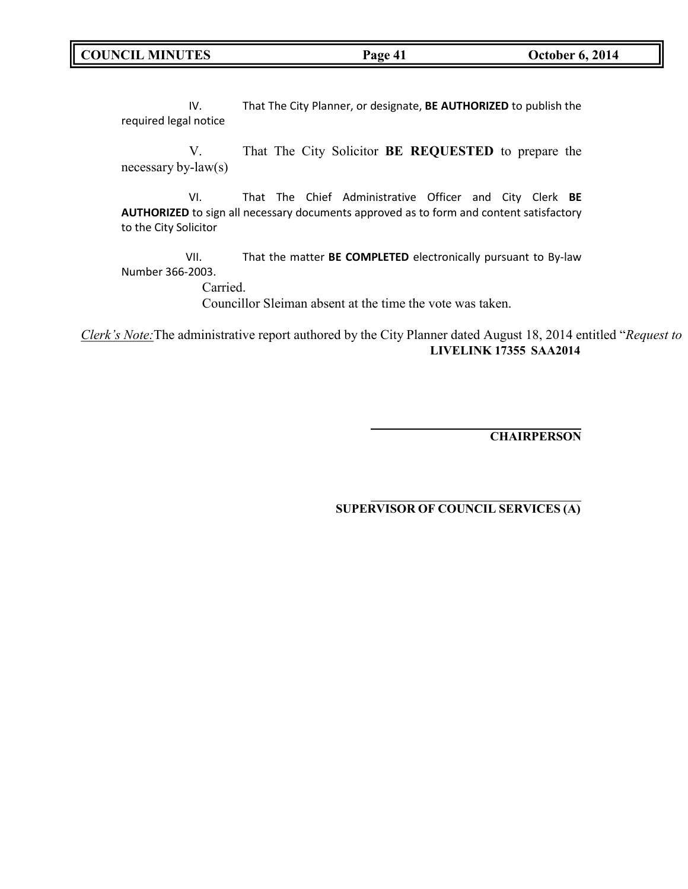IV. That The City Planner, or designate, **BE AUTHORIZED** to publish the required legal notice

V. That The City Solicitor **BE REQUESTED** to prepare the necessary by-law(s)

VI. That The Chief Administrative Officer and City Clerk **BE AUTHORIZED** to sign all necessary documents approved as to form and content satisfactory to the City Solicitor

VII. That the matter **BE COMPLETED** electronically pursuant to By-law Number 366-2003.

Carried.

Councillor Sleiman absent at the time the vote was taken.

*Clerk's Note:* The administrative report authored by the City Planner dated August 18, 2014 entitled "*Request to*

**LIVELINK 17355 SAA2014**

**CHAIRPERSON**

**SUPERVISOR OF COUNCIL SERVICES (A)**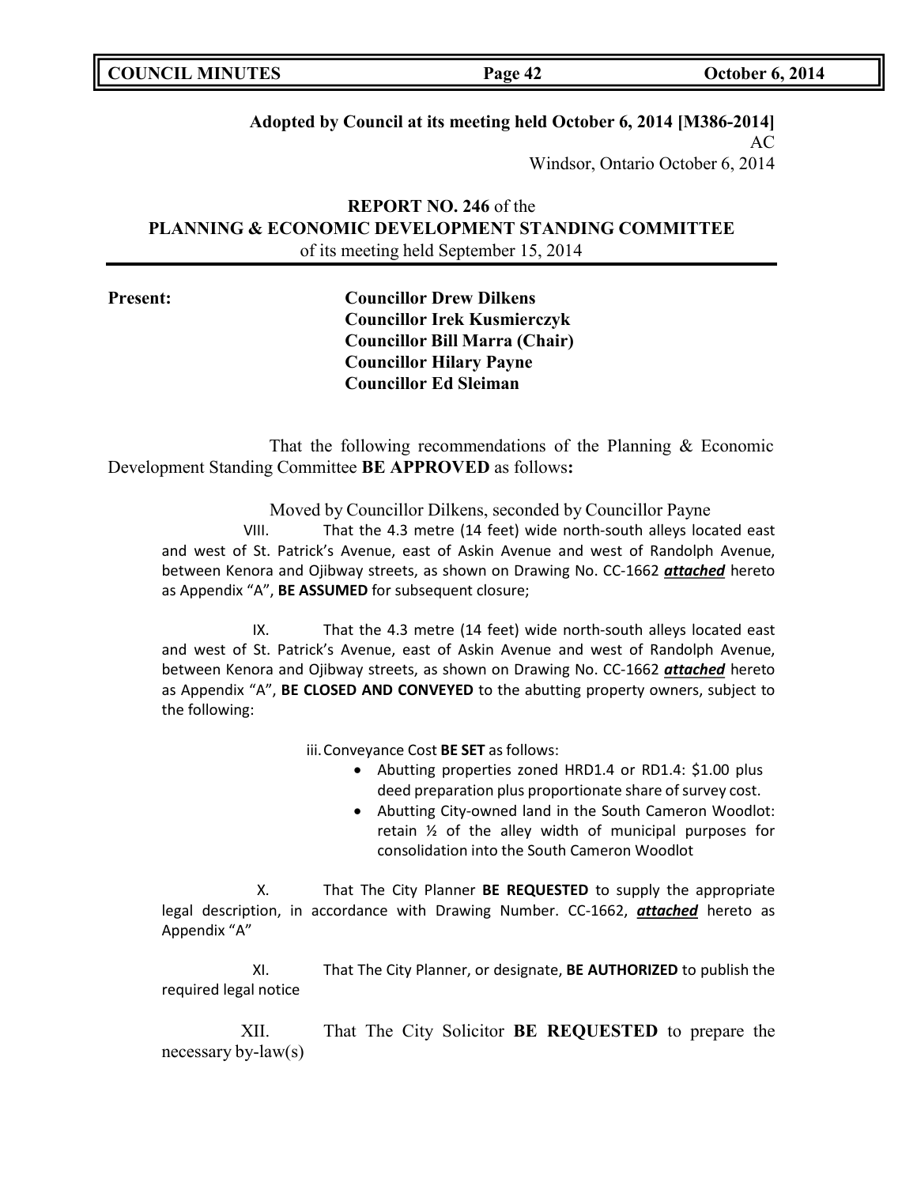**Adopted by Council at its meeting held October 6, 2014 [M386-2014]**
AC
Windsor, Ontario October 6, 2014

**REPORT NO. 246** of the
**PLANNING & ECONOMIC DEVELOPMENT STANDING COMMITTEE**
of its meeting held September 15, 2014

**Present:**
**Councillor Drew Dilkens**
**Councillor Irek Kusmierczyk**
**Councillor Bill Marra (Chair)**
**Councillor Hilary Payne**
**Councillor Ed Sleiman**

That the following recommendations of the Planning & Economic Development Standing Committee **BE APPROVED** as follows**:**

Moved by Councillor Dilkens, seconded by Councillor Payne

VIII. That the 4.3 metre (14 feet) wide north-south alleys located east and west of St. Patrick's Avenue, east of Askin Avenue and west of Randolph Avenue, between Kenora and Ojibway streets, as shown on Drawing No. CC-1662 ***attached*** hereto as Appendix "A", **BE ASSUMED** for subsequent closure;

IX. That the 4.3 metre (14 feet) wide north-south alleys located east and west of St. Patrick's Avenue, east of Askin Avenue and west of Randolph Avenue, between Kenora and Ojibway streets, as shown on Drawing No. CC-1662 ***attached*** hereto as Appendix "A", **BE CLOSED AND CONVEYED** to the abutting property owners, subject to the following:

iii. Conveyance Cost **BE SET** as follows:

- Abutting properties zoned HRD1.4 or RD1.4: $1.00 plus deed preparation plus proportionate share of survey cost.
- Abutting City-owned land in the South Cameron Woodlot: retain ½ of the alley width of municipal purposes for consolidation into the South Cameron Woodlot

X. That The City Planner **BE REQUESTED** to supply the appropriate legal description, in accordance with Drawing Number. CC-1662, ***attached*** hereto as Appendix "A"

XI. That The City Planner, or designate, **BE AUTHORIZED** to publish the required legal notice

XII. That The City Solicitor **BE REQUESTED** to prepare the necessary by-law(s)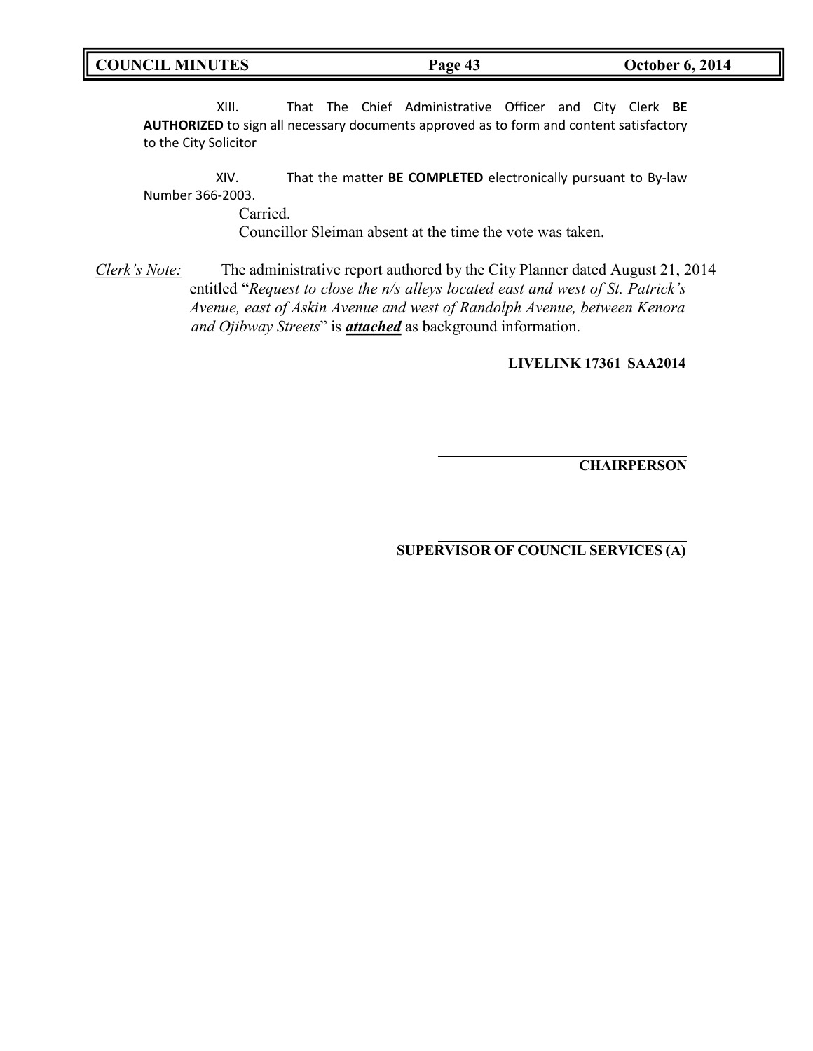XIII. That The Chief Administrative Officer and City Clerk **BE AUTHORIZED** to sign all necessary documents approved as to form and content satisfactory to the City Solicitor

XIV. That the matter **BE COMPLETED** electronically pursuant to By-law Number 366-2003.

Carried.

Councillor Sleiman absent at the time the vote was taken.

*Clerk's Note:* The administrative report authored by the City Planner dated August 21, 2014 entitled "*Request to close the n/s alleys located east and west of St. Patrick's Avenue, east of Askin Avenue and west of Randolph Avenue, between Kenora and Ojibway Streets*" is ***attached*** as background information.

**LIVELINK 17361 SAA2014**

______________________________

**CHAIRPERSON**

______________________________

**SUPERVISOR OF COUNCIL SERVICES (A)**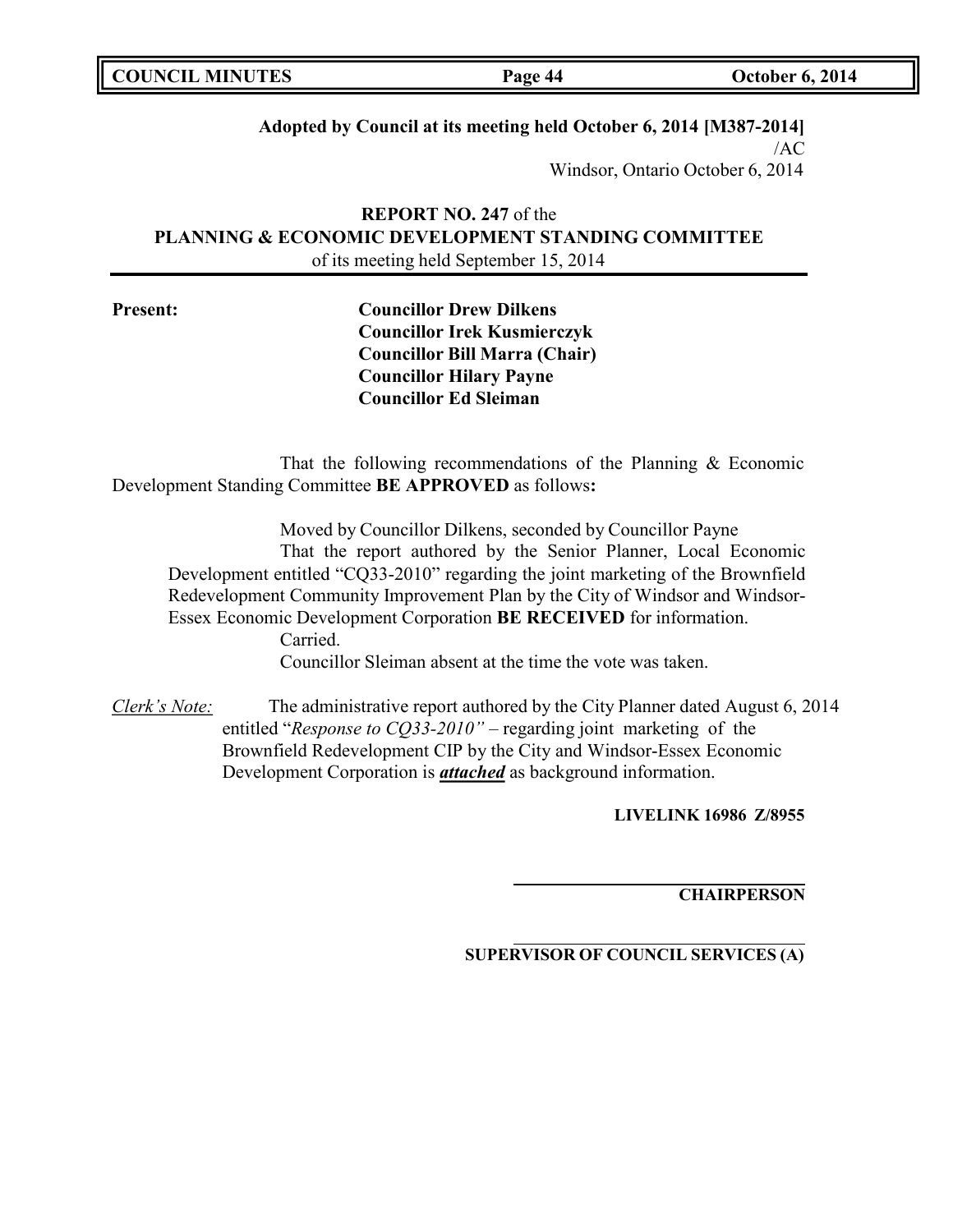**Adopted by Council at its meeting held October 6, 2014 [M387-2014]**
/AC
Windsor, Ontario October 6, 2014

**REPORT NO. 247** of the
**PLANNING & ECONOMIC DEVELOPMENT STANDING COMMITTEE**
of its meeting held September 15, 2014

**Present:**
**Councillor Drew Dilkens**
**Councillor Irek Kusmierczyk**
**Councillor Bill Marra (Chair)**
**Councillor Hilary Payne**
**Councillor Ed Sleiman**

That the following recommendations of the Planning & Economic Development Standing Committee **BE APPROVED** as follows**:**

Moved by Councillor Dilkens, seconded by Councillor Payne
That the report authored by the Senior Planner, Local Economic Development entitled "CQ33-2010" regarding the joint marketing of the Brownfield Redevelopment Community Improvement Plan by the City of Windsor and Windsor-Essex Economic Development Corporation **BE RECEIVED** for information.
Carried.
Councillor Sleiman absent at the time the vote was taken.

*Clerk's Note:* The administrative report authored by the City Planner dated August 6, 2014 entitled "*Response to CQ33-2010"* – regarding joint marketing of the Brownfield Redevelopment CIP by the City and Windsor-Essex Economic Development Corporation is ***attached*** as background information.

**LIVELINK 16986 Z/8955**

**CHAIRPERSON**

**SUPERVISOR OF COUNCIL SERVICES (A)**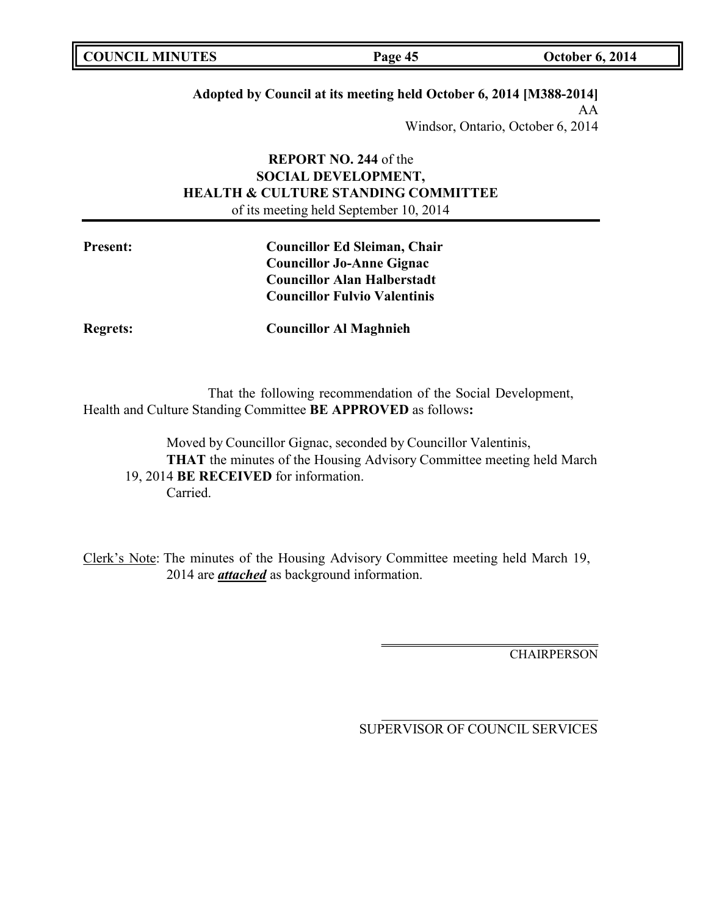**Adopted by Council at its meeting held October 6, 2014 [M388-2014]**

AA

Windsor, Ontario, October 6, 2014

**REPORT NO. 244** of the
**SOCIAL DEVELOPMENT,**
**HEALTH & CULTURE STANDING COMMITTEE**
of its meeting held September 10, 2014

**Present:** **Councillor Ed Sleiman, Chair**
**Councillor Jo-Anne Gignac**
**Councillor Alan Halberstadt**
**Councillor Fulvio Valentinis**

**Regrets:** **Councillor Al Maghnieh**

That the following recommendation of the Social Development, Health and Culture Standing Committee **BE APPROVED** as follows**:**

Moved by Councillor Gignac, seconded by Councillor Valentinis,
**THAT** the minutes of the Housing Advisory Committee meeting held March 19, 2014 **BE RECEIVED** for information.
Carried.

Clerk's Note: The minutes of the Housing Advisory Committee meeting held March 19, 2014 are ***attached*** as background information.

CHAIRPERSON

SUPERVISOR OF COUNCIL SERVICES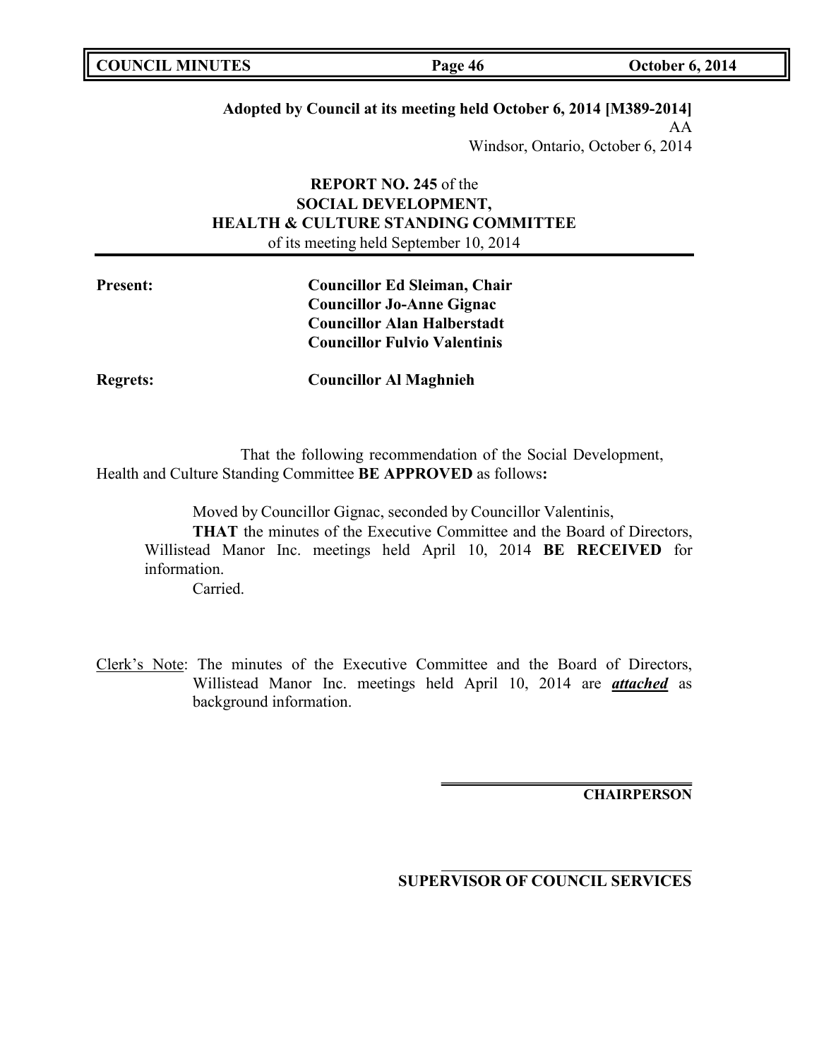**Adopted by Council at its meeting held October 6, 2014 [M389-2014]**

AA

Windsor, Ontario, October 6, 2014

**REPORT NO. 245** of the
**SOCIAL DEVELOPMENT,**
**HEALTH & CULTURE STANDING COMMITTEE**
of its meeting held September 10, 2014

**Present:** **Councillor Ed Sleiman, Chair**
**Councillor Jo-Anne Gignac**
**Councillor Alan Halberstadt**
**Councillor Fulvio Valentinis**

**Regrets:** **Councillor Al Maghnieh**

That the following recommendation of the Social Development, Health and Culture Standing Committee **BE APPROVED** as follows**:**

Moved by Councillor Gignac, seconded by Councillor Valentinis,

**THAT** the minutes of the Executive Committee and the Board of Directors, Willistead Manor Inc. meetings held April 10, 2014 **BE RECEIVED** for information.

Carried.

Clerk's Note: The minutes of the Executive Committee and the Board of Directors, Willistead Manor Inc. meetings held April 10, 2014 are ***attached*** as background information.

**CHAIRPERSON**

**SUPERVISOR OF COUNCIL SERVICES**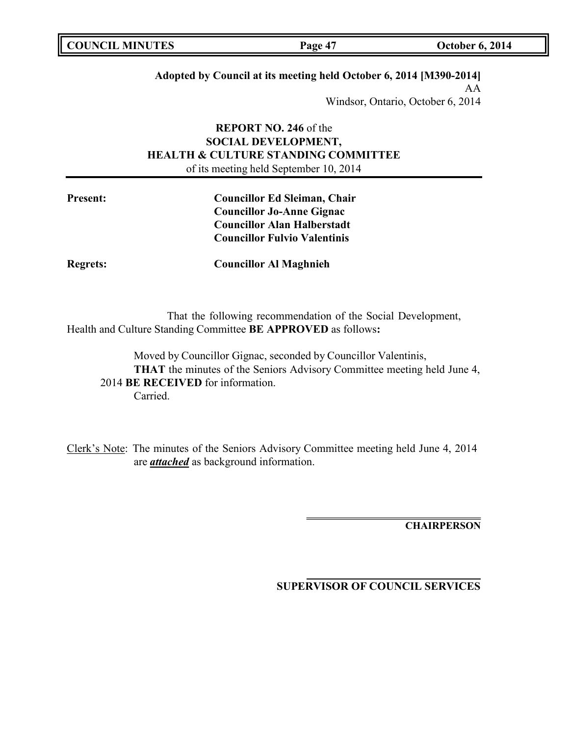**Adopted by Council at its meeting held October 6, 2014 [M390-2014]**

AA

Windsor, Ontario, October 6, 2014

**REPORT NO. 246** of the
**SOCIAL DEVELOPMENT,**
**HEALTH & CULTURE STANDING COMMITTEE**
of its meeting held September 10, 2014

**Present:** **Councillor Ed Sleiman, Chair**
**Councillor Jo-Anne Gignac**
**Councillor Alan Halberstadt**
**Councillor Fulvio Valentinis**

**Regrets:** **Councillor Al Maghnieh**

That the following recommendation of the Social Development, Health and Culture Standing Committee **BE APPROVED** as follows**:**

Moved by Councillor Gignac, seconded by Councillor Valentinis,
**THAT** the minutes of the Seniors Advisory Committee meeting held June 4, 2014 **BE RECEIVED** for information.
Carried.

Clerk's Note: The minutes of the Seniors Advisory Committee meeting held June 4, 2014 are ***attached*** as background information.

**CHAIRPERSON**

**SUPERVISOR OF COUNCIL SERVICES**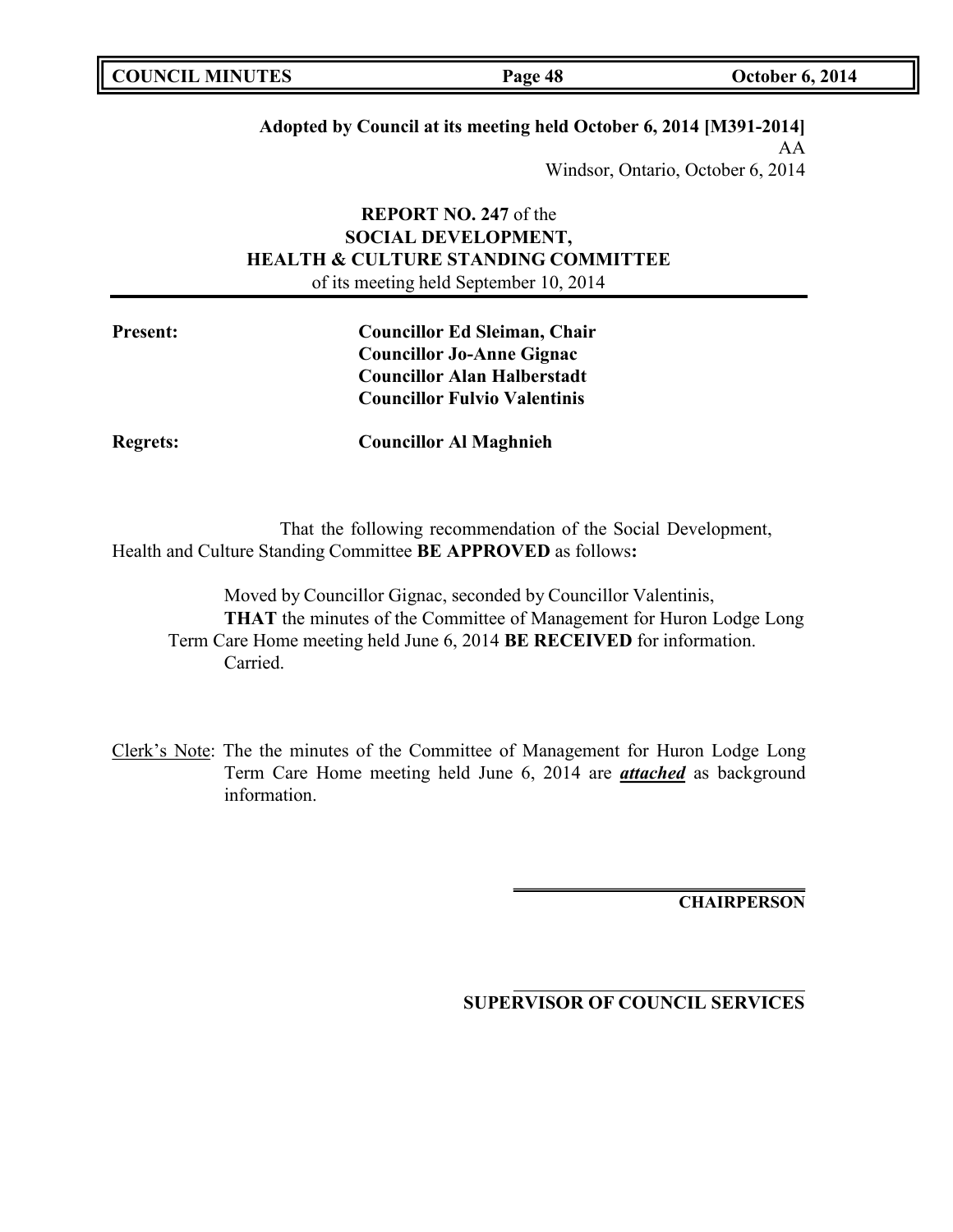**Adopted by Council at its meeting held October 6, 2014 [M391-2014]**
AA
Windsor, Ontario, October 6, 2014

**REPORT NO. 247** of the
**SOCIAL DEVELOPMENT,**
**HEALTH & CULTURE STANDING COMMITTEE**
of its meeting held September 10, 2014

---

**Present:** **Councillor Ed Sleiman, Chair**
**Councillor Jo-Anne Gignac**
**Councillor Alan Halberstadt**
**Councillor Fulvio Valentinis**

**Regrets:** **Councillor Al Maghnieh**

That the following recommendation of the Social Development, Health and Culture Standing Committee **BE APPROVED** as follows**:**

Moved by Councillor Gignac, seconded by Councillor Valentinis,
**THAT** the minutes of the Committee of Management for Huron Lodge Long Term Care Home meeting held June 6, 2014 **BE RECEIVED** for information.
Carried.

Clerk's Note: The the minutes of the Committee of Management for Huron Lodge Long Term Care Home meeting held June 6, 2014 are ***attached*** as background information.

**CHAIRPERSON**

**SUPERVISOR OF COUNCIL SERVICES**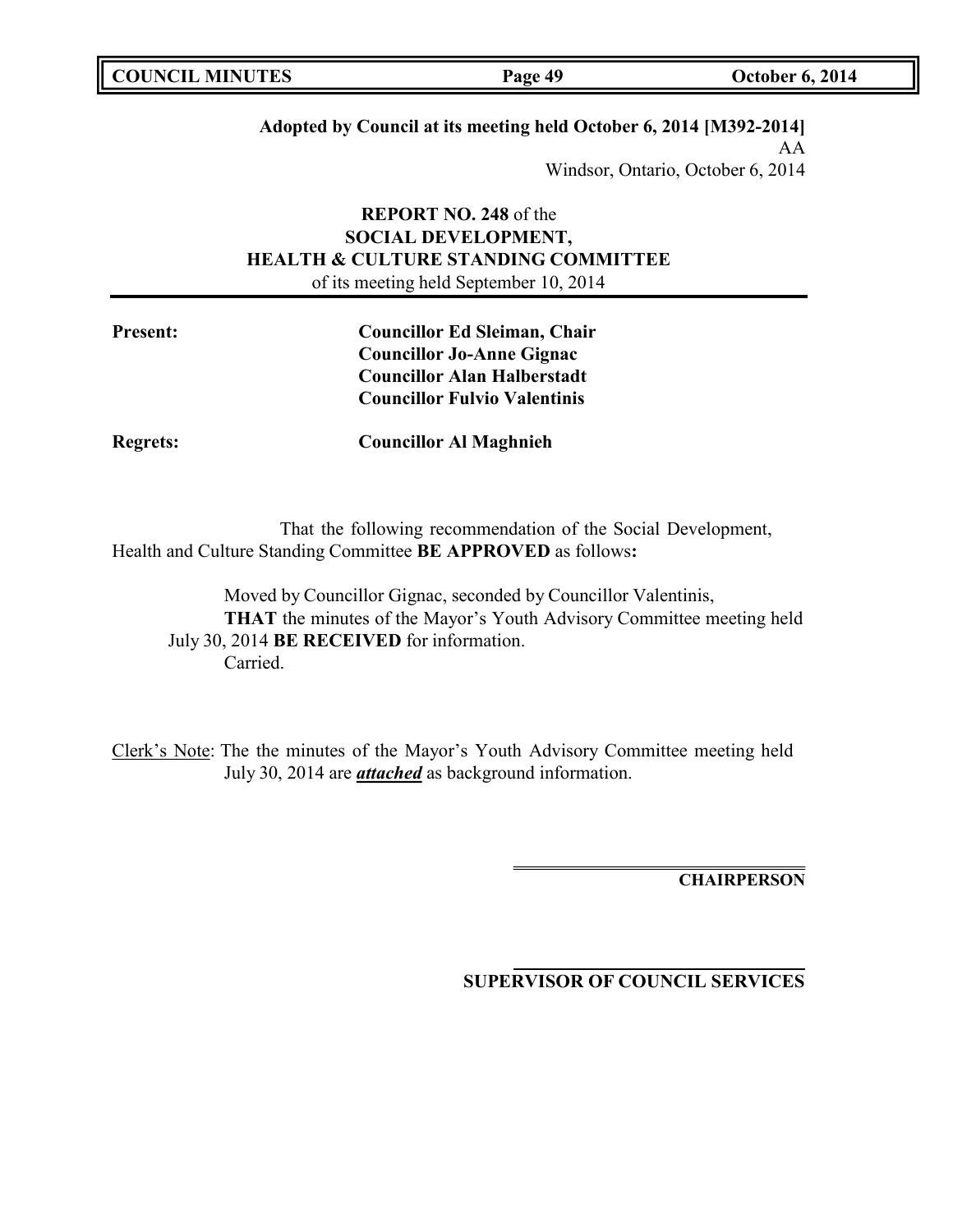**Adopted by Council at its meeting held October 6, 2014 [M392-2014]**

AA

Windsor, Ontario, October 6, 2014

**REPORT NO. 248** of the
**SOCIAL DEVELOPMENT,
HEALTH & CULTURE STANDING COMMITTEE**
of its meeting held September 10, 2014

**Present:** **Councillor Ed Sleiman, Chair**
**Councillor Jo-Anne Gignac**
**Councillor Alan Halberstadt**
**Councillor Fulvio Valentinis**

**Regrets:** **Councillor Al Maghnieh**

That the following recommendation of the Social Development, Health and Culture Standing Committee **BE APPROVED** as follows**:**

Moved by Councillor Gignac, seconded by Councillor Valentinis,
**THAT** the minutes of the Mayor's Youth Advisory Committee meeting held July 30, 2014 **BE RECEIVED** for information.
Carried.

Clerk's Note: The the minutes of the Mayor's Youth Advisory Committee meeting held July 30, 2014 are ***attached*** as background information.

**CHAIRPERSON**

**SUPERVISOR OF COUNCIL SERVICES**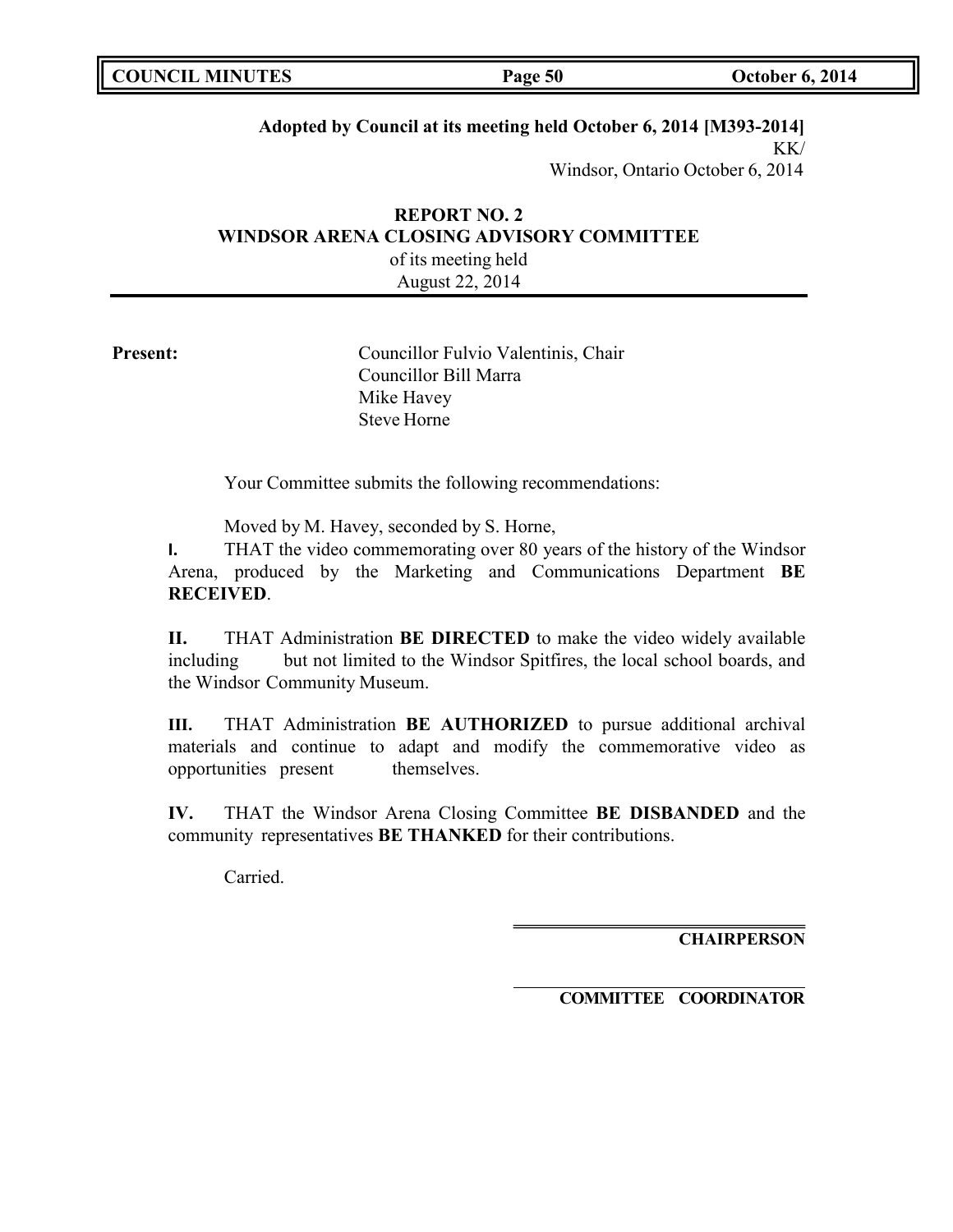**Adopted by Council at its meeting held October 6, 2014 [M393-2014]**
KK/
Windsor, Ontario October 6, 2014

## REPORT NO. 2
## WINDSOR ARENA CLOSING ADVISORY COMMITTEE
of its meeting held
August 22, 2014

**Present:**

Councillor Fulvio Valentinis, Chair
Councillor Bill Marra
Mike Havey
Steve Horne

Your Committee submits the following recommendations:

Moved by M. Havey, seconded by S. Horne,

**I.** THAT the video commemorating over 80 years of the history of the Windsor Arena, produced by the Marketing and Communications Department **BE RECEIVED**.

**II.** THAT Administration **BE DIRECTED** to make the video widely available including but not limited to the Windsor Spitfires, the local school boards, and the Windsor Community Museum.

**III.** THAT Administration **BE AUTHORIZED** to pursue additional archival materials and continue to adapt and modify the commemorative video as opportunities present themselves.

**IV.** THAT the Windsor Arena Closing Committee **BE DISBANDED** and the community representatives **BE THANKED** for their contributions.

Carried.

**CHAIRPERSON**

**COMMITTEE COORDINATOR**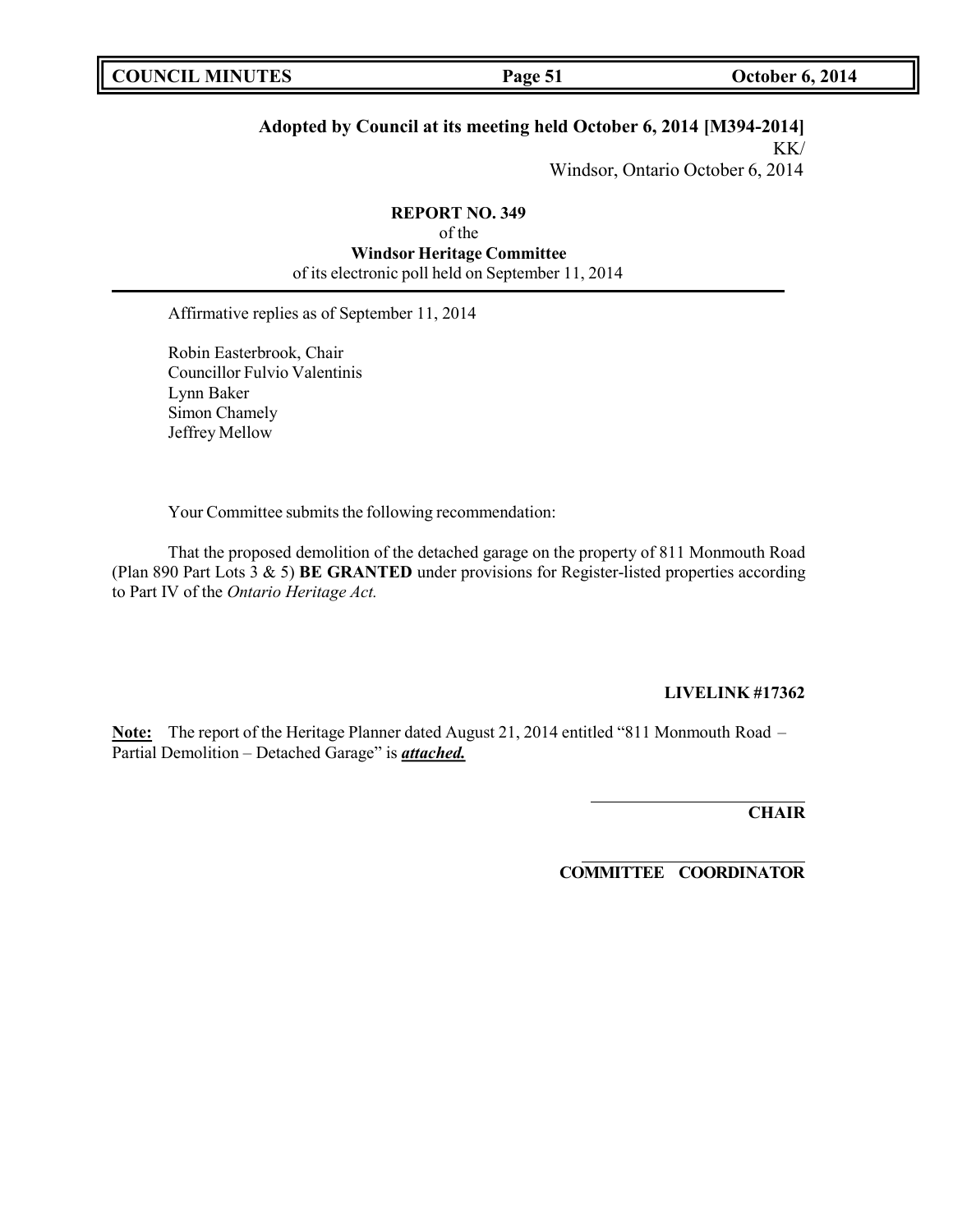**Adopted by Council at its meeting held October 6, 2014 [M394-2014]**
KK/
Windsor, Ontario October 6, 2014

**REPORT NO. 349**
of the
**Windsor Heritage Committee**
of its electronic poll held on September 11, 2014

Affirmative replies as of September 11, 2014

Robin Easterbrook, Chair
Councillor Fulvio Valentinis
Lynn Baker
Simon Chamely
Jeffrey Mellow

Your Committee submits the following recommendation:

That the proposed demolition of the detached garage on the property of 811 Monmouth Road (Plan 890 Part Lots 3 & 5) **BE GRANTED** under provisions for Register-listed properties according to Part IV of the *Ontario Heritage Act.*

**LIVELINK #17362**

**Note:** The report of the Heritage Planner dated August 21, 2014 entitled "811 Monmouth Road – Partial Demolition – Detached Garage" is ***attached.***

**CHAIR**

**COMMITTEE COORDINATOR**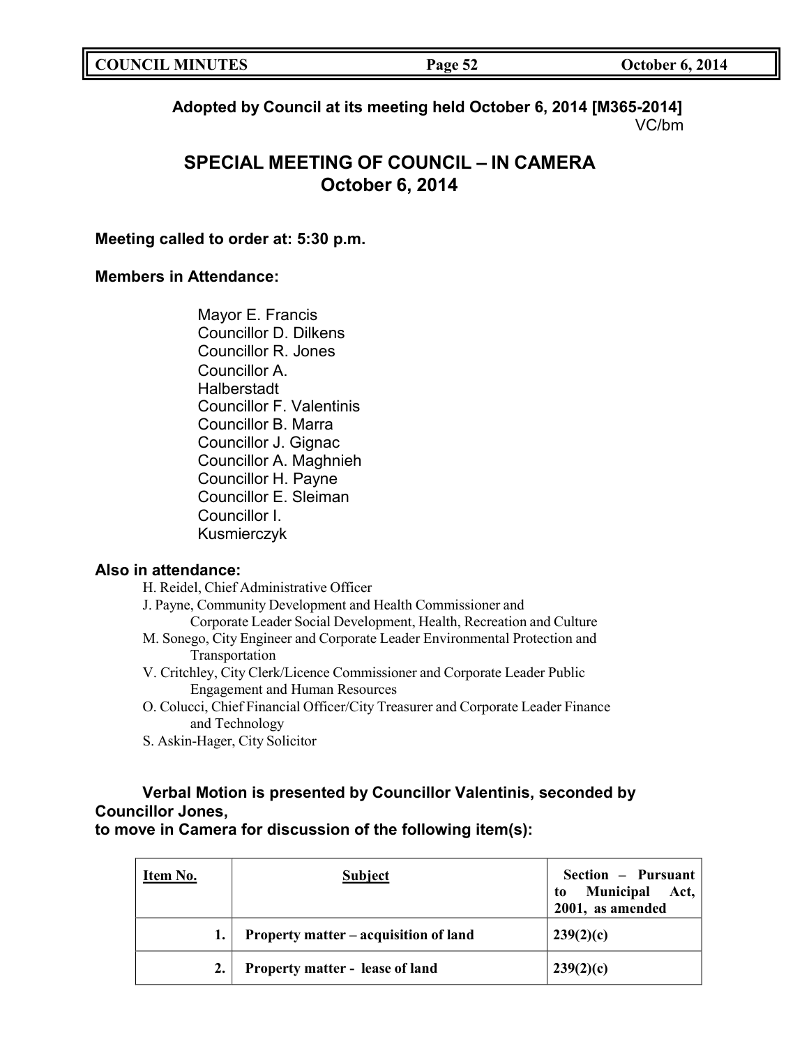**Adopted by Council at its meeting held October 6, 2014 [M365-2014]**
VC/bm

## SPECIAL MEETING OF COUNCIL – IN CAMERA
## October 6, 2014

**Meeting called to order at: 5:30 p.m.**

**Members in Attendance:**

Mayor E. Francis
Councillor D. Dilkens
Councillor R. Jones
Councillor A. Halberstadt
Councillor F. Valentinis
Councillor B. Marra
Councillor J. Gignac
Councillor A. Maghnieh
Councillor H. Payne
Councillor E. Sleiman
Councillor I. Kusmierczyk

**Also in attendance:**

H. Reidel, Chief Administrative Officer
J. Payne, Community Development and Health Commissioner and Corporate Leader Social Development, Health, Recreation and Culture
M. Sonego, City Engineer and Corporate Leader Environmental Protection and Transportation
V. Critchley, City Clerk/Licence Commissioner and Corporate Leader Public Engagement and Human Resources
O. Colucci, Chief Financial Officer/City Treasurer and Corporate Leader Finance and Technology
S. Askin-Hager, City Solicitor

**Verbal Motion is presented by Councillor Valentinis, seconded by Councillor Jones, to move in Camera for discussion of the following item(s):**

| Item No. | Subject | Section – Pursuant to Municipal Act, 2001, as amended |
|---|---|---|
| 1. | Property matter – acquisition of land | 239(2)(c) |
| 2. | Property matter - lease of land | 239(2)(c) |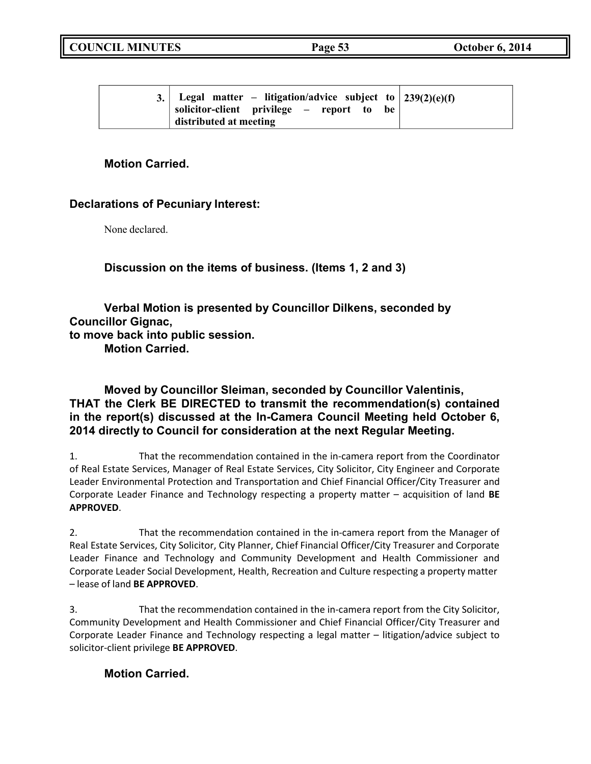| | 3. | Legal matter – litigation/advice subject to solicitor-client privilege – report to be distributed at meeting | 239(2)(e)(f) |
|---|---|---|---|

**Motion Carried.**

**Declarations of Pecuniary Interest:**

None declared.

**Discussion on the items of business. (Items 1, 2 and 3)**

**Verbal Motion is presented by Councillor Dilkens, seconded by Councillor Gignac, to move back into public session.**
**Motion Carried.**

**Moved by Councillor Sleiman, seconded by Councillor Valentinis, THAT the Clerk BE DIRECTED to transmit the recommendation(s) contained in the report(s) discussed at the In-Camera Council Meeting held October 6, 2014 directly to Council for consideration at the next Regular Meeting.**

1. That the recommendation contained in the in-camera report from the Coordinator of Real Estate Services, Manager of Real Estate Services, City Solicitor, City Engineer and Corporate Leader Environmental Protection and Transportation and Chief Financial Officer/City Treasurer and Corporate Leader Finance and Technology respecting a property matter – acquisition of land **BE APPROVED**.

2. That the recommendation contained in the in-camera report from the Manager of Real Estate Services, City Solicitor, City Planner, Chief Financial Officer/City Treasurer and Corporate Leader Finance and Technology and Community Development and Health Commissioner and Corporate Leader Social Development, Health, Recreation and Culture respecting a property matter – lease of land **BE APPROVED**.

3. That the recommendation contained in the in-camera report from the City Solicitor, Community Development and Health Commissioner and Chief Financial Officer/City Treasurer and Corporate Leader Finance and Technology respecting a legal matter – litigation/advice subject to solicitor-client privilege **BE APPROVED**.

**Motion Carried.**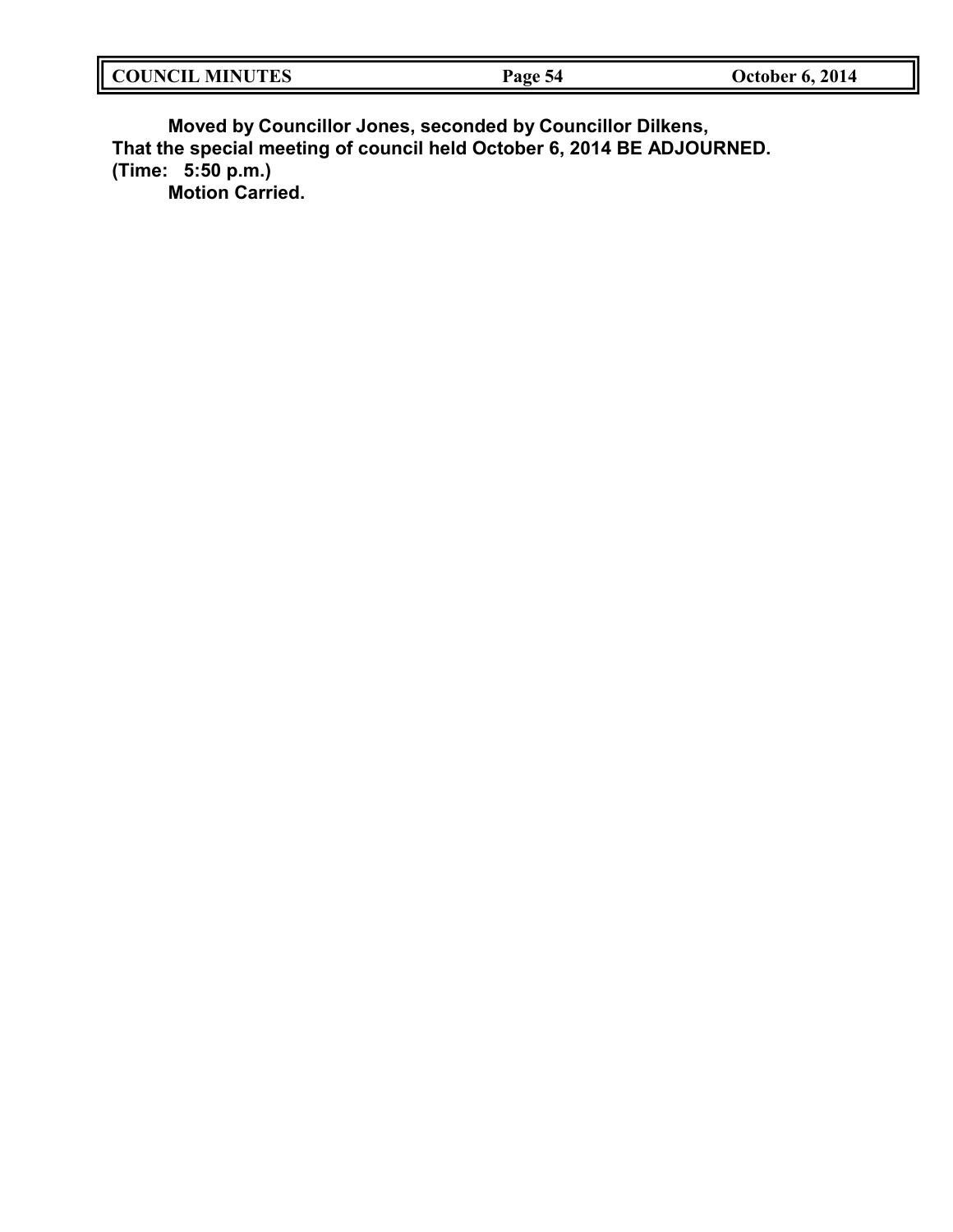**Moved by Councillor Jones, seconded by Councillor Dilkens,**
**That the special meeting of council held October 6, 2014 BE ADJOURNED.**
**(Time: 5:50 p.m.)**
**Motion Carried.**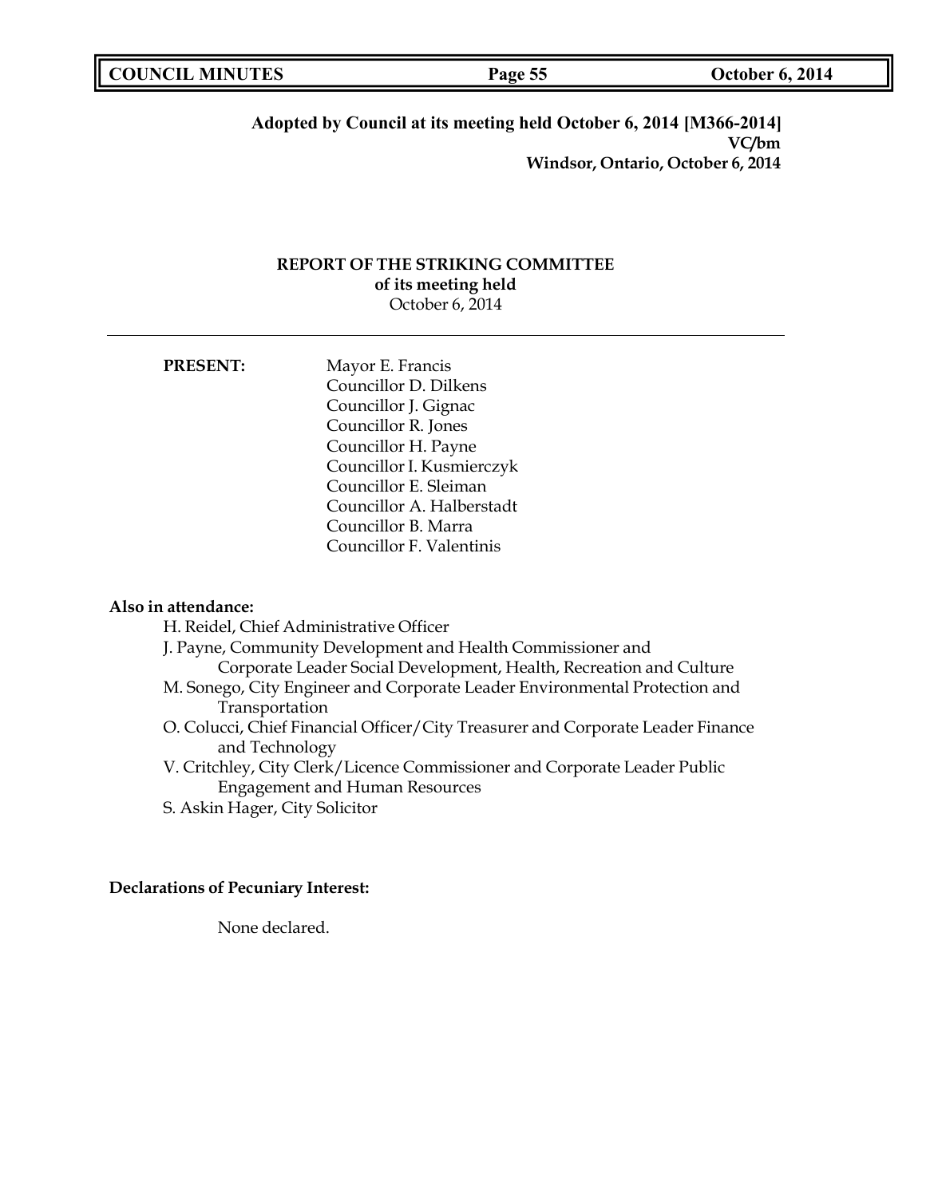**Adopted by Council at its meeting held October 6, 2014 [M366-2014]**
**VC/bm**
**Windsor, Ontario, October 6, 2014**

## REPORT OF THE STRIKING COMMITTEE
### of its meeting held
October 6, 2014

---

**PRESENT:**

Mayor E. Francis
Councillor D. Dilkens
Councillor J. Gignac
Councillor R. Jones
Councillor H. Payne
Councillor I. Kusmierczyk
Councillor E. Sleiman
Councillor A. Halberstadt
Councillor B. Marra
Councillor F. Valentinis

**Also in attendance:**

H. Reidel, Chief Administrative Officer
J. Payne, Community Development and Health Commissioner and Corporate Leader Social Development, Health, Recreation and Culture
M. Sonego, City Engineer and Corporate Leader Environmental Protection and Transportation
O. Colucci, Chief Financial Officer/City Treasurer and Corporate Leader Finance and Technology
V. Critchley, City Clerk/Licence Commissioner and Corporate Leader Public Engagement and Human Resources
S. Askin Hager, City Solicitor

**Declarations of Pecuniary Interest:**

None declared.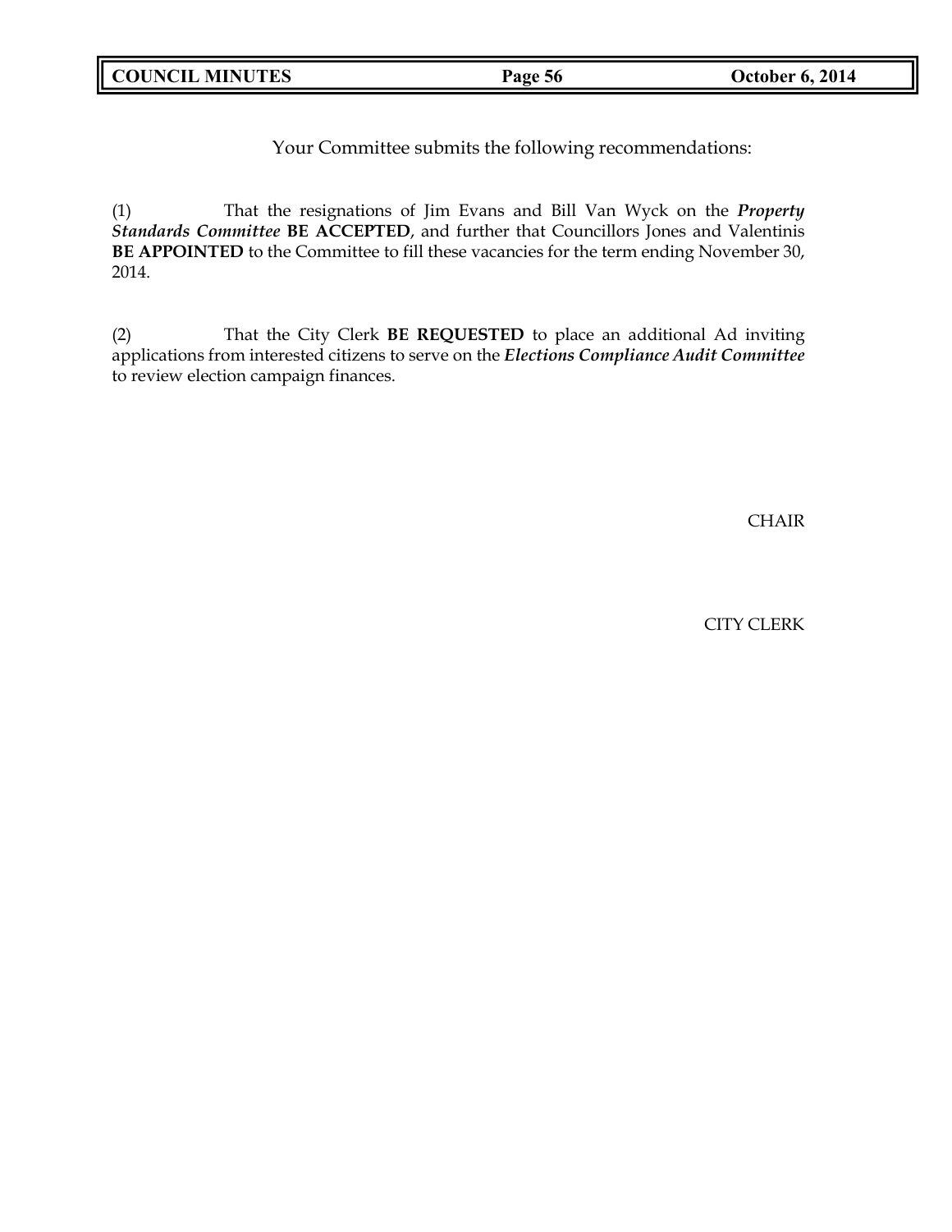Your Committee submits the following recommendations:

(1) That the resignations of Jim Evans and Bill Van Wyck on the ***Property Standards Committee*** **BE ACCEPTED**, and further that Councillors Jones and Valentinis **BE APPOINTED** to the Committee to fill these vacancies for the term ending November 30, 2014.

(2) That the City Clerk **BE REQUESTED** to place an additional Ad inviting applications from interested citizens to serve on the ***Elections Compliance Audit Committee*** to review election campaign finances.

CHAIR

CITY CLERK